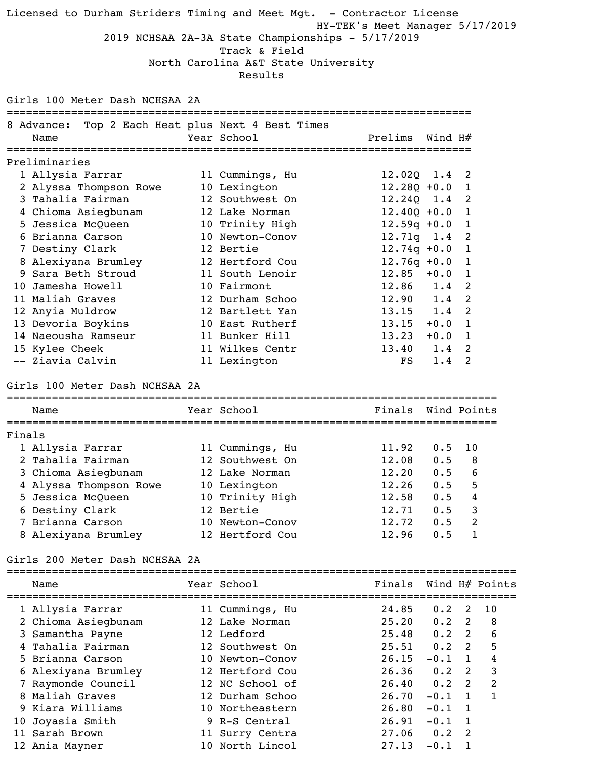Licensed to Durham Striders Timing and Meet Mgt. - Contractor License

HY-TEK's Meet Manager 5/17/2019

# 2019 NCHSAA 2A-3A State Championships - 5/17/2019

## Track & Field

## North Carolina A&T State University

## Results

### Girls 100 Meter Dash NCHSAA 2A

8 Advance: Top 2 Each Heat plus Next 4 Best Times

**Preliminaries**

| | Name | Year | School | Prelims | Wind | H# |
|---|---|---|---|---|---|---|
| 1 | Allysia Farrar | 11 | Cummings, Hu | 12.02Q | 1.4 | 2 |
| 2 | Alyssa Thompson Rowe | 10 | Lexington | 12.28Q | +0.0 | 1 |
| 3 | Tahalia Fairman | 12 | Southwest On | 12.24Q | 1.4 | 2 |
| 4 | Chioma Asiegbunam | 12 | Lake Norman | 12.40Q | +0.0 | 1 |
| 5 | Jessica McQueen | 10 | Trinity High | 12.59q | +0.0 | 1 |
| 6 | Brianna Carson | 10 | Newton-Conov | 12.71q | 1.4 | 2 |
| 7 | Destiny Clark | 12 | Bertie | 12.74q | +0.0 | 1 |
| 8 | Alexiyana Brumley | 12 | Hertford Cou | 12.76q | +0.0 | 1 |
| 9 | Sara Beth Stroud | 11 | South Lenoir | 12.85 | +0.0 | 1 |
| 10 | Jamesha Howell | 10 | Fairmont | 12.86 | 1.4 | 2 |
| 11 | Maliah Graves | 12 | Durham Schoo | 12.90 | 1.4 | 2 |
| 12 | Anyia Muldrow | 12 | Bartlett Yan | 13.15 | 1.4 | 2 |
| 13 | Devoria Boykins | 10 | East Rutherf | 13.15 | +0.0 | 1 |
| 14 | Naeousha Ramseur | 11 | Bunker Hill | 13.23 | +0.0 | 1 |
| 15 | Kylee Cheek | 11 | Wilkes Centr | 13.40 | 1.4 | 2 |
| -- | Ziavia Calvin | 11 | Lexington | FS | 1.4 | 2 |

### Girls 100 Meter Dash NCHSAA 2A

**Finals**

| | Name | Year | School | Finals | Wind | Points |
|---|---|---|---|---|---|---|
| 1 | Allysia Farrar | 11 | Cummings, Hu | 11.92 | 0.5 | 10 |
| 2 | Tahalia Fairman | 12 | Southwest On | 12.08 | 0.5 | 8 |
| 3 | Chioma Asiegbunam | 12 | Lake Norman | 12.20 | 0.5 | 6 |
| 4 | Alyssa Thompson Rowe | 10 | Lexington | 12.26 | 0.5 | 5 |
| 5 | Jessica McQueen | 10 | Trinity High | 12.58 | 0.5 | 4 |
| 6 | Destiny Clark | 12 | Bertie | 12.71 | 0.5 | 3 |
| 7 | Brianna Carson | 10 | Newton-Conov | 12.72 | 0.5 | 2 |
| 8 | Alexiyana Brumley | 12 | Hertford Cou | 12.96 | 0.5 | 1 |

### Girls 200 Meter Dash NCHSAA 2A

| | Name | Year | School | Finals | Wind | H# | Points |
|---|---|---|---|---|---|---|---|
| 1 | Allysia Farrar | 11 | Cummings, Hu | 24.85 | 0.2 | 2 | 10 |
| 2 | Chioma Asiegbunam | 12 | Lake Norman | 25.20 | 0.2 | 2 | 8 |
| 3 | Samantha Payne | 12 | Ledford | 25.48 | 0.2 | 2 | 6 |
| 4 | Tahalia Fairman | 12 | Southwest On | 25.51 | 0.2 | 2 | 5 |
| 5 | Brianna Carson | 10 | Newton-Conov | 26.15 | -0.1 | 1 | 4 |
| 6 | Alexiyana Brumley | 12 | Hertford Cou | 26.36 | 0.2 | 2 | 3 |
| 7 | Raymonde Council | 12 | NC School of | 26.40 | 0.2 | 2 | 2 |
| 8 | Maliah Graves | 12 | Durham Schoo | 26.70 | -0.1 | 1 | 1 |
| 9 | Kiara Williams | 10 | Northeastern | 26.80 | -0.1 | 1 | |
| 10 | Joyasia Smith | 9 | R-S Central | 26.91 | -0.1 | 1 | |
| 11 | Sarah Brown | 11 | Surry Centra | 27.06 | 0.2 | 2 | |
| 12 | Ania Mayner | 10 | North Lincol | 27.13 | -0.1 | 1 | |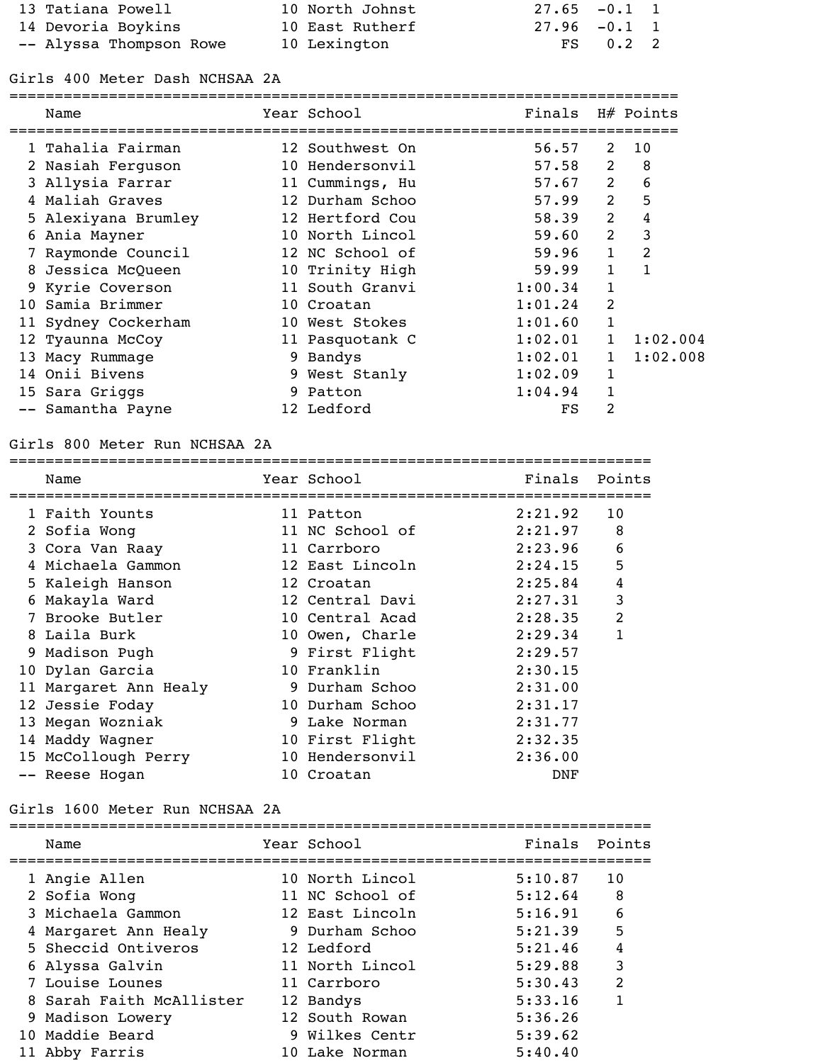| Place | Name | Year | School | Finals | Wind | H# |
|---|---|---|---|---|---|---|
| 13 | Tatiana Powell | 10 | North Johnst | 27.65 | -0.1 | 1 |
| 14 | Devoria Boykins | 10 | East Rutherf | 27.96 | -0.1 | 1 |
| -- | Alyssa Thompson Rowe | 10 | Lexington | FS | 0.2 | 2 |

## Girls 400 Meter Dash NCHSAA 2A

| Place | Name | Year | School | Finals | H# | Points |
|---|---|---|---|---|---|---|
| 1 | Tahalia Fairman | 12 | Southwest On | 56.57 | 2 | 10 |
| 2 | Nasiah Ferguson | 10 | Hendersonvil | 57.58 | 2 | 8 |
| 3 | Allysia Farrar | 11 | Cummings, Hu | 57.67 | 2 | 6 |
| 4 | Maliah Graves | 12 | Durham Schoo | 57.99 | 2 | 5 |
| 5 | Alexiyana Brumley | 12 | Hertford Cou | 58.39 | 2 | 4 |
| 6 | Ania Mayner | 10 | North Lincol | 59.60 | 2 | 3 |
| 7 | Raymonde Council | 12 | NC School of | 59.96 | 1 | 2 |
| 8 | Jessica McQueen | 10 | Trinity High | 59.99 | 1 | 1 |
| 9 | Kyrie Coverson | 11 | South Granvi | 1:00.34 | 1 | |
| 10 | Samia Brimmer | 10 | Croatan | 1:01.24 | 2 | |
| 11 | Sydney Cockerham | 10 | West Stokes | 1:01.60 | 1 | |
| 12 | Tyaunna McCoy | 11 | Pasquotank C | 1:02.01 | 1 | 1:02.004 |
| 13 | Macy Rummage | 9 | Bandys | 1:02.01 | 1 | 1:02.008 |
| 14 | Onii Bivens | 9 | West Stanly | 1:02.09 | 1 | |
| 15 | Sara Griggs | 9 | Patton | 1:04.94 | 1 | |
| -- | Samantha Payne | 12 | Ledford | FS | 2 | |

## Girls 800 Meter Run NCHSAA 2A

| Place | Name | Year | School | Finals | Points |
|---|---|---|---|---|---|
| 1 | Faith Younts | 11 | Patton | 2:21.92 | 10 |
| 2 | Sofia Wong | 11 | NC School of | 2:21.97 | 8 |
| 3 | Cora Van Raay | 11 | Carrboro | 2:23.96 | 6 |
| 4 | Michaela Gammon | 12 | East Lincoln | 2:24.15 | 5 |
| 5 | Kaleigh Hanson | 12 | Croatan | 2:25.84 | 4 |
| 6 | Makayla Ward | 12 | Central Davi | 2:27.31 | 3 |
| 7 | Brooke Butler | 10 | Central Acad | 2:28.35 | 2 |
| 8 | Laila Burk | 10 | Owen, Charle | 2:29.34 | 1 |
| 9 | Madison Pugh | 9 | First Flight | 2:29.57 | |
| 10 | Dylan Garcia | 10 | Franklin | 2:30.15 | |
| 11 | Margaret Ann Healy | 9 | Durham Schoo | 2:31.00 | |
| 12 | Jessie Foday | 10 | Durham Schoo | 2:31.17 | |
| 13 | Megan Wozniak | 9 | Lake Norman | 2:31.77 | |
| 14 | Maddy Wagner | 10 | First Flight | 2:32.35 | |
| 15 | McCollough Perry | 10 | Hendersonvil | 2:36.00 | |
| -- | Reese Hogan | 10 | Croatan | DNF | |

## Girls 1600 Meter Run NCHSAA 2A

| Place | Name | Year | School | Finals | Points |
|---|---|---|---|---|---|
| 1 | Angie Allen | 10 | North Lincol | 5:10.87 | 10 |
| 2 | Sofia Wong | 11 | NC School of | 5:12.64 | 8 |
| 3 | Michaela Gammon | 12 | East Lincoln | 5:16.91 | 6 |
| 4 | Margaret Ann Healy | 9 | Durham Schoo | 5:21.39 | 5 |
| 5 | Sheccid Ontiveros | 12 | Ledford | 5:21.46 | 4 |
| 6 | Alyssa Galvin | 11 | North Lincol | 5:29.88 | 3 |
| 7 | Louise Lounes | 11 | Carrboro | 5:30.43 | 2 |
| 8 | Sarah Faith McAllister | 12 | Bandys | 5:33.16 | 1 |
| 9 | Madison Lowery | 12 | South Rowan | 5:36.26 | |
| 10 | Maddie Beard | 9 | Wilkes Centr | 5:39.62 | |
| 11 | Abby Farris | 10 | Lake Norman | 5:40.40 | |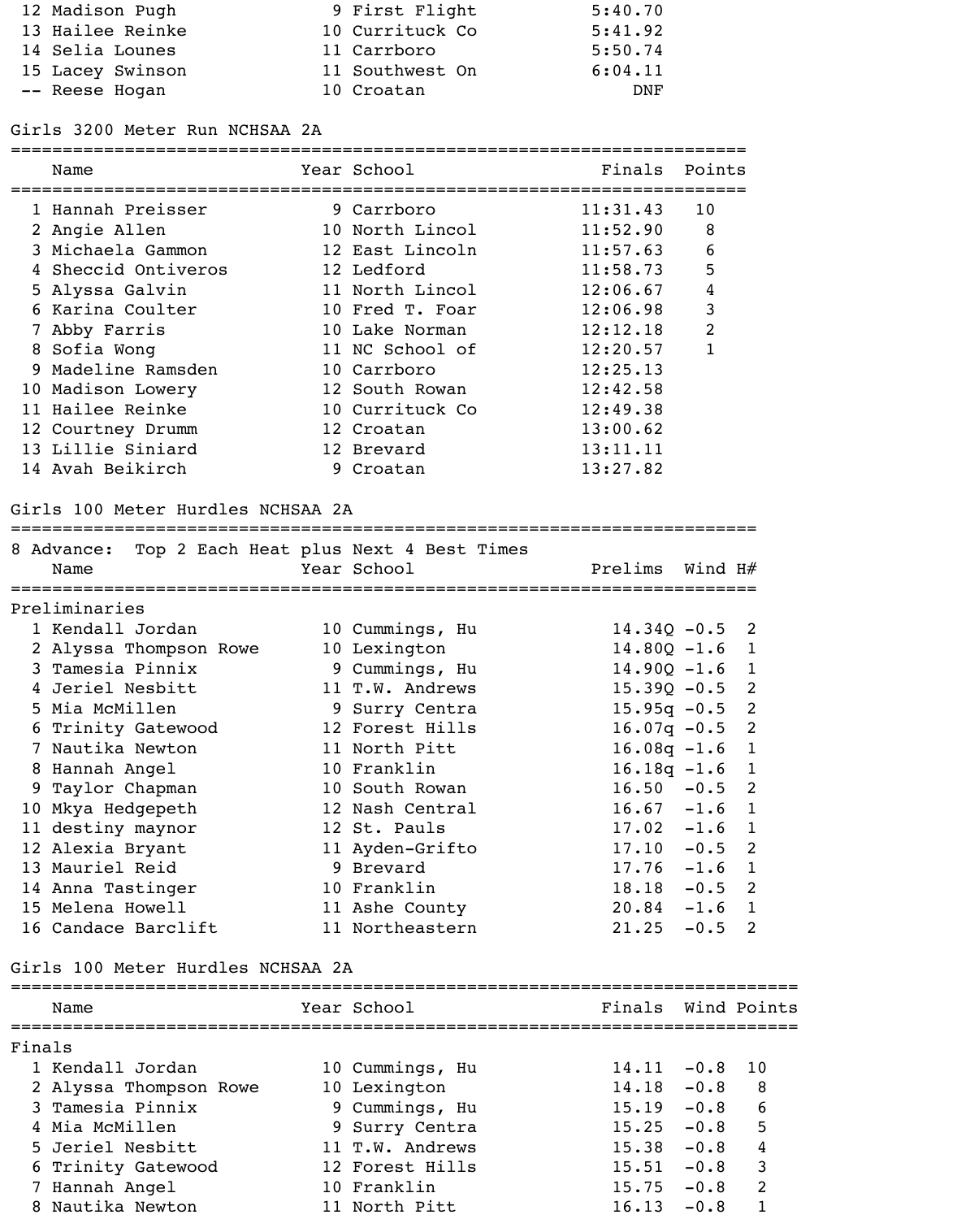| Place | Name | Year | School | Finals |
|---|---|---|---|---|
| 12 | Madison Pugh | 9 | First Flight | 5:40.70 |
| 13 | Hailee Reinke | 10 | Currituck Co | 5:41.92 |
| 14 | Selia Lounes | 11 | Carrboro | 5:50.74 |
| 15 | Lacey Swinson | 11 | Southwest On | 6:04.11 |
| -- | Reese Hogan | 10 | Croatan | DNF |

## Girls 3200 Meter Run NCHSAA 2A

| Place | Name | Year | School | Finals | Points |
|---|---|---|---|---|---|
| 1 | Hannah Preisser | 9 | Carrboro | 11:31.43 | 10 |
| 2 | Angie Allen | 10 | North Lincol | 11:52.90 | 8 |
| 3 | Michaela Gammon | 12 | East Lincoln | 11:57.63 | 6 |
| 4 | Sheccid Ontiveros | 12 | Ledford | 11:58.73 | 5 |
| 5 | Alyssa Galvin | 11 | North Lincol | 12:06.67 | 4 |
| 6 | Karina Coulter | 10 | Fred T. Foar | 12:06.98 | 3 |
| 7 | Abby Farris | 10 | Lake Norman | 12:12.18 | 2 |
| 8 | Sofia Wong | 11 | NC School of | 12:20.57 | 1 |
| 9 | Madeline Ramsden | 10 | Carrboro | 12:25.13 | |
| 10 | Madison Lowery | 12 | South Rowan | 12:42.58 | |
| 11 | Hailee Reinke | 10 | Currituck Co | 12:49.38 | |
| 12 | Courtney Drumm | 12 | Croatan | 13:00.62 | |
| 13 | Lillie Siniard | 12 | Brevard | 13:11.11 | |
| 14 | Avah Beikirch | 9 | Croatan | 13:27.82 | |

## Girls 100 Meter Hurdles NCHSAA 2A

8 Advance: Top 2 Each Heat plus Next 4 Best Times

**Preliminaries**

| Place | Name | Year | School | Prelims | Wind | H# |
|---|---|---|---|---|---|---|
| 1 | Kendall Jordan | 10 | Cummings, Hu | 14.34Q | -0.5 | 2 |
| 2 | Alyssa Thompson Rowe | 10 | Lexington | 14.80Q | -1.6 | 1 |
| 3 | Tamesia Pinnix | 9 | Cummings, Hu | 14.90Q | -1.6 | 1 |
| 4 | Jeriel Nesbitt | 11 | T.W. Andrews | 15.39Q | -0.5 | 2 |
| 5 | Mia McMillen | 9 | Surry Centra | 15.95q | -0.5 | 2 |
| 6 | Trinity Gatewood | 12 | Forest Hills | 16.07q | -0.5 | 2 |
| 7 | Nautika Newton | 11 | North Pitt | 16.08q | -1.6 | 1 |
| 8 | Hannah Angel | 10 | Franklin | 16.18q | -1.6 | 1 |
| 9 | Taylor Chapman | 10 | South Rowan | 16.50 | -0.5 | 2 |
| 10 | Mkya Hedgepeth | 12 | Nash Central | 16.67 | -1.6 | 1 |
| 11 | destiny maynor | 12 | St. Pauls | 17.02 | -1.6 | 1 |
| 12 | Alexia Bryant | 11 | Ayden-Grifto | 17.10 | -0.5 | 2 |
| 13 | Mauriel Reid | 9 | Brevard | 17.76 | -1.6 | 1 |
| 14 | Anna Tastinger | 10 | Franklin | 18.18 | -0.5 | 2 |
| 15 | Melena Howell | 11 | Ashe County | 20.84 | -1.6 | 1 |
| 16 | Candace Barclift | 11 | Northeastern | 21.25 | -0.5 | 2 |

## Girls 100 Meter Hurdles NCHSAA 2A

**Finals**

| Place | Name | Year | School | Finals | Wind | Points |
|---|---|---|---|---|---|---|
| 1 | Kendall Jordan | 10 | Cummings, Hu | 14.11 | -0.8 | 10 |
| 2 | Alyssa Thompson Rowe | 10 | Lexington | 14.18 | -0.8 | 8 |
| 3 | Tamesia Pinnix | 9 | Cummings, Hu | 15.19 | -0.8 | 6 |
| 4 | Mia McMillen | 9 | Surry Centra | 15.25 | -0.8 | 5 |
| 5 | Jeriel Nesbitt | 11 | T.W. Andrews | 15.38 | -0.8 | 4 |
| 6 | Trinity Gatewood | 12 | Forest Hills | 15.51 | -0.8 | 3 |
| 7 | Hannah Angel | 10 | Franklin | 15.75 | -0.8 | 2 |
| 8 | Nautika Newton | 11 | North Pitt | 16.13 | -0.8 | 1 |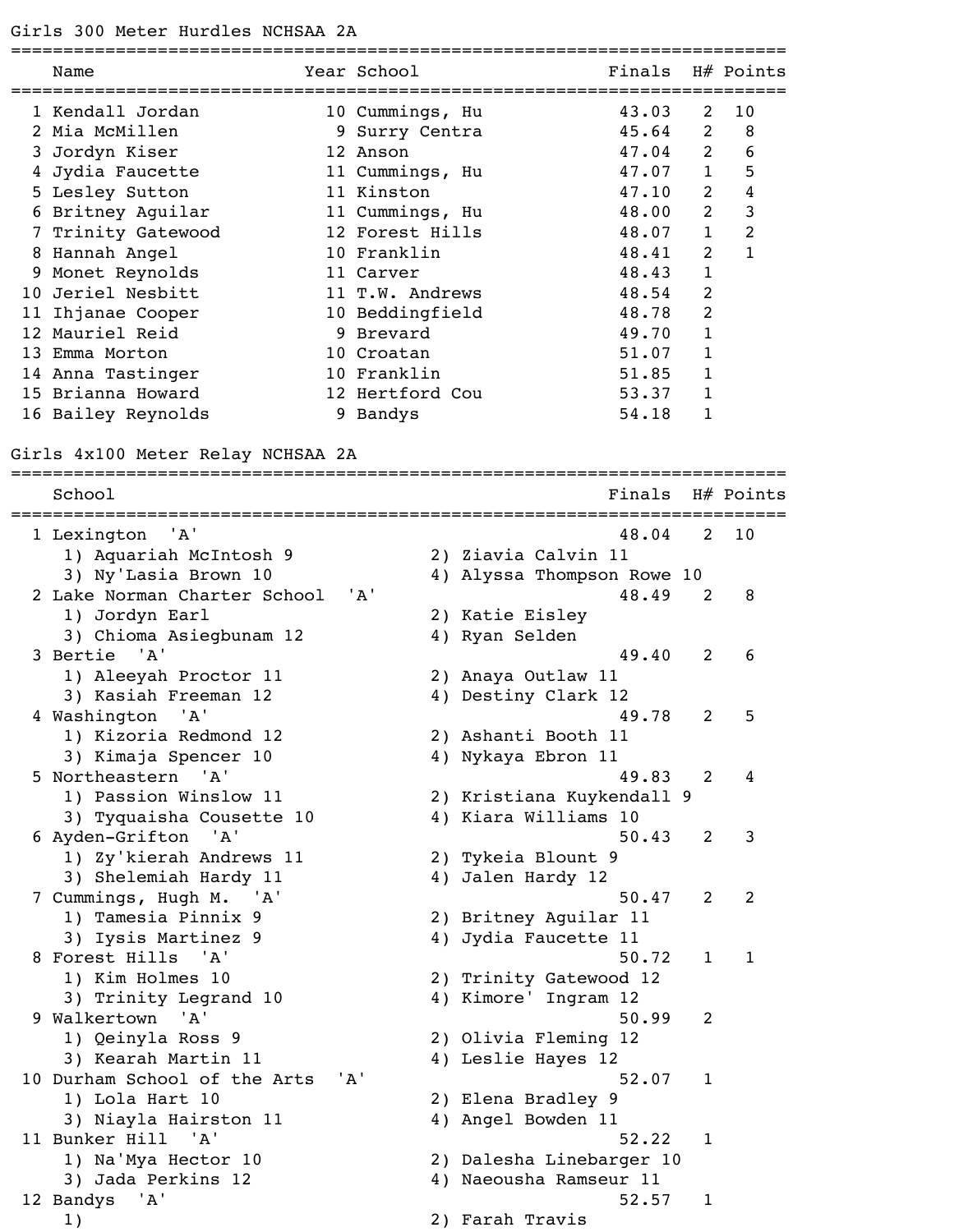## Girls 300 Meter Hurdles NCHSAA 2A

| | Name | Year | School | Finals | H# | Points |
|---|---|---|---|---|---|---|
| 1 | Kendall Jordan | 10 | Cummings, Hu | 43.03 | 2 | 10 |
| 2 | Mia McMillen | 9 | Surry Centra | 45.64 | 2 | 8 |
| 3 | Jordyn Kiser | 12 | Anson | 47.04 | 2 | 6 |
| 4 | Jydia Faucette | 11 | Cummings, Hu | 47.07 | 1 | 5 |
| 5 | Lesley Sutton | 11 | Kinston | 47.10 | 2 | 4 |
| 6 | Britney Aguilar | 11 | Cummings, Hu | 48.00 | 2 | 3 |
| 7 | Trinity Gatewood | 12 | Forest Hills | 48.07 | 1 | 2 |
| 8 | Hannah Angel | 10 | Franklin | 48.41 | 2 | 1 |
| 9 | Monet Reynolds | 11 | Carver | 48.43 | 1 | |
| 10 | Jeriel Nesbitt | 11 | T.W. Andrews | 48.54 | 2 | |
| 11 | Ihjanae Cooper | 10 | Beddingfield | 48.78 | 2 | |
| 12 | Mauriel Reid | 9 | Brevard | 49.70 | 1 | |
| 13 | Emma Morton | 10 | Croatan | 51.07 | 1 | |
| 14 | Anna Tastinger | 10 | Franklin | 51.85 | 1 | |
| 15 | Brianna Howard | 12 | Hertford Cou | 53.37 | 1 | |
| 16 | Bailey Reynolds | 9 | Bandys | 54.18 | 1 | |

## Girls 4x100 Meter Relay NCHSAA 2A

| | School | Finals | H# | Points |
|---|---|---|---|---|
| 1 | Lexington 'A' | 48.04 | 2 | 10 |
| | 1) Aquariah McIntosh 9; 2) Ziavia Calvin 11; 3) Ny'Lasia Brown 10; 4) Alyssa Thompson Rowe 10 | | | |
| 2 | Lake Norman Charter School 'A' | 48.49 | 2 | 8 |
| | 1) Jordyn Earl; 2) Katie Eisley; 3) Chioma Asiegbunam 12; 4) Ryan Selden | | | |
| 3 | Bertie 'A' | 49.40 | 2 | 6 |
| | 1) Aleeyah Proctor 11; 2) Anaya Outlaw 11; 3) Kasiah Freeman 12; 4) Destiny Clark 12 | | | |
| 4 | Washington 'A' | 49.78 | 2 | 5 |
| | 1) Kizoria Redmond 12; 2) Ashanti Booth 11; 3) Kimaja Spencer 10; 4) Nykaya Ebron 11 | | | |
| 5 | Northeastern 'A' | 49.83 | 2 | 4 |
| | 1) Passion Winslow 11; 2) Kristiana Kuykendall 9; 3) Tyquaisha Cousette 10; 4) Kiara Williams 10 | | | |
| 6 | Ayden-Grifton 'A' | 50.43 | 2 | 3 |
| | 1) Zy'kierah Andrews 11; 2) Tykeia Blount 9; 3) Shelemiah Hardy 11; 4) Jalen Hardy 12 | | | |
| 7 | Cummings, Hugh M. 'A' | 50.47 | 2 | 2 |
| | 1) Tamesia Pinnix 9; 2) Britney Aguilar 11; 3) Iysis Martinez 9; 4) Jydia Faucette 11 | | | |
| 8 | Forest Hills 'A' | 50.72 | 1 | 1 |
| | 1) Kim Holmes 10; 2) Trinity Gatewood 12; 3) Trinity Legrand 10; 4) Kimore' Ingram 12 | | | |
| 9 | Walkertown 'A' | 50.99 | 2 | |
| | 1) Qeinyla Ross 9; 2) Olivia Fleming 12; 3) Kearah Martin 11; 4) Leslie Hayes 12 | | | |
| 10 | Durham School of the Arts 'A' | 52.07 | 1 | |
| | 1) Lola Hart 10; 2) Elena Bradley 9; 3) Niayla Hairston 11; 4) Angel Bowden 11 | | | |
| 11 | Bunker Hill 'A' | 52.22 | 1 | |
| | 1) Na'Mya Hector 10; 2) Dalesha Linebarger 10; 3) Jada Perkins 12; 4) Naeousha Ramseur 11 | | | |
| 12 | Bandys 'A' | 52.57 | 1 | |
| | 1) ; 2) Farah Travis | | | |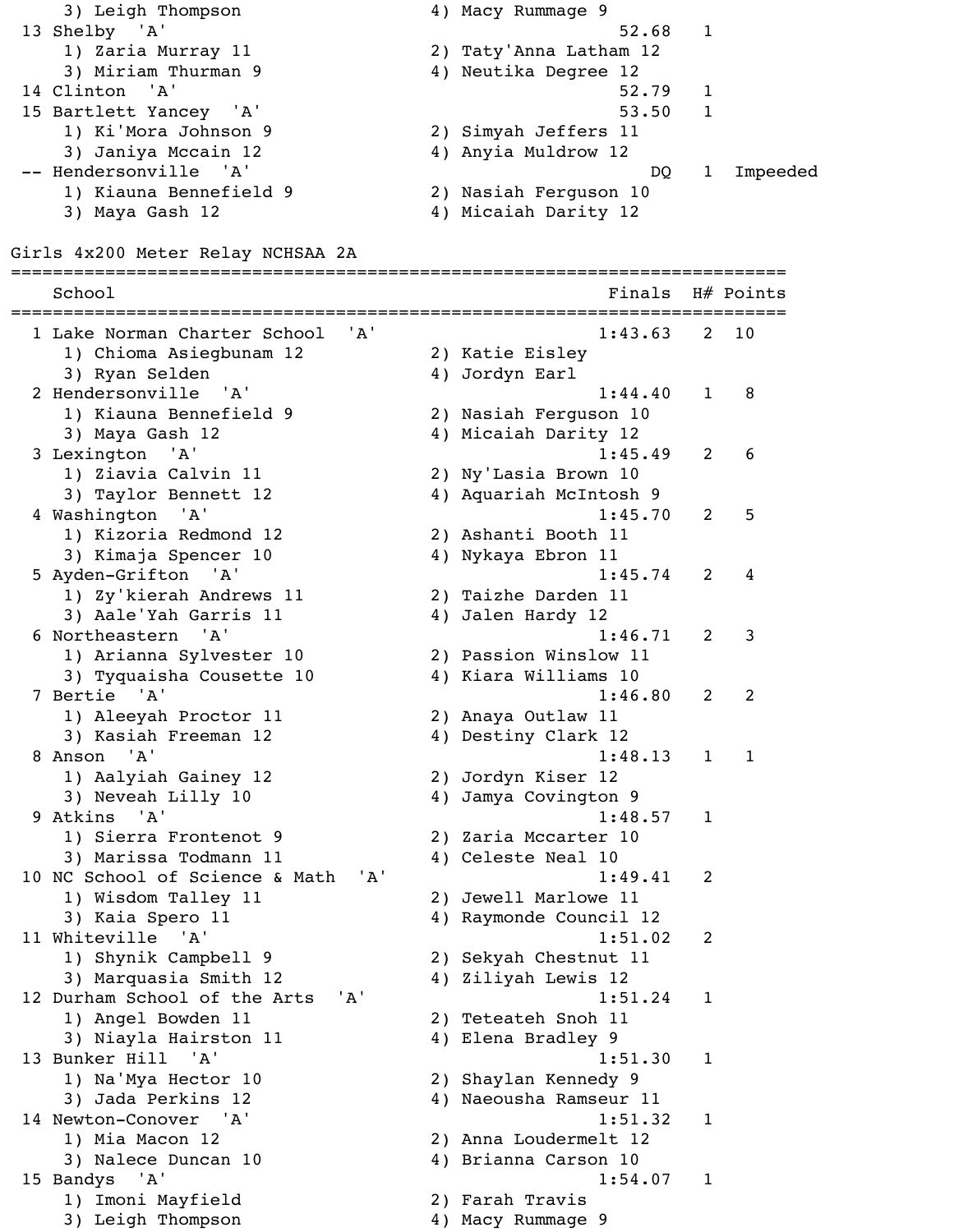| | School | | | Finals | H# | Points |
|---|---|---|---|---|---|---|
| | 3) Leigh Thompson | | 4) Macy Rummage 9 | | | |
| 13 | Shelby 'A' | | | 52.68 | 1 | |
| | 1) Zaria Murray 11 | | 2) Taty'Anna Latham 12 | | | |
| | 3) Miriam Thurman 9 | | 4) Neutika Degree 12 | | | |
| 14 | Clinton 'A' | | | 52.79 | 1 | |
| 15 | Bartlett Yancey 'A' | | | 53.50 | 1 | |
| | 1) Ki'Mora Johnson 9 | | 2) Simyah Jeffers 11 | | | |
| | 3) Janiya Mccain 12 | | 4) Anyia Muldrow 12 | | | |
| -- | Hendersonville 'A' | | | DQ | 1 | Impeeded |
| | 1) Kiauna Bennefield 9 | | 2) Nasiah Ferguson 10 | | | |
| | 3) Maya Gash 12 | | 4) Micaiah Darity 12 | | | |

## Girls 4x200 Meter Relay NCHSAA 2A

| | School | | | Finals | H# | Points |
|---|---|---|---|---|---|---|
| 1 | Lake Norman Charter School 'A' | | | 1:43.63 | 2 | 10 |
| | 1) Chioma Asiegbunam 12 | | 2) Katie Eisley | | | |
| | 3) Ryan Selden | | 4) Jordyn Earl | | | |
| 2 | Hendersonville 'A' | | | 1:44.40 | 1 | 8 |
| | 1) Kiauna Bennefield 9 | | 2) Nasiah Ferguson 10 | | | |
| | 3) Maya Gash 12 | | 4) Micaiah Darity 12 | | | |
| 3 | Lexington 'A' | | | 1:45.49 | 2 | 6 |
| | 1) Ziavia Calvin 11 | | 2) Ny'Lasia Brown 10 | | | |
| | 3) Taylor Bennett 12 | | 4) Aquariah McIntosh 9 | | | |
| 4 | Washington 'A' | | | 1:45.70 | 2 | 5 |
| | 1) Kizoria Redmond 12 | | 2) Ashanti Booth 11 | | | |
| | 3) Kimaja Spencer 10 | | 4) Nykaya Ebron 11 | | | |
| 5 | Ayden-Grifton 'A' | | | 1:45.74 | 2 | 4 |
| | 1) Zy'kierah Andrews 11 | | 2) Taizhe Darden 11 | | | |
| | 3) Aale'Yah Garris 11 | | 4) Jalen Hardy 12 | | | |
| 6 | Northeastern 'A' | | | 1:46.71 | 2 | 3 |
| | 1) Arianna Sylvester 10 | | 2) Passion Winslow 11 | | | |
| | 3) Tyquaisha Cousette 10 | | 4) Kiara Williams 10 | | | |
| 7 | Bertie 'A' | | | 1:46.80 | 2 | 2 |
| | 1) Aleeyah Proctor 11 | | 2) Anaya Outlaw 11 | | | |
| | 3) Kasiah Freeman 12 | | 4) Destiny Clark 12 | | | |
| 8 | Anson 'A' | | | 1:48.13 | 1 | 1 |
| | 1) Aalyiah Gainey 12 | | 2) Jordyn Kiser 12 | | | |
| | 3) Neveah Lilly 10 | | 4) Jamya Covington 9 | | | |
| 9 | Atkins 'A' | | | 1:48.57 | 1 | |
| | 1) Sierra Frontenot 9 | | 2) Zaria Mccarter 10 | | | |
| | 3) Marissa Todmann 11 | | 4) Celeste Neal 10 | | | |
| 10 | NC School of Science & Math 'A' | | | 1:49.41 | 2 | |
| | 1) Wisdom Talley 11 | | 2) Jewell Marlowe 11 | | | |
| | 3) Kaia Spero 11 | | 4) Raymonde Council 12 | | | |
| 11 | Whiteville 'A' | | | 1:51.02 | 2 | |
| | 1) Shynik Campbell 9 | | 2) Sekyah Chestnut 11 | | | |
| | 3) Marquasia Smith 12 | | 4) Ziliyah Lewis 12 | | | |
| 12 | Durham School of the Arts 'A' | | | 1:51.24 | 1 | |
| | 1) Angel Bowden 11 | | 2) Teteateh Snoh 11 | | | |
| | 3) Niayla Hairston 11 | | 4) Elena Bradley 9 | | | |
| 13 | Bunker Hill 'A' | | | 1:51.30 | 1 | |
| | 1) Na'Mya Hector 10 | | 2) Shaylan Kennedy 9 | | | |
| | 3) Jada Perkins 12 | | 4) Naeousha Ramseur 11 | | | |
| 14 | Newton-Conover 'A' | | | 1:51.32 | 1 | |
| | 1) Mia Macon 12 | | 2) Anna Loudermelt 12 | | | |
| | 3) Nalece Duncan 10 | | 4) Brianna Carson 10 | | | |
| 15 | Bandys 'A' | | | 1:54.07 | 1 | |
| | 1) Imoni Mayfield | | 2) Farah Travis | | | |
| | 3) Leigh Thompson | | 4) Macy Rummage 9 | | | |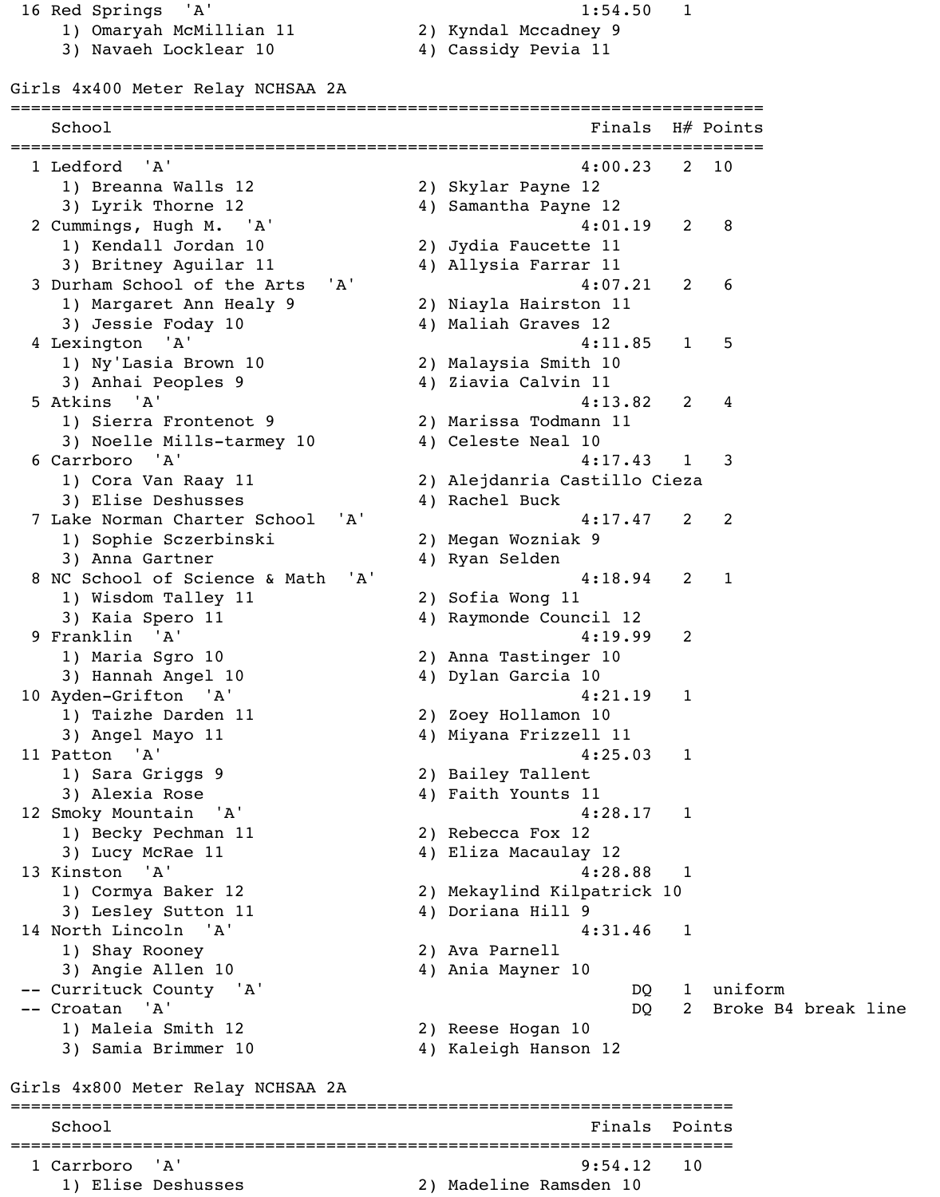| Place | School | Finals | H# | Points |
|---|---|---|---|---|
| 16 | Red Springs 'A' | 1:54.50 | 1 | |

1) Omaryah McMillian 11, 2) Kyndal Mccadney 9, 3) Navaeh Locklear 10, 4) Cassidy Pevia 11

## Girls 4x400 Meter Relay NCHSAA 2A

| Place | School | Finals | H# | Points |
|---|---|---|---|---|
| 1 | Ledford 'A' | 4:00.23 | 2 | 10 |
| | 1) Breanna Walls 12; 2) Skylar Payne 12; 3) Lyrik Thorne 12; 4) Samantha Payne 12 | | | |
| 2 | Cummings, Hugh M. 'A' | 4:01.19 | 2 | 8 |
| | 1) Kendall Jordan 10; 2) Jydia Faucette 11; 3) Britney Aguilar 11; 4) Allysia Farrar 11 | | | |
| 3 | Durham School of the Arts 'A' | 4:07.21 | 2 | 6 |
| | 1) Margaret Ann Healy 9; 2) Niayla Hairston 11; 3) Jessie Foday 10; 4) Maliah Graves 12 | | | |
| 4 | Lexington 'A' | 4:11.85 | 1 | 5 |
| | 1) Ny'Lasia Brown 10; 2) Malaysia Smith 10; 3) Anhai Peoples 9; 4) Ziavia Calvin 11 | | | |
| 5 | Atkins 'A' | 4:13.82 | 2 | 4 |
| | 1) Sierra Frontenot 9; 2) Marissa Todmann 11; 3) Noelle Mills-tarmey 10; 4) Celeste Neal 10 | | | |
| 6 | Carrboro 'A' | 4:17.43 | 1 | 3 |
| | 1) Cora Van Raay 11; 2) Alejdanria Castillo Cieza; 3) Elise Deshusses; 4) Rachel Buck | | | |
| 7 | Lake Norman Charter School 'A' | 4:17.47 | 2 | 2 |
| | 1) Sophie Sczerbinski; 2) Megan Wozniak 9; 3) Anna Gartner; 4) Ryan Selden | | | |
| 8 | NC School of Science & Math 'A' | 4:18.94 | 2 | 1 |
| | 1) Wisdom Talley 11; 2) Sofia Wong 11; 3) Kaia Spero 11; 4) Raymonde Council 12 | | | |
| 9 | Franklin 'A' | 4:19.99 | 2 | |
| | 1) Maria Sgro 10; 2) Anna Tastinger 10; 3) Hannah Angel 10; 4) Dylan Garcia 10 | | | |
| 10 | Ayden-Grifton 'A' | 4:21.19 | 1 | |
| | 1) Taizhe Darden 11; 2) Zoey Hollamon 10; 3) Angel Mayo 11; 4) Miyana Frizzell 11 | | | |
| 11 | Patton 'A' | 4:25.03 | 1 | |
| | 1) Sara Griggs 9; 2) Bailey Tallent; 3) Alexia Rose; 4) Faith Younts 11 | | | |
| 12 | Smoky Mountain 'A' | 4:28.17 | 1 | |
| | 1) Becky Pechman 11; 2) Rebecca Fox 12; 3) Lucy McRae 11; 4) Eliza Macaulay 12 | | | |
| 13 | Kinston 'A' | 4:28.88 | 1 | |
| | 1) Cormya Baker 12; 2) Mekaylind Kilpatrick 10; 3) Lesley Sutton 11; 4) Doriana Hill 9 | | | |
| 14 | North Lincoln 'A' | 4:31.46 | 1 | |
| | 1) Shay Rooney; 2) Ava Parnell; 3) Angie Allen 10; 4) Ania Mayner 10 | | | |
| -- | Currituck County 'A' | DQ | 1 | uniform |
| -- | Croatan 'A' | DQ | 2 | Broke B4 break line |
| | 1) Maleia Smith 12; 2) Reese Hogan 10; 3) Samia Brimmer 10; 4) Kaleigh Hanson 12 | | | |

## Girls 4x800 Meter Relay NCHSAA 2A

| Place | School | Finals | Points |
|---|---|---|---|
| 1 | Carrboro 'A' | 9:54.12 | 10 |
| | 1) Elise Deshusses; 2) Madeline Ramsden 10 | | |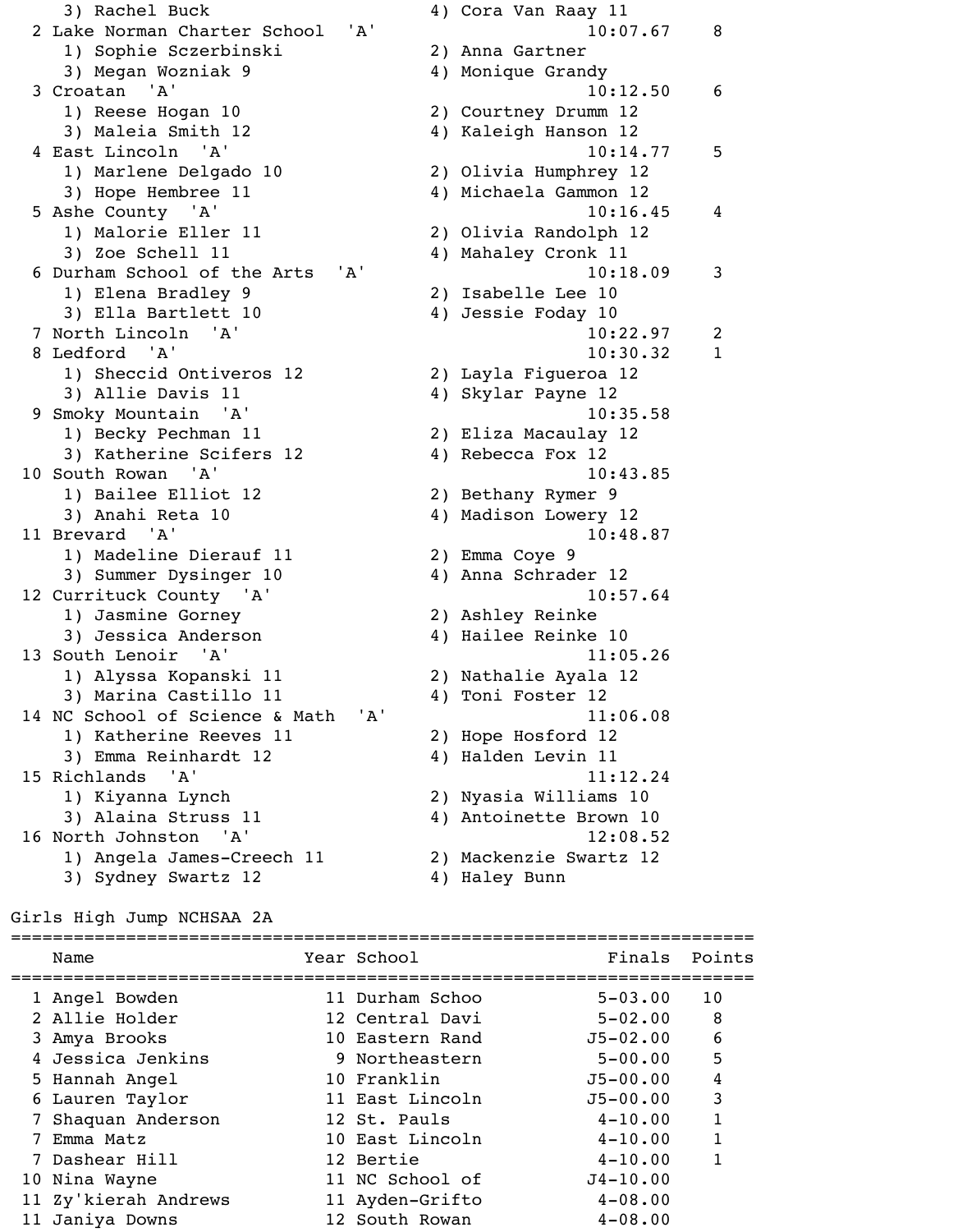| Place | School | Finals | Points |
|---|---|---|---|
| | 3) Rachel Buck / 4) Cora Van Raay 11 | | |
| 2 | Lake Norman Charter School 'A' | 10:07.67 | 8 |
| | 1) Sophie Sczerbinski / 2) Anna Gartner / 3) Megan Wozniak 9 / 4) Monique Grandy | | |
| 3 | Croatan 'A' | 10:12.50 | 6 |
| | 1) Reese Hogan 10 / 2) Courtney Drumm 12 / 3) Maleia Smith 12 / 4) Kaleigh Hanson 12 | | |
| 4 | East Lincoln 'A' | 10:14.77 | 5 |
| | 1) Marlene Delgado 10 / 2) Olivia Humphrey 12 / 3) Hope Hembree 11 / 4) Michaela Gammon 12 | | |
| 5 | Ashe County 'A' | 10:16.45 | 4 |
| | 1) Malorie Eller 11 / 2) Olivia Randolph 12 / 3) Zoe Schell 11 / 4) Mahaley Cronk 11 | | |
| 6 | Durham School of the Arts 'A' | 10:18.09 | 3 |
| | 1) Elena Bradley 9 / 2) Isabelle Lee 10 / 3) Ella Bartlett 10 / 4) Jessie Foday 10 | | |
| 7 | North Lincoln 'A' | 10:22.97 | 2 |
| 8 | Ledford 'A' | 10:30.32 | 1 |
| | 1) Sheccid Ontiveros 12 / 2) Layla Figueroa 12 / 3) Allie Davis 11 / 4) Skylar Payne 12 | | |
| 9 | Smoky Mountain 'A' | 10:35.58 | |
| | 1) Becky Pechman 11 / 2) Eliza Macaulay 12 / 3) Katherine Scifers 12 / 4) Rebecca Fox 12 | | |
| 10 | South Rowan 'A' | 10:43.85 | |
| | 1) Bailee Elliot 12 / 2) Bethany Rymer 9 / 3) Anahi Reta 10 / 4) Madison Lowery 12 | | |
| 11 | Brevard 'A' | 10:48.87 | |
| | 1) Madeline Dierauf 11 / 2) Emma Coye 9 / 3) Summer Dysinger 10 / 4) Anna Schrader 12 | | |
| 12 | Currituck County 'A' | 10:57.64 | |
| | 1) Jasmine Gorney / 2) Ashley Reinke / 3) Jessica Anderson / 4) Hailee Reinke 10 | | |
| 13 | South Lenoir 'A' | 11:05.26 | |
| | 1) Alyssa Kopanski 11 / 2) Nathalie Ayala 12 / 3) Marina Castillo 11 / 4) Toni Foster 12 | | |
| 14 | NC School of Science & Math 'A' | 11:06.08 | |
| | 1) Katherine Reeves 11 / 2) Hope Hosford 12 / 3) Emma Reinhardt 12 / 4) Halden Levin 11 | | |
| 15 | Richlands 'A' | 11:12.24 | |
| | 1) Kiyanna Lynch / 2) Nyasia Williams 10 / 3) Alaina Struss 11 / 4) Antoinette Brown 10 | | |
| 16 | North Johnston 'A' | 12:08.52 | |
| | 1) Angela James-Creech 11 / 2) Mackenzie Swartz 12 / 3) Sydney Swartz 12 / 4) Haley Bunn | | |

## Girls High Jump NCHSAA 2A

| | Name | Year | School | Finals | Points |
|---|---|---|---|---|---|
| 1 | Angel Bowden | 11 | Durham Schoo | 5-03.00 | 10 |
| 2 | Allie Holder | 12 | Central Davi | 5-02.00 | 8 |
| 3 | Amya Brooks | 10 | Eastern Rand | J5-02.00 | 6 |
| 4 | Jessica Jenkins | 9 | Northeastern | 5-00.00 | 5 |
| 5 | Hannah Angel | 10 | Franklin | J5-00.00 | 4 |
| 6 | Lauren Taylor | 11 | East Lincoln | J5-00.00 | 3 |
| 7 | Shaquan Anderson | 12 | St. Pauls | 4-10.00 | 1 |
| 7 | Emma Matz | 10 | East Lincoln | 4-10.00 | 1 |
| 7 | Dashear Hill | 12 | Bertie | 4-10.00 | 1 |
| 10 | Nina Wayne | 11 | NC School of | J4-10.00 | |
| 11 | Zy'kierah Andrews | 11 | Ayden-Grifto | 4-08.00 | |
| 11 | Janiya Downs | 12 | South Rowan | 4-08.00 | |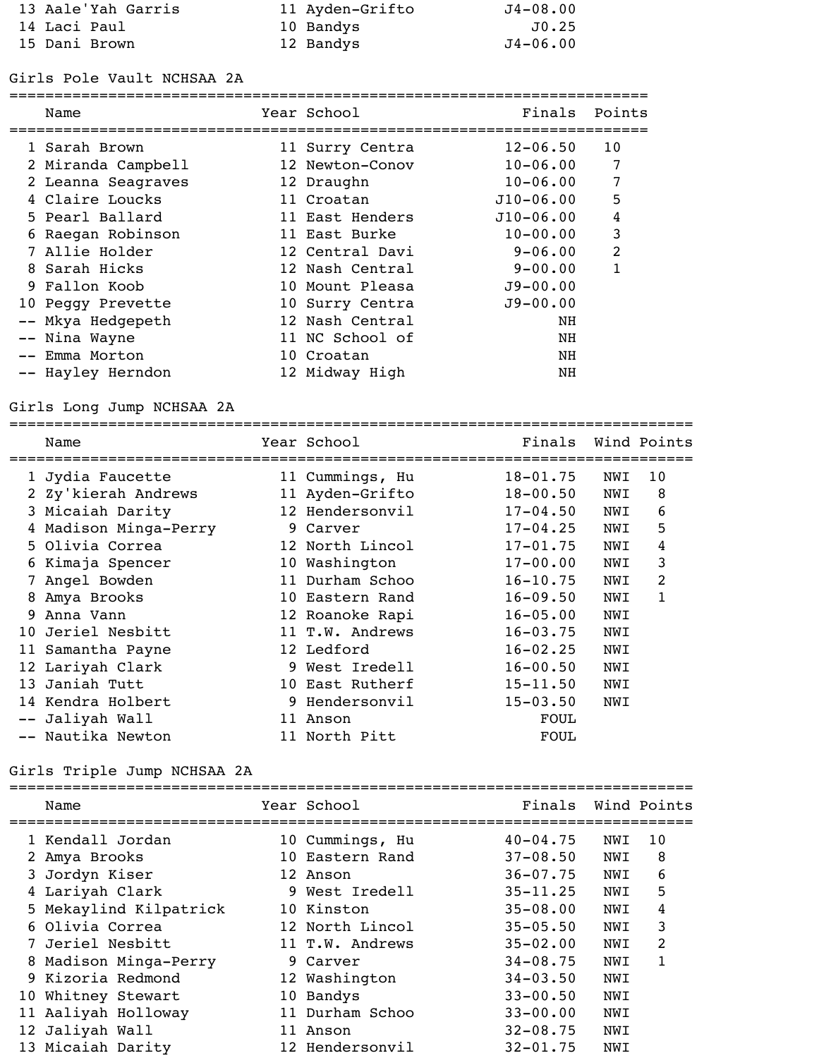| Place | Name | Year | School | Finals |
|---|---|---|---|---|
| 13 | Aale'Yah Garris | 11 | Ayden-Grifto | J4-08.00 |
| 14 | Laci Paul | 10 | Bandys | J0.25 |
| 15 | Dani Brown | 12 | Bandys | J4-06.00 |

## Girls Pole Vault NCHSAA 2A

| Place | Name | Year | School | Finals | Points |
|---|---|---|---|---|---|
| 1 | Sarah Brown | 11 | Surry Centra | 12-06.50 | 10 |
| 2 | Miranda Campbell | 12 | Newton-Conov | 10-06.00 | 7 |
| 2 | Leanna Seagraves | 12 | Draughn | 10-06.00 | 7 |
| 4 | Claire Loucks | 11 | Croatan | J10-06.00 | 5 |
| 5 | Pearl Ballard | 11 | East Henders | J10-06.00 | 4 |
| 6 | Raegan Robinson | 11 | East Burke | 10-00.00 | 3 |
| 7 | Allie Holder | 12 | Central Davi | 9-06.00 | 2 |
| 8 | Sarah Hicks | 12 | Nash Central | 9-00.00 | 1 |
| 9 | Fallon Koob | 10 | Mount Pleasa | J9-00.00 | |
| 10 | Peggy Prevette | 10 | Surry Centra | J9-00.00 | |
| -- | Mkya Hedgepeth | 12 | Nash Central | NH | |
| -- | Nina Wayne | 11 | NC School of | NH | |
| -- | Emma Morton | 10 | Croatan | NH | |
| -- | Hayley Herndon | 12 | Midway High | NH | |

## Girls Long Jump NCHSAA 2A

| Place | Name | Year | School | Finals | Wind | Points |
|---|---|---|---|---|---|---|
| 1 | Jydia Faucette | 11 | Cummings, Hu | 18-01.75 | NWI | 10 |
| 2 | Zy'kierah Andrews | 11 | Ayden-Grifto | 18-00.50 | NWI | 8 |
| 3 | Micaiah Darity | 12 | Hendersonvil | 17-04.50 | NWI | 6 |
| 4 | Madison Minga-Perry | 9 | Carver | 17-04.25 | NWI | 5 |
| 5 | Olivia Correa | 12 | North Lincol | 17-01.75 | NWI | 4 |
| 6 | Kimaja Spencer | 10 | Washington | 17-00.00 | NWI | 3 |
| 7 | Angel Bowden | 11 | Durham Schoo | 16-10.75 | NWI | 2 |
| 8 | Amya Brooks | 10 | Eastern Rand | 16-09.50 | NWI | 1 |
| 9 | Anna Vann | 12 | Roanoke Rapi | 16-05.00 | NWI | |
| 10 | Jeriel Nesbitt | 11 | T.W. Andrews | 16-03.75 | NWI | |
| 11 | Samantha Payne | 12 | Ledford | 16-02.25 | NWI | |
| 12 | Lariyah Clark | 9 | West Iredell | 16-00.50 | NWI | |
| 13 | Janiah Tutt | 10 | East Rutherf | 15-11.50 | NWI | |
| 14 | Kendra Holbert | 9 | Hendersonvil | 15-03.50 | NWI | |
| -- | Jaliyah Wall | 11 | Anson | FOUL | | |
| -- | Nautika Newton | 11 | North Pitt | FOUL | | |

## Girls Triple Jump NCHSAA 2A

| Place | Name | Year | School | Finals | Wind | Points |
|---|---|---|---|---|---|---|
| 1 | Kendall Jordan | 10 | Cummings, Hu | 40-04.75 | NWI | 10 |
| 2 | Amya Brooks | 10 | Eastern Rand | 37-08.50 | NWI | 8 |
| 3 | Jordyn Kiser | 12 | Anson | 36-07.75 | NWI | 6 |
| 4 | Lariyah Clark | 9 | West Iredell | 35-11.25 | NWI | 5 |
| 5 | Mekaylind Kilpatrick | 10 | Kinston | 35-08.00 | NWI | 4 |
| 6 | Olivia Correa | 12 | North Lincol | 35-05.50 | NWI | 3 |
| 7 | Jeriel Nesbitt | 11 | T.W. Andrews | 35-02.00 | NWI | 2 |
| 8 | Madison Minga-Perry | 9 | Carver | 34-08.75 | NWI | 1 |
| 9 | Kizoria Redmond | 12 | Washington | 34-03.50 | NWI | |
| 10 | Whitney Stewart | 10 | Bandys | 33-00.50 | NWI | |
| 11 | Aaliyah Holloway | 11 | Durham Schoo | 33-00.00 | NWI | |
| 12 | Jaliyah Wall | 11 | Anson | 32-08.75 | NWI | |
| 13 | Micaiah Darity | 12 | Hendersonvil | 32-01.75 | NWI | |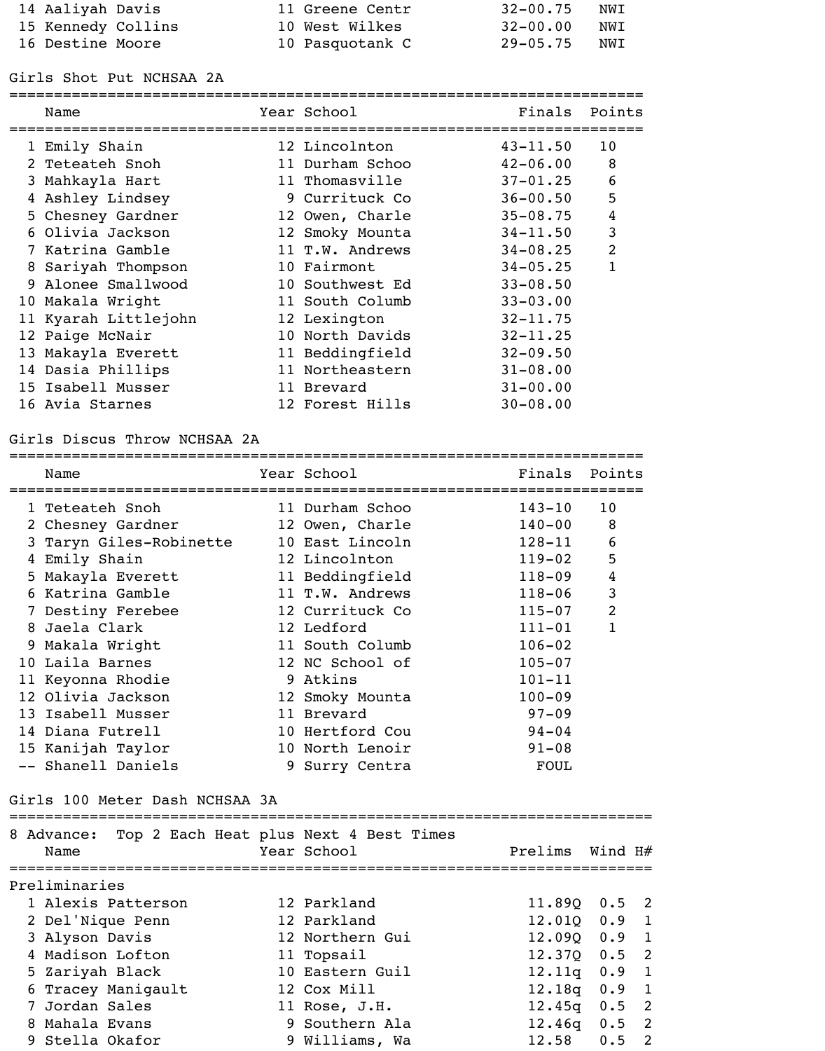| | Name | Year | School | Finals | |
|---|---|---|---|---|---|
| 14 | Aaliyah Davis | 11 | Greene Centr | 32-00.75 | NWI |
| 15 | Kennedy Collins | 10 | West Wilkes | 32-00.00 | NWI |
| 16 | Destine Moore | 10 | Pasquotank C | 29-05.75 | NWI |

## Girls Shot Put NCHSAA 2A

| | Name | Year | School | Finals | Points |
|---|---|---|---|---|---|
| 1 | Emily Shain | 12 | Lincolnton | 43-11.50 | 10 |
| 2 | Teteateh Snoh | 11 | Durham Schoo | 42-06.00 | 8 |
| 3 | Mahkayla Hart | 11 | Thomasville | 37-01.25 | 6 |
| 4 | Ashley Lindsey | 9 | Currituck Co | 36-00.50 | 5 |
| 5 | Chesney Gardner | 12 | Owen, Charle | 35-08.75 | 4 |
| 6 | Olivia Jackson | 12 | Smoky Mounta | 34-11.50 | 3 |
| 7 | Katrina Gamble | 11 | T.W. Andrews | 34-08.25 | 2 |
| 8 | Sariyah Thompson | 10 | Fairmont | 34-05.25 | 1 |
| 9 | Alonee Smallwood | 10 | Southwest Ed | 33-08.50 | |
| 10 | Makala Wright | 11 | South Columb | 33-03.00 | |
| 11 | Kyarah Littlejohn | 12 | Lexington | 32-11.75 | |
| 12 | Paige McNair | 10 | North Davids | 32-11.25 | |
| 13 | Makayla Everett | 11 | Beddingfield | 32-09.50 | |
| 14 | Dasia Phillips | 11 | Northeastern | 31-08.00 | |
| 15 | Isabell Musser | 11 | Brevard | 31-00.00 | |
| 16 | Avia Starnes | 12 | Forest Hills | 30-08.00 | |

## Girls Discus Throw NCHSAA 2A

| | Name | Year | School | Finals | Points |
|---|---|---|---|---|---|
| 1 | Teteateh Snoh | 11 | Durham Schoo | 143-10 | 10 |
| 2 | Chesney Gardner | 12 | Owen, Charle | 140-00 | 8 |
| 3 | Taryn Giles-Robinette | 10 | East Lincoln | 128-11 | 6 |
| 4 | Emily Shain | 12 | Lincolnton | 119-02 | 5 |
| 5 | Makayla Everett | 11 | Beddingfield | 118-09 | 4 |
| 6 | Katrina Gamble | 11 | T.W. Andrews | 118-06 | 3 |
| 7 | Destiny Ferebee | 12 | Currituck Co | 115-07 | 2 |
| 8 | Jaela Clark | 12 | Ledford | 111-01 | 1 |
| 9 | Makala Wright | 11 | South Columb | 106-02 | |
| 10 | Laila Barnes | 12 | NC School of | 105-07 | |
| 11 | Keyonna Rhodie | 9 | Atkins | 101-11 | |
| 12 | Olivia Jackson | 12 | Smoky Mounta | 100-09 | |
| 13 | Isabell Musser | 11 | Brevard | 97-09 | |
| 14 | Diana Futrell | 10 | Hertford Cou | 94-04 | |
| 15 | Kanijah Taylor | 10 | North Lenoir | 91-08 | |
| -- | Shanell Daniels | 9 | Surry Centra | FOUL | |

## Girls 100 Meter Dash NCHSAA 3A

8 Advance: Top 2 Each Heat plus Next 4 Best Times

**Preliminaries**

| | Name | Year | School | Prelims | Wind | H# |
|---|---|---|---|---|---|---|
| 1 | Alexis Patterson | 12 | Parkland | 11.89Q | 0.5 | 2 |
| 2 | Del'Nique Penn | 12 | Parkland | 12.01Q | 0.9 | 1 |
| 3 | Alyson Davis | 12 | Northern Gui | 12.09Q | 0.9 | 1 |
| 4 | Madison Lofton | 11 | Topsail | 12.37Q | 0.5 | 2 |
| 5 | Zariyah Black | 10 | Eastern Guil | 12.11q | 0.9 | 1 |
| 6 | Tracey Manigault | 12 | Cox Mill | 12.18q | 0.9 | 1 |
| 7 | Jordan Sales | 11 | Rose, J.H. | 12.45q | 0.5 | 2 |
| 8 | Mahala Evans | 9 | Southern Ala | 12.46q | 0.5 | 2 |
| 9 | Stella Okafor | 9 | Williams, Wa | 12.58 | 0.5 | 2 |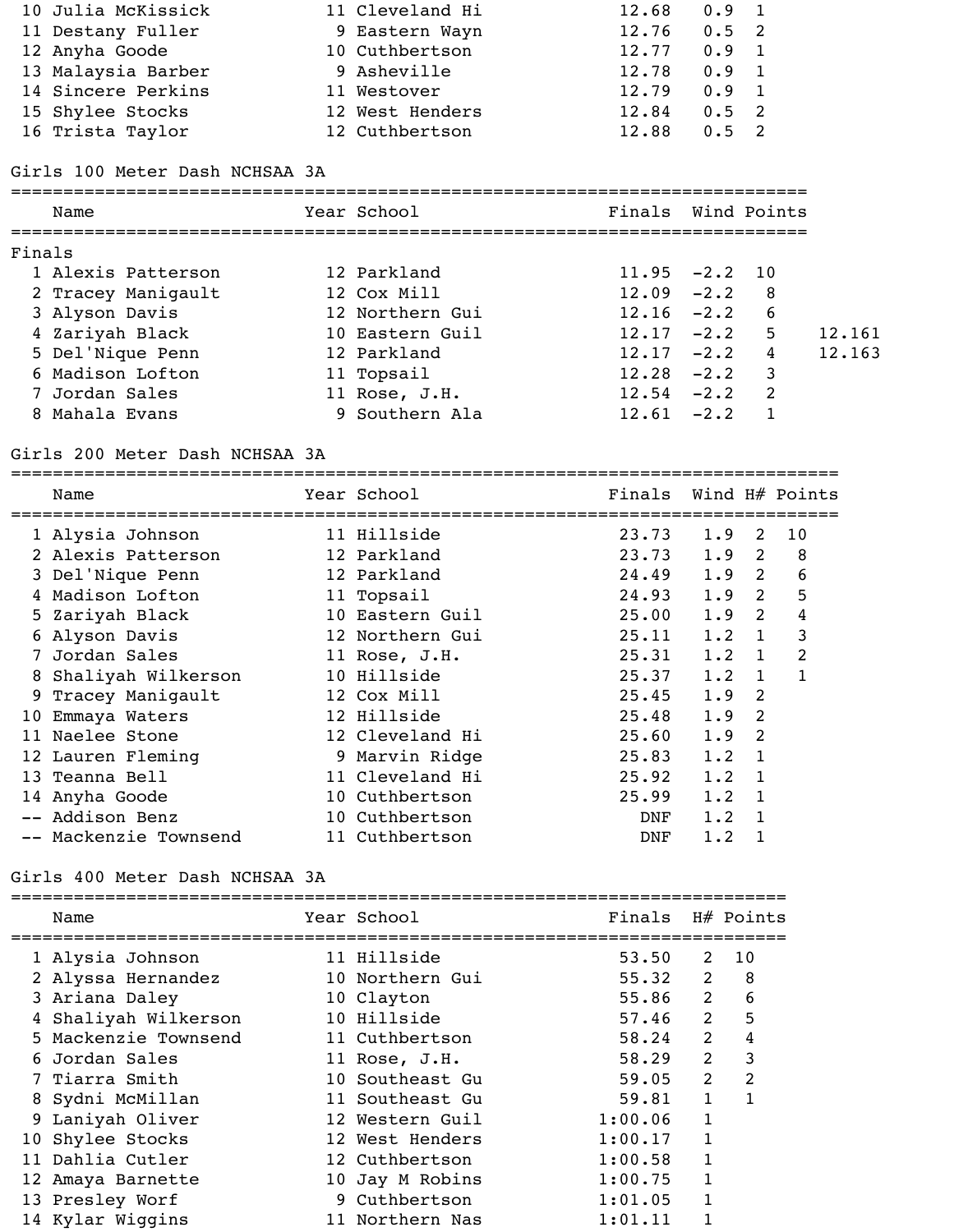| Place | Name | Year | School | Finals | Wind | H# |
|---|---|---|---|---|---|---|
| 10 | Julia McKissick | 11 | Cleveland Hi | 12.68 | 0.9 | 1 |
| 11 | Destany Fuller | 9 | Eastern Wayn | 12.76 | 0.5 | 2 |
| 12 | Anyha Goode | 10 | Cuthbertson | 12.77 | 0.9 | 1 |
| 13 | Malaysia Barber | 9 | Asheville | 12.78 | 0.9 | 1 |
| 14 | Sincere Perkins | 11 | Westover | 12.79 | 0.9 | 1 |
| 15 | Shylee Stocks | 12 | West Henders | 12.84 | 0.5 | 2 |
| 16 | Trista Taylor | 12 | Cuthbertson | 12.88 | 0.5 | 2 |

## Girls 100 Meter Dash NCHSAA 3A

Finals

| Place | Name | Year | School | Finals | Wind | Points | |
|---|---|---|---|---|---|---|---|
| 1 | Alexis Patterson | 12 | Parkland | 11.95 | -2.2 | 10 | |
| 2 | Tracey Manigault | 12 | Cox Mill | 12.09 | -2.2 | 8 | |
| 3 | Alyson Davis | 12 | Northern Gui | 12.16 | -2.2 | 6 | |
| 4 | Zariyah Black | 10 | Eastern Guil | 12.17 | -2.2 | 5 | 12.161 |
| 5 | Del'Nique Penn | 12 | Parkland | 12.17 | -2.2 | 4 | 12.163 |
| 6 | Madison Lofton | 11 | Topsail | 12.28 | -2.2 | 3 | |
| 7 | Jordan Sales | 11 | Rose, J.H. | 12.54 | -2.2 | 2 | |
| 8 | Mahala Evans | 9 | Southern Ala | 12.61 | -2.2 | 1 | |

## Girls 200 Meter Dash NCHSAA 3A

| Place | Name | Year | School | Finals | Wind | H# | Points |
|---|---|---|---|---|---|---|---|
| 1 | Alysia Johnson | 11 | Hillside | 23.73 | 1.9 | 2 | 10 |
| 2 | Alexis Patterson | 12 | Parkland | 23.73 | 1.9 | 2 | 8 |
| 3 | Del'Nique Penn | 12 | Parkland | 24.49 | 1.9 | 2 | 6 |
| 4 | Madison Lofton | 11 | Topsail | 24.93 | 1.9 | 2 | 5 |
| 5 | Zariyah Black | 10 | Eastern Guil | 25.00 | 1.9 | 2 | 4 |
| 6 | Alyson Davis | 12 | Northern Gui | 25.11 | 1.2 | 1 | 3 |
| 7 | Jordan Sales | 11 | Rose, J.H. | 25.31 | 1.2 | 1 | 2 |
| 8 | Shaliyah Wilkerson | 10 | Hillside | 25.37 | 1.2 | 1 | 1 |
| 9 | Tracey Manigault | 12 | Cox Mill | 25.45 | 1.9 | 2 | |
| 10 | Emmaya Waters | 12 | Hillside | 25.48 | 1.9 | 2 | |
| 11 | Naelee Stone | 12 | Cleveland Hi | 25.60 | 1.9 | 2 | |
| 12 | Lauren Fleming | 9 | Marvin Ridge | 25.83 | 1.2 | 1 | |
| 13 | Teanna Bell | 11 | Cleveland Hi | 25.92 | 1.2 | 1 | |
| 14 | Anyha Goode | 10 | Cuthbertson | 25.99 | 1.2 | 1 | |
| -- | Addison Benz | 10 | Cuthbertson | DNF | 1.2 | 1 | |
| -- | Mackenzie Townsend | 11 | Cuthbertson | DNF | 1.2 | 1 | |

## Girls 400 Meter Dash NCHSAA 3A

| Place | Name | Year | School | Finals | H# | Points |
|---|---|---|---|---|---|---|
| 1 | Alysia Johnson | 11 | Hillside | 53.50 | 2 | 10 |
| 2 | Alyssa Hernandez | 10 | Northern Gui | 55.32 | 2 | 8 |
| 3 | Ariana Daley | 10 | Clayton | 55.86 | 2 | 6 |
| 4 | Shaliyah Wilkerson | 10 | Hillside | 57.46 | 2 | 5 |
| 5 | Mackenzie Townsend | 11 | Cuthbertson | 58.24 | 2 | 4 |
| 6 | Jordan Sales | 11 | Rose, J.H. | 58.29 | 2 | 3 |
| 7 | Tiarra Smith | 10 | Southeast Gu | 59.05 | 2 | 2 |
| 8 | Sydni McMillan | 11 | Southeast Gu | 59.81 | 1 | 1 |
| 9 | Laniyah Oliver | 12 | Western Guil | 1:00.06 | 1 | |
| 10 | Shylee Stocks | 12 | West Henders | 1:00.17 | 1 | |
| 11 | Dahlia Cutler | 12 | Cuthbertson | 1:00.58 | 1 | |
| 12 | Amaya Barnette | 10 | Jay M Robins | 1:00.75 | 1 | |
| 13 | Presley Worf | 9 | Cuthbertson | 1:01.05 | 1 | |
| 14 | Kylar Wiggins | 11 | Northern Nas | 1:01.11 | 1 | |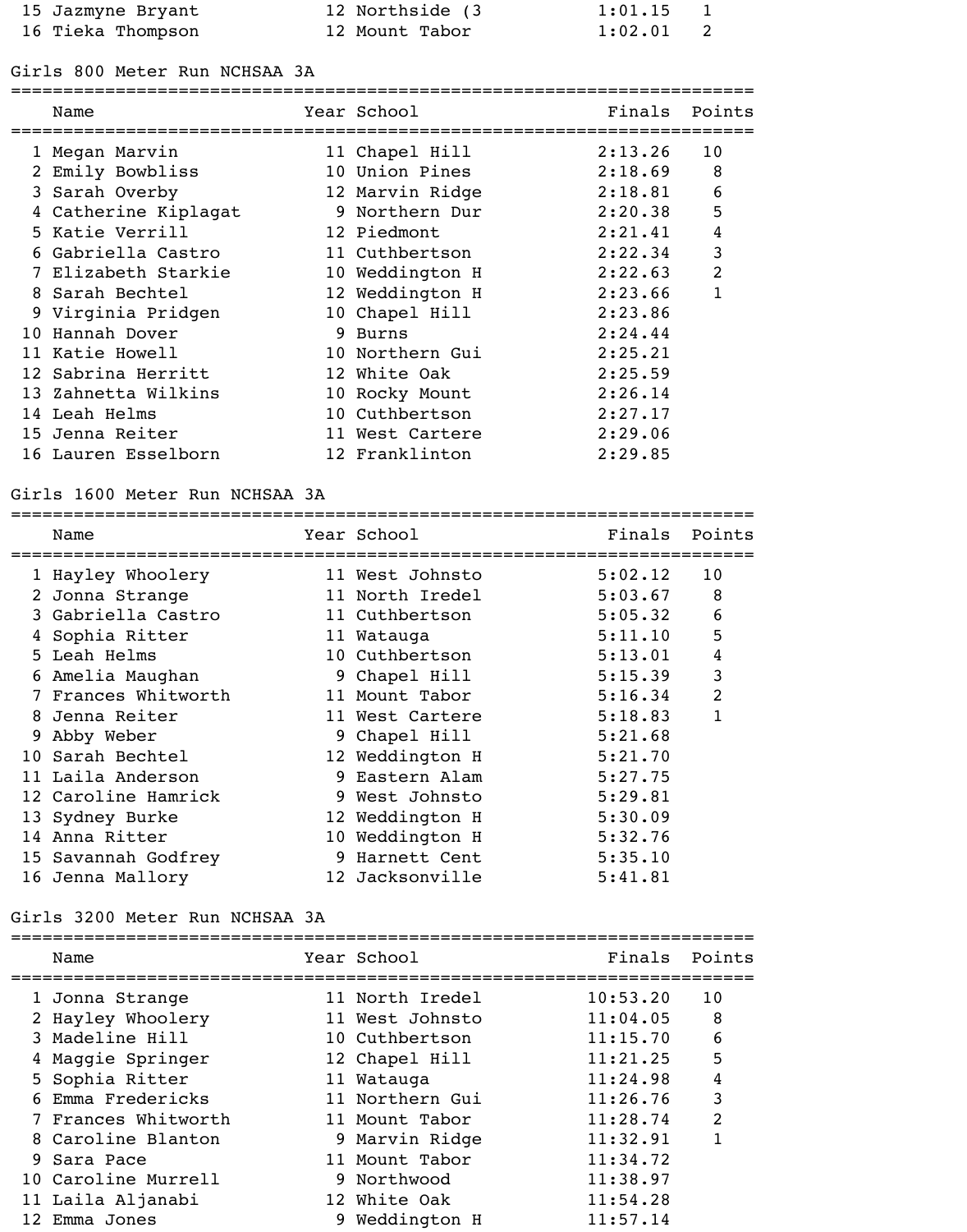| | Name | Year | School | Finals | Points |
|---|---|---|---|---|---|
| 15 | Jazmyne Bryant | 12 | Northside (3 | 1:01.15 | 1 |
| 16 | Tieka Thompson | 12 | Mount Tabor | 1:02.01 | 2 |

## Girls 800 Meter Run NCHSAA 3A

| | Name | Year | School | Finals | Points |
|---|---|---|---|---|---|
| 1 | Megan Marvin | 11 | Chapel Hill | 2:13.26 | 10 |
| 2 | Emily Bowbliss | 10 | Union Pines | 2:18.69 | 8 |
| 3 | Sarah Overby | 12 | Marvin Ridge | 2:18.81 | 6 |
| 4 | Catherine Kiplagat | 9 | Northern Dur | 2:20.38 | 5 |
| 5 | Katie Verrill | 12 | Piedmont | 2:21.41 | 4 |
| 6 | Gabriella Castro | 11 | Cuthbertson | 2:22.34 | 3 |
| 7 | Elizabeth Starkie | 10 | Weddington H | 2:22.63 | 2 |
| 8 | Sarah Bechtel | 12 | Weddington H | 2:23.66 | 1 |
| 9 | Virginia Pridgen | 10 | Chapel Hill | 2:23.86 | |
| 10 | Hannah Dover | 9 | Burns | 2:24.44 | |
| 11 | Katie Howell | 10 | Northern Gui | 2:25.21 | |
| 12 | Sabrina Herritt | 12 | White Oak | 2:25.59 | |
| 13 | Zahnetta Wilkins | 10 | Rocky Mount | 2:26.14 | |
| 14 | Leah Helms | 10 | Cuthbertson | 2:27.17 | |
| 15 | Jenna Reiter | 11 | West Cartere | 2:29.06 | |
| 16 | Lauren Esselborn | 12 | Franklinton | 2:29.85 | |

## Girls 1600 Meter Run NCHSAA 3A

| | Name | Year | School | Finals | Points |
|---|---|---|---|---|---|
| 1 | Hayley Whoolery | 11 | West Johnsto | 5:02.12 | 10 |
| 2 | Jonna Strange | 11 | North Iredel | 5:03.67 | 8 |
| 3 | Gabriella Castro | 11 | Cuthbertson | 5:05.32 | 6 |
| 4 | Sophia Ritter | 11 | Watauga | 5:11.10 | 5 |
| 5 | Leah Helms | 10 | Cuthbertson | 5:13.01 | 4 |
| 6 | Amelia Maughan | 9 | Chapel Hill | 5:15.39 | 3 |
| 7 | Frances Whitworth | 11 | Mount Tabor | 5:16.34 | 2 |
| 8 | Jenna Reiter | 11 | West Cartere | 5:18.83 | 1 |
| 9 | Abby Weber | 9 | Chapel Hill | 5:21.68 | |
| 10 | Sarah Bechtel | 12 | Weddington H | 5:21.70 | |
| 11 | Laila Anderson | 9 | Eastern Alam | 5:27.75 | |
| 12 | Caroline Hamrick | 9 | West Johnsto | 5:29.81 | |
| 13 | Sydney Burke | 12 | Weddington H | 5:30.09 | |
| 14 | Anna Ritter | 10 | Weddington H | 5:32.76 | |
| 15 | Savannah Godfrey | 9 | Harnett Cent | 5:35.10 | |
| 16 | Jenna Mallory | 12 | Jacksonville | 5:41.81 | |

## Girls 3200 Meter Run NCHSAA 3A

| | Name | Year | School | Finals | Points |
|---|---|---|---|---|---|
| 1 | Jonna Strange | 11 | North Iredel | 10:53.20 | 10 |
| 2 | Hayley Whoolery | 11 | West Johnsto | 11:04.05 | 8 |
| 3 | Madeline Hill | 10 | Cuthbertson | 11:15.70 | 6 |
| 4 | Maggie Springer | 12 | Chapel Hill | 11:21.25 | 5 |
| 5 | Sophia Ritter | 11 | Watauga | 11:24.98 | 4 |
| 6 | Emma Fredericks | 11 | Northern Gui | 11:26.76 | 3 |
| 7 | Frances Whitworth | 11 | Mount Tabor | 11:28.74 | 2 |
| 8 | Caroline Blanton | 9 | Marvin Ridge | 11:32.91 | 1 |
| 9 | Sara Pace | 11 | Mount Tabor | 11:34.72 | |
| 10 | Caroline Murrell | 9 | Northwood | 11:38.97 | |
| 11 | Laila Aljanabi | 12 | White Oak | 11:54.28 | |
| 12 | Emma Jones | 9 | Weddington H | 11:57.14 | |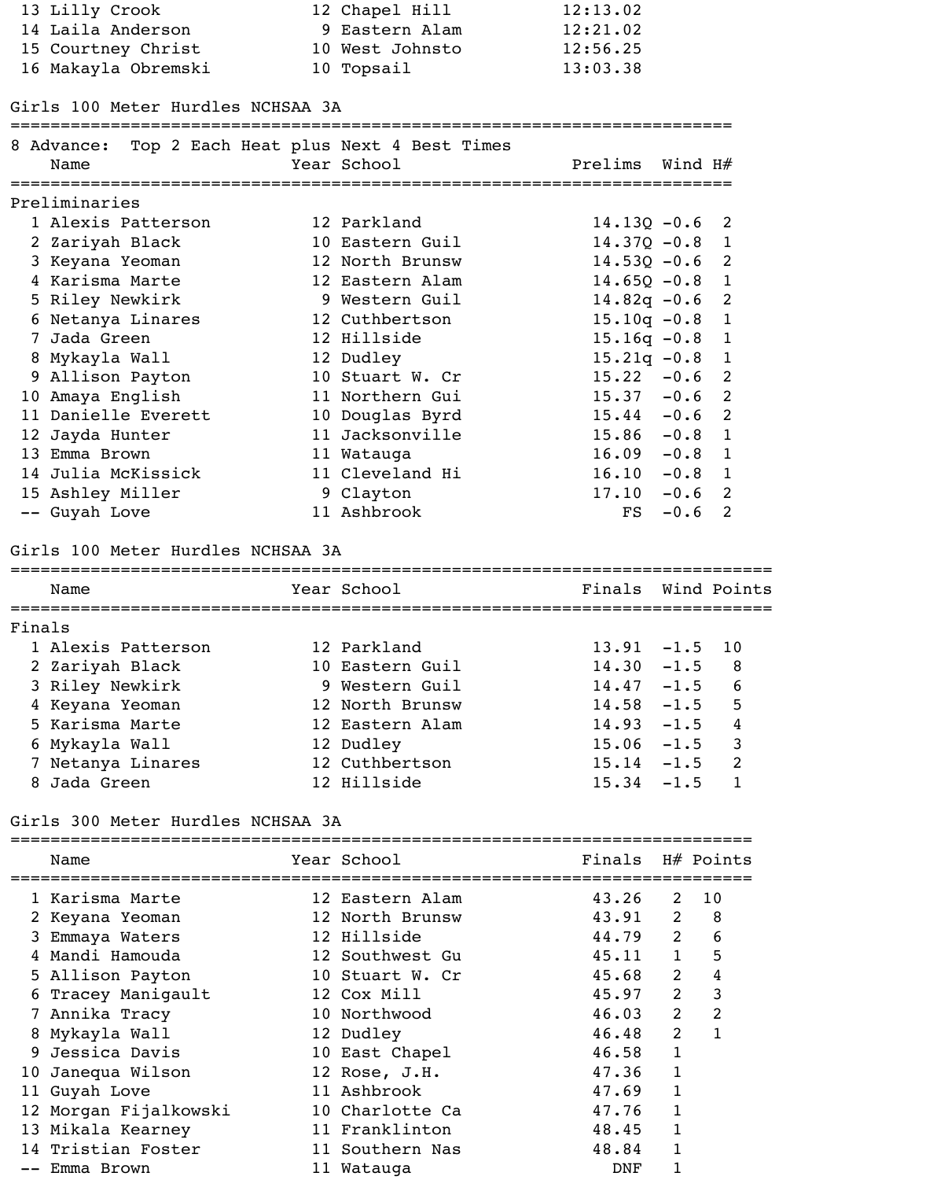| Place | Name | Year | School | Finals |
|---|---|---|---|---|
| 13 | Lilly Crook | 12 | Chapel Hill | 12:13.02 |
| 14 | Laila Anderson | 9 | Eastern Alam | 12:21.02 |
| 15 | Courtney Christ | 10 | West Johnsto | 12:56.25 |
| 16 | Makayla Obremski | 10 | Topsail | 13:03.38 |

## Girls 100 Meter Hurdles NCHSAA 3A

8 Advance: Top 2 Each Heat plus Next 4 Best Times

### Preliminaries

| Place | Name | Year | School | Prelims | Wind | H# |
|---|---|---|---|---|---|---|
| 1 | Alexis Patterson | 12 | Parkland | 14.13Q | -0.6 | 2 |
| 2 | Zariyah Black | 10 | Eastern Guil | 14.37Q | -0.8 | 1 |
| 3 | Keyana Yeoman | 12 | North Brunsw | 14.53Q | -0.6 | 2 |
| 4 | Karisma Marte | 12 | Eastern Alam | 14.65Q | -0.8 | 1 |
| 5 | Riley Newkirk | 9 | Western Guil | 14.82q | -0.6 | 2 |
| 6 | Netanya Linares | 12 | Cuthbertson | 15.10q | -0.8 | 1 |
| 7 | Jada Green | 12 | Hillside | 15.16q | -0.8 | 1 |
| 8 | Mykayla Wall | 12 | Dudley | 15.21q | -0.8 | 1 |
| 9 | Allison Payton | 10 | Stuart W. Cr | 15.22 | -0.6 | 2 |
| 10 | Amaya English | 11 | Northern Gui | 15.37 | -0.6 | 2 |
| 11 | Danielle Everett | 10 | Douglas Byrd | 15.44 | -0.6 | 2 |
| 12 | Jayda Hunter | 11 | Jacksonville | 15.86 | -0.8 | 1 |
| 13 | Emma Brown | 11 | Watauga | 16.09 | -0.8 | 1 |
| 14 | Julia McKissick | 11 | Cleveland Hi | 16.10 | -0.8 | 1 |
| 15 | Ashley Miller | 9 | Clayton | 17.10 | -0.6 | 2 |
| -- | Guyah Love | 11 | Ashbrook | FS | -0.6 | 2 |

## Girls 100 Meter Hurdles NCHSAA 3A

### Finals

| Place | Name | Year | School | Finals | Wind | Points |
|---|---|---|---|---|---|---|
| 1 | Alexis Patterson | 12 | Parkland | 13.91 | -1.5 | 10 |
| 2 | Zariyah Black | 10 | Eastern Guil | 14.30 | -1.5 | 8 |
| 3 | Riley Newkirk | 9 | Western Guil | 14.47 | -1.5 | 6 |
| 4 | Keyana Yeoman | 12 | North Brunsw | 14.58 | -1.5 | 5 |
| 5 | Karisma Marte | 12 | Eastern Alam | 14.93 | -1.5 | 4 |
| 6 | Mykayla Wall | 12 | Dudley | 15.06 | -1.5 | 3 |
| 7 | Netanya Linares | 12 | Cuthbertson | 15.14 | -1.5 | 2 |
| 8 | Jada Green | 12 | Hillside | 15.34 | -1.5 | 1 |

## Girls 300 Meter Hurdles NCHSAA 3A

| Place | Name | Year | School | Finals | H# | Points |
|---|---|---|---|---|---|---|
| 1 | Karisma Marte | 12 | Eastern Alam | 43.26 | 2 | 10 |
| 2 | Keyana Yeoman | 12 | North Brunsw | 43.91 | 2 | 8 |
| 3 | Emmaya Waters | 12 | Hillside | 44.79 | 2 | 6 |
| 4 | Mandi Hamouda | 12 | Southwest Gu | 45.11 | 1 | 5 |
| 5 | Allison Payton | 10 | Stuart W. Cr | 45.68 | 2 | 4 |
| 6 | Tracey Manigault | 12 | Cox Mill | 45.97 | 2 | 3 |
| 7 | Annika Tracy | 10 | Northwood | 46.03 | 2 | 2 |
| 8 | Mykayla Wall | 12 | Dudley | 46.48 | 2 | 1 |
| 9 | Jessica Davis | 10 | East Chapel | 46.58 | 1 | |
| 10 | Janequa Wilson | 12 | Rose, J.H. | 47.36 | 1 | |
| 11 | Guyah Love | 11 | Ashbrook | 47.69 | 1 | |
| 12 | Morgan Fijalkowski | 10 | Charlotte Ca | 47.76 | 1 | |
| 13 | Mikala Kearney | 11 | Franklinton | 48.45 | 1 | |
| 14 | Tristian Foster | 11 | Southern Nas | 48.84 | 1 | |
| -- | Emma Brown | 11 | Watauga | DNF | 1 | |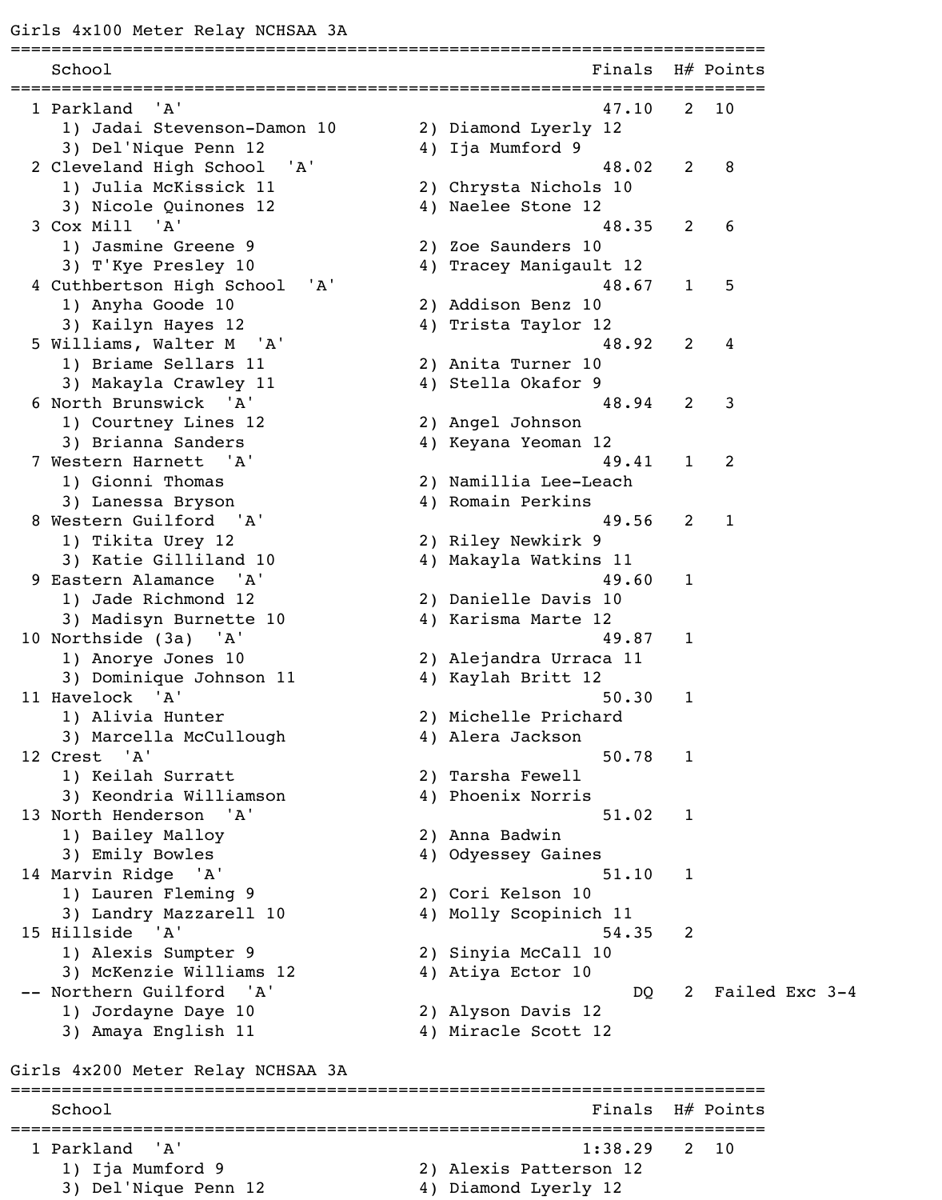## Girls 4x100 Meter Relay NCHSAA 3A

| Place | School | Finals | H# | Points |
|---|---|---|---|---|
| 1 | Parkland 'A' | 47.10 | 2 | 10 |
| | 1) Jadai Stevenson-Damon 10, 2) Diamond Lyerly 12, 3) Del'Nique Penn 12, 4) Ija Mumford 9 | | | |
| 2 | Cleveland High School 'A' | 48.02 | 2 | 8 |
| | 1) Julia McKissick 11, 2) Chrysta Nichols 10, 3) Nicole Quinones 12, 4) Naelee Stone 12 | | | |
| 3 | Cox Mill 'A' | 48.35 | 2 | 6 |
| | 1) Jasmine Greene 9, 2) Zoe Saunders 10, 3) T'Kye Presley 10, 4) Tracey Manigault 12 | | | |
| 4 | Cuthbertson High School 'A' | 48.67 | 1 | 5 |
| | 1) Anyha Goode 10, 2) Addison Benz 10, 3) Kailyn Hayes 12, 4) Trista Taylor 12 | | | |
| 5 | Williams, Walter M 'A' | 48.92 | 2 | 4 |
| | 1) Briame Sellars 11, 2) Anita Turner 10, 3) Makayla Crawley 11, 4) Stella Okafor 9 | | | |
| 6 | North Brunswick 'A' | 48.94 | 2 | 3 |
| | 1) Courtney Lines 12, 2) Angel Johnson, 3) Brianna Sanders, 4) Keyana Yeoman 12 | | | |
| 7 | Western Harnett 'A' | 49.41 | 1 | 2 |
| | 1) Gionni Thomas, 2) Namillia Lee-Leach, 3) Lanessa Bryson, 4) Romain Perkins | | | |
| 8 | Western Guilford 'A' | 49.56 | 2 | 1 |
| | 1) Tikita Urey 12, 2) Riley Newkirk 9, 3) Katie Gilliland 10, 4) Makayla Watkins 11 | | | |
| 9 | Eastern Alamance 'A' | 49.60 | 1 | |
| | 1) Jade Richmond 12, 2) Danielle Davis 10, 3) Madisyn Burnette 10, 4) Karisma Marte 12 | | | |
| 10 | Northside (3a) 'A' | 49.87 | 1 | |
| | 1) Anorye Jones 10, 2) Alejandra Urraca 11, 3) Dominique Johnson 11, 4) Kaylah Britt 12 | | | |
| 11 | Havelock 'A' | 50.30 | 1 | |
| | 1) Alivia Hunter, 2) Michelle Prichard, 3) Marcella McCullough, 4) Alera Jackson | | | |
| 12 | Crest 'A' | 50.78 | 1 | |
| | 1) Keilah Surratt, 2) Tarsha Fewell, 3) Keondria Williamson, 4) Phoenix Norris | | | |
| 13 | North Henderson 'A' | 51.02 | 1 | |
| | 1) Bailey Malloy, 2) Anna Badwin, 3) Emily Bowles, 4) Odyessey Gaines | | | |
| 14 | Marvin Ridge 'A' | 51.10 | 1 | |
| | 1) Lauren Fleming 9, 2) Cori Kelson 10, 3) Landry Mazzarell 10, 4) Molly Scopinich 11 | | | |
| 15 | Hillside 'A' | 54.35 | 2 | |
| | 1) Alexis Sumpter 9, 2) Sinyia McCall 10, 3) McKenzie Williams 12, 4) Atiya Ector 10 | | | |
| -- | Northern Guilford 'A' | DQ | 2 | Failed Exc 3-4 |
| | 1) Jordayne Daye 10, 2) Alyson Davis 12, 3) Amaya English 11, 4) Miracle Scott 12 | | | |

## Girls 4x200 Meter Relay NCHSAA 3A

| Place | School | Finals | H# | Points |
|---|---|---|---|---|
| 1 | Parkland 'A' | 1:38.29 | 2 | 10 |
| | 1) Ija Mumford 9, 2) Alexis Patterson 12, 3) Del'Nique Penn 12, 4) Diamond Lyerly 12 | | | |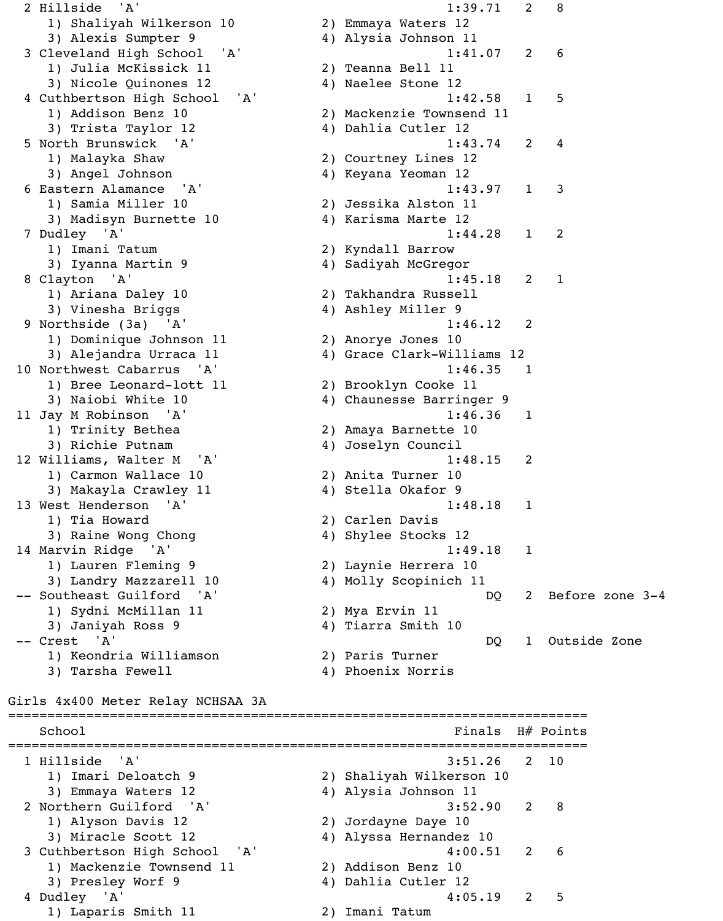```
  2 Hillside  'A'                                         1:39.71   2   8
     1) Shaliyah Wilkerson 10          2) Emmaya Waters 12
     3) Alexis Sumpter 9               4) Alysia Johnson 11
  3 Cleveland High School  'A'                            1:41.07   2   6
     1) Julia McKissick 11             2) Teanna Bell 11
     3) Nicole Quinones 12             4) Naelee Stone 12
  4 Cuthbertson High School  'A'                          1:42.58   1   5
     1) Addison Benz 10                2) Mackenzie Townsend 11
     3) Trista Taylor 12               4) Dahlia Cutler 12
  5 North Brunswick  'A'                                  1:43.74   2   4
     1) Malayka Shaw                   2) Courtney Lines 12
     3) Angel Johnson                  4) Keyana Yeoman 12
  6 Eastern Alamance  'A'                                 1:43.97   1   3
     1) Samia Miller 10                2) Jessika Alston 11
     3) Madisyn Burnette 10            4) Karisma Marte 12
  7 Dudley  'A'                                           1:44.28   1   2
     1) Imani Tatum                    2) Kyndall Barrow
     3) Iyanna Martin 9                4) Sadiyah McGregor
  8 Clayton  'A'                                          1:45.18   2   1
     1) Ariana Daley 10                2) Takhandra Russell
     3) Vinesha Briggs                 4) Ashley Miller 9
  9 Northside (3a)  'A'                                   1:46.12   2
     1) Dominique Johnson 11           2) Anorye Jones 10
     3) Alejandra Urraca 11            4) Grace Clark-Williams 12
 10 Northwest Cabarrus  'A'                               1:46.35   1
     1) Bree Leonard-lott 11           2) Brooklyn Cooke 11
     3) Naiobi White 10                4) Chaunesse Barringer 9
 11 Jay M Robinson  'A'                                   1:46.36   1
     1) Trinity Bethea                 2) Amaya Barnette 10
     3) Richie Putnam                  4) Joselyn Council
 12 Williams, Walter M  'A'                               1:48.15   2
     1) Carmon Wallace 10              2) Anita Turner 10
     3) Makayla Crawley 11             4) Stella Okafor 9
 13 West Henderson  'A'                                   1:48.18   1
     1) Tia Howard                     2) Carlen Davis
     3) Raine Wong Chong               4) Shylee Stocks 12
 14 Marvin Ridge  'A'                                     1:49.18   1
     1) Lauren Fleming 9               2) Laynie Herrera 10
     3) Landry Mazzarell 10            4) Molly Scopinich 11
 -- Southeast Guilford  'A'                                    DQ   2  Before zone 3-4
     1) Sydni McMillan 11              2) Mya Ervin 11
     3) Janiyah Ross 9                 4) Tiarra Smith 10
 -- Crest  'A'                                                 DQ   1  Outside Zone
     1) Keondria Williamson            2) Paris Turner
     3) Tarsha Fewell                  4) Phoenix Norris
```

Girls 4x400 Meter Relay NCHSAA 3A

```
==========================================================================
    School                                               Finals  H# Points
==========================================================================
  1 Hillside  'A'                                         3:51.26   2  10
     1) Imari Deloatch 9               2) Shaliyah Wilkerson 10
     3) Emmaya Waters 12               4) Alysia Johnson 11
  2 Northern Guilford  'A'                                3:52.90   2   8
     1) Alyson Davis 12                2) Jordayne Daye 10
     3) Miracle Scott 12               4) Alyssa Hernandez 10
  3 Cuthbertson High School  'A'                          4:00.51   2   6
     1) Mackenzie Townsend 11          2) Addison Benz 10
     3) Presley Worf 9                 4) Dahlia Cutler 12
  4 Dudley  'A'                                           4:05.19   2   5
     1) Laparis Smith 11               2) Imani Tatum
```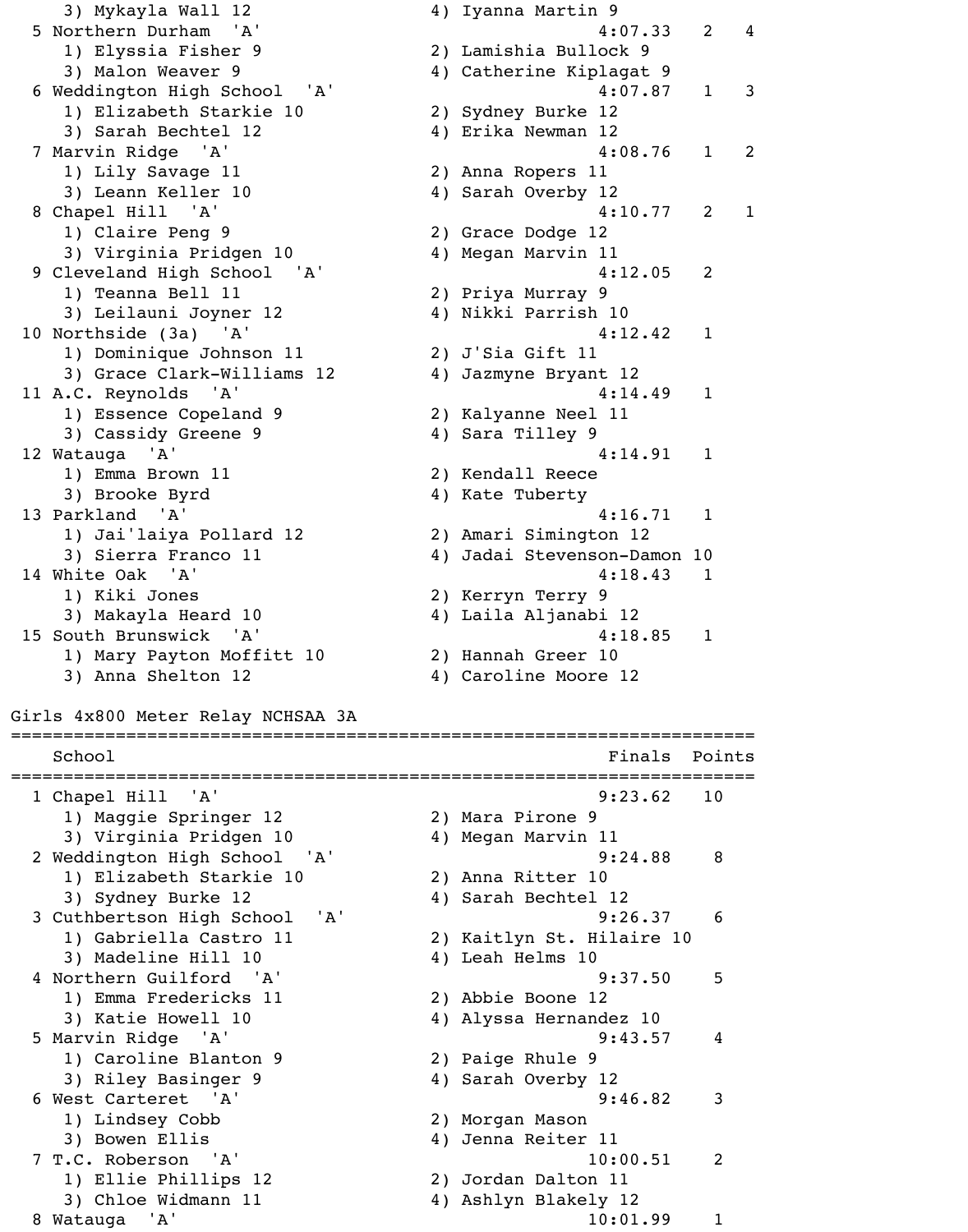```
    3) Mykayla Wall 12                   4) Iyanna Martin 9
  5 Northern Durham  'A'                                  4:07.33   2   4
    1) Elyssia Fisher 9                  2) Lamishia Bullock 9
    3) Malon Weaver 9                    4) Catherine Kiplagat 9
  6 Weddington High School  'A'                           4:07.87   1   3
    1) Elizabeth Starkie 10              2) Sydney Burke 12
    3) Sarah Bechtel 12                  4) Erika Newman 12
  7 Marvin Ridge  'A'                                     4:08.76   1   2
    1) Lily Savage 11                    2) Anna Ropers 11
    3) Leann Keller 10                   4) Sarah Overby 12
  8 Chapel Hill  'A'                                      4:10.77   2   1
    1) Claire Peng 9                     2) Grace Dodge 12
    3) Virginia Pridgen 10               4) Megan Marvin 11
  9 Cleveland High School  'A'                            4:12.05   2
    1) Teanna Bell 11                    2) Priya Murray 9
    3) Leilauni Joyner 12                4) Nikki Parrish 10
 10 Northside (3a)  'A'                                   4:12.42   1
    1) Dominique Johnson 11              2) J'Sia Gift 11
    3) Grace Clark-Williams 12           4) Jazmyne Bryant 12
 11 A.C. Reynolds  'A'                                    4:14.49   1
    1) Essence Copeland 9                2) Kalyanne Neel 11
    3) Cassidy Greene 9                  4) Sara Tilley 9
 12 Watauga  'A'                                          4:14.91   1
    1) Emma Brown 11                     2) Kendall Reece
    3) Brooke Byrd                       4) Kate Tuberty
 13 Parkland  'A'                                         4:16.71   1
    1) Jai'laiya Pollard 12              2) Amari Simington 12
    3) Sierra Franco 11                  4) Jadai Stevenson-Damon 10
 14 White Oak  'A'                                        4:18.43   1
    1) Kiki Jones                        2) Kerryn Terry 9
    3) Makayla Heard 10                  4) Laila Aljanabi 12
 15 South Brunswick  'A'                                  4:18.85   1
    1) Mary Payton Moffitt 10            2) Hannah Greer 10
    3) Anna Shelton 12                   4) Caroline Moore 12

Girls 4x800 Meter Relay NCHSAA 3A
=========================================================================
    School                                               Finals  Points
=========================================================================
  1 Chapel Hill  'A'                                      9:23.62   10
    1) Maggie Springer 12                2) Mara Pirone 9
    3) Virginia Pridgen 10               4) Megan Marvin 11
  2 Weddington High School  'A'                           9:24.88    8
    1) Elizabeth Starkie 10              2) Anna Ritter 10
    3) Sydney Burke 12                   4) Sarah Bechtel 12
  3 Cuthbertson High School  'A'                          9:26.37    6
    1) Gabriella Castro 11               2) Kaitlyn St. Hilaire 10
    3) Madeline Hill 10                  4) Leah Helms 10
  4 Northern Guilford  'A'                                9:37.50    5
    1) Emma Fredericks 11                2) Abbie Boone 12
    3) Katie Howell 10                   4) Alyssa Hernandez 10
  5 Marvin Ridge  'A'                                     9:43.57    4
    1) Caroline Blanton 9                2) Paige Rhule 9
    3) Riley Basinger 9                  4) Sarah Overby 12
  6 West Carteret  'A'                                    9:46.82    3
    1) Lindsey Cobb                      2) Morgan Mason
    3) Bowen Ellis                       4) Jenna Reiter 11
  7 T.C. Roberson  'A'                                   10:00.51    2
    1) Ellie Phillips 12                 2) Jordan Dalton 11
    3) Chloe Widmann 11                  4) Ashlyn Blakely 12
  8 Watauga  'A'                                         10:01.99    1
```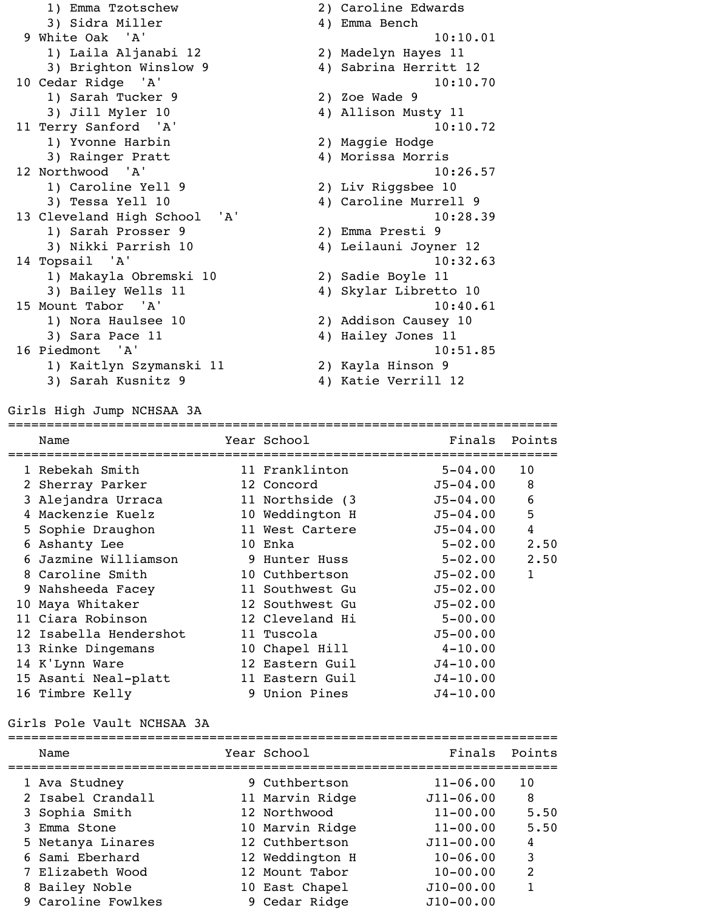| Place | Team | Time |
|---|---|---|
| | 1) Emma Tzotschew / 2) Caroline Edwards / 3) Sidra Miller / 4) Emma Bench | |
| 9 | White Oak 'A' | 10:10.01 |
| | 1) Laila Aljanabi 12 / 2) Madelyn Hayes 11 / 3) Brighton Winslow 9 / 4) Sabrina Herritt 12 | |
| 10 | Cedar Ridge 'A' | 10:10.70 |
| | 1) Sarah Tucker 9 / 2) Zoe Wade 9 / 3) Jill Myler 10 / 4) Allison Musty 11 | |
| 11 | Terry Sanford 'A' | 10:10.72 |
| | 1) Yvonne Harbin / 2) Maggie Hodge / 3) Rainger Pratt / 4) Morissa Morris | |
| 12 | Northwood 'A' | 10:26.57 |
| | 1) Caroline Yell 9 / 2) Liv Riggsbee 10 / 3) Tessa Yell 10 / 4) Caroline Murrell 9 | |
| 13 | Cleveland High School 'A' | 10:28.39 |
| | 1) Sarah Prosser 9 / 2) Emma Presti 9 / 3) Nikki Parrish 10 / 4) Leilauni Joyner 12 | |
| 14 | Topsail 'A' | 10:32.63 |
| | 1) Makayla Obremski 10 / 2) Sadie Boyle 11 / 3) Bailey Wells 11 / 4) Skylar Libretto 10 | |
| 15 | Mount Tabor 'A' | 10:40.61 |
| | 1) Nora Haulsee 10 / 2) Addison Causey 10 / 3) Sara Pace 11 / 4) Hailey Jones 11 | |
| 16 | Piedmont 'A' | 10:51.85 |
| | 1) Kaitlyn Szymanski 11 / 2) Kayla Hinson 9 / 3) Sarah Kusnitz 9 / 4) Katie Verrill 12 | |

## Girls High Jump NCHSAA 3A

| | Name | Year | School | Finals | Points |
|---|---|---|---|---|---|
| 1 | Rebekah Smith | 11 | Franklinton | 5-04.00 | 10 |
| 2 | Sherray Parker | 12 | Concord | J5-04.00 | 8 |
| 3 | Alejandra Urraca | 11 | Northside (3 | J5-04.00 | 6 |
| 4 | Mackenzie Kuelz | 10 | Weddington H | J5-04.00 | 5 |
| 5 | Sophie Draughon | 11 | West Cartere | J5-04.00 | 4 |
| 6 | Ashanty Lee | 10 | Enka | 5-02.00 | 2.50 |
| 6 | Jazmine Williamson | 9 | Hunter Huss | 5-02.00 | 2.50 |
| 8 | Caroline Smith | 10 | Cuthbertson | J5-02.00 | 1 |
| 9 | Nahsheeda Facey | 11 | Southwest Gu | J5-02.00 | |
| 10 | Maya Whitaker | 12 | Southwest Gu | J5-02.00 | |
| 11 | Ciara Robinson | 12 | Cleveland Hi | 5-00.00 | |
| 12 | Isabella Hendershot | 11 | Tuscola | J5-00.00 | |
| 13 | Rinke Dingemans | 10 | Chapel Hill | 4-10.00 | |
| 14 | K'Lynn Ware | 12 | Eastern Guil | J4-10.00 | |
| 15 | Asanti Neal-platt | 11 | Eastern Guil | J4-10.00 | |
| 16 | Timbre Kelly | 9 | Union Pines | J4-10.00 | |

## Girls Pole Vault NCHSAA 3A

| | Name | Year | School | Finals | Points |
|---|---|---|---|---|---|
| 1 | Ava Studney | 9 | Cuthbertson | 11-06.00 | 10 |
| 2 | Isabel Crandall | 11 | Marvin Ridge | J11-06.00 | 8 |
| 3 | Sophia Smith | 12 | Northwood | 11-00.00 | 5.50 |
| 3 | Emma Stone | 10 | Marvin Ridge | 11-00.00 | 5.50 |
| 5 | Netanya Linares | 12 | Cuthbertson | J11-00.00 | 4 |
| 6 | Sami Eberhard | 12 | Weddington H | 10-06.00 | 3 |
| 7 | Elizabeth Wood | 12 | Mount Tabor | 10-00.00 | 2 |
| 8 | Bailey Noble | 10 | East Chapel | J10-00.00 | 1 |
| 9 | Caroline Fowlkes | 9 | Cedar Ridge | J10-00.00 | |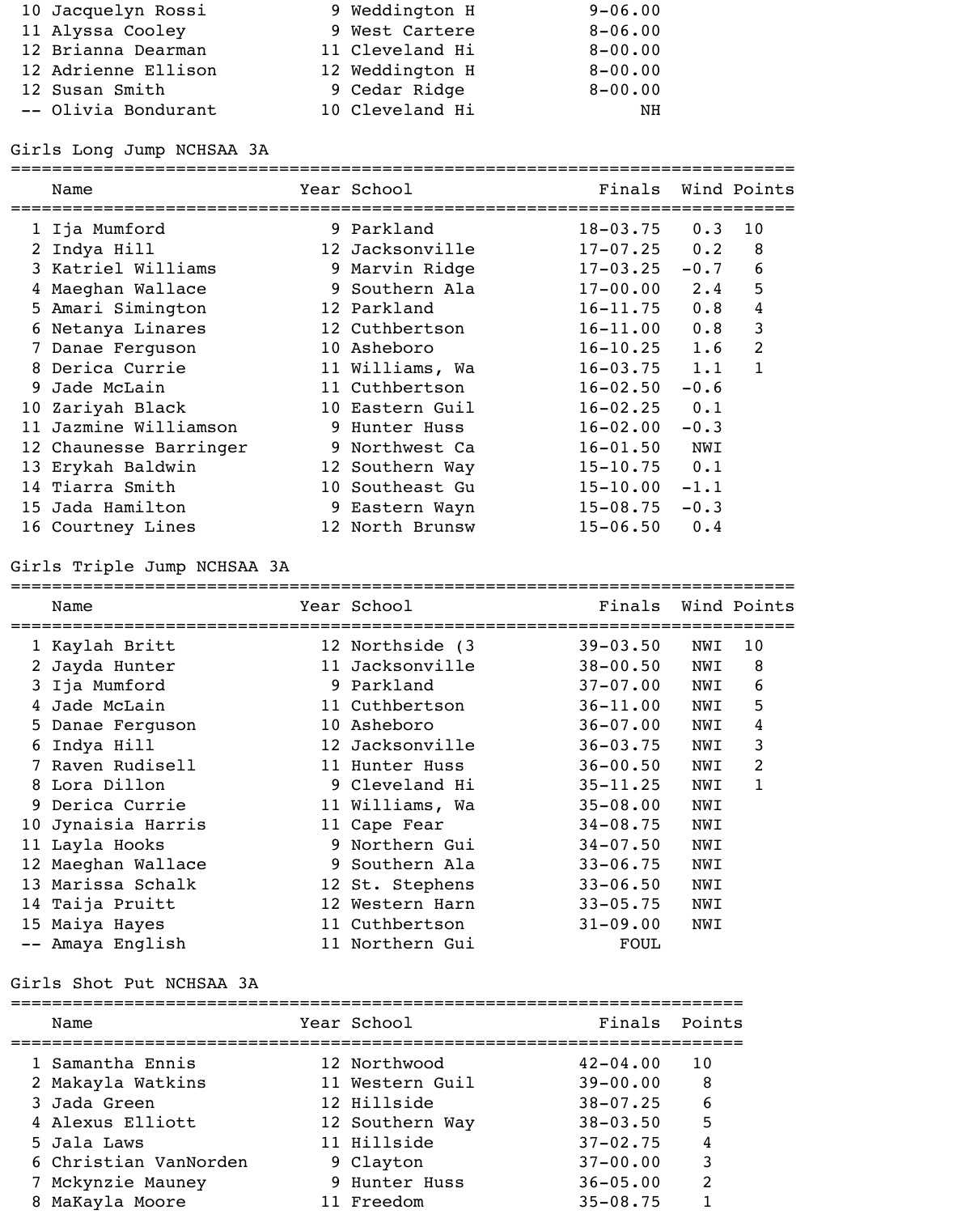| Place | Name | Year | School | Finals |
|---|---|---|---|---|
| 10 | Jacquelyn Rossi | 9 | Weddington H | 9-06.00 |
| 11 | Alyssa Cooley | 9 | West Cartere | 8-06.00 |
| 12 | Brianna Dearman | 11 | Cleveland Hi | 8-00.00 |
| 12 | Adrienne Ellison | 12 | Weddington H | 8-00.00 |
| 12 | Susan Smith | 9 | Cedar Ridge | 8-00.00 |
| -- | Olivia Bondurant | 10 | Cleveland Hi | NH |

## Girls Long Jump NCHSAA 3A

| | Name | Year | School | Finals | Wind | Points |
|---|---|---|---|---|---|---|
| 1 | Ija Mumford | 9 | Parkland | 18-03.75 | 0.3 | 10 |
| 2 | Indya Hill | 12 | Jacksonville | 17-07.25 | 0.2 | 8 |
| 3 | Katriel Williams | 9 | Marvin Ridge | 17-03.25 | -0.7 | 6 |
| 4 | Maeghan Wallace | 9 | Southern Ala | 17-00.00 | 2.4 | 5 |
| 5 | Amari Simington | 12 | Parkland | 16-11.75 | 0.8 | 4 |
| 6 | Netanya Linares | 12 | Cuthbertson | 16-11.00 | 0.8 | 3 |
| 7 | Danae Ferguson | 10 | Asheboro | 16-10.25 | 1.6 | 2 |
| 8 | Derica Currie | 11 | Williams, Wa | 16-03.75 | 1.1 | 1 |
| 9 | Jade McLain | 11 | Cuthbertson | 16-02.50 | -0.6 | |
| 10 | Zariyah Black | 10 | Eastern Guil | 16-02.25 | 0.1 | |
| 11 | Jazmine Williamson | 9 | Hunter Huss | 16-02.00 | -0.3 | |
| 12 | Chaunesse Barringer | 9 | Northwest Ca | 16-01.50 | NWI | |
| 13 | Erykah Baldwin | 12 | Southern Way | 15-10.75 | 0.1 | |
| 14 | Tiarra Smith | 10 | Southeast Gu | 15-10.00 | -1.1 | |
| 15 | Jada Hamilton | 9 | Eastern Wayn | 15-08.75 | -0.3 | |
| 16 | Courtney Lines | 12 | North Brunsw | 15-06.50 | 0.4 | |

## Girls Triple Jump NCHSAA 3A

| | Name | Year | School | Finals | Wind | Points |
|---|---|---|---|---|---|---|
| 1 | Kaylah Britt | 12 | Northside (3 | 39-03.50 | NWI | 10 |
| 2 | Jayda Hunter | 11 | Jacksonville | 38-00.50 | NWI | 8 |
| 3 | Ija Mumford | 9 | Parkland | 37-07.00 | NWI | 6 |
| 4 | Jade McLain | 11 | Cuthbertson | 36-11.00 | NWI | 5 |
| 5 | Danae Ferguson | 10 | Asheboro | 36-07.00 | NWI | 4 |
| 6 | Indya Hill | 12 | Jacksonville | 36-03.75 | NWI | 3 |
| 7 | Raven Rudisell | 11 | Hunter Huss | 36-00.50 | NWI | 2 |
| 8 | Lora Dillon | 9 | Cleveland Hi | 35-11.25 | NWI | 1 |
| 9 | Derica Currie | 11 | Williams, Wa | 35-08.00 | NWI | |
| 10 | Jynaisia Harris | 11 | Cape Fear | 34-08.75 | NWI | |
| 11 | Layla Hooks | 9 | Northern Gui | 34-07.50 | NWI | |
| 12 | Maeghan Wallace | 9 | Southern Ala | 33-06.75 | NWI | |
| 13 | Marissa Schalk | 12 | St. Stephens | 33-06.50 | NWI | |
| 14 | Taija Pruitt | 12 | Western Harn | 33-05.75 | NWI | |
| 15 | Maiya Hayes | 11 | Cuthbertson | 31-09.00 | NWI | |
| -- | Amaya English | 11 | Northern Gui | FOUL | | |

## Girls Shot Put NCHSAA 3A

| | Name | Year | School | Finals | Points |
|---|---|---|---|---|---|
| 1 | Samantha Ennis | 12 | Northwood | 42-04.00 | 10 |
| 2 | Makayla Watkins | 11 | Western Guil | 39-00.00 | 8 |
| 3 | Jada Green | 12 | Hillside | 38-07.25 | 6 |
| 4 | Alexus Elliott | 12 | Southern Way | 38-03.50 | 5 |
| 5 | Jala Laws | 11 | Hillside | 37-02.75 | 4 |
| 6 | Christian VanNorden | 9 | Clayton | 37-00.00 | 3 |
| 7 | Mckynzie Mauney | 9 | Hunter Huss | 36-05.00 | 2 |
| 8 | MaKayla Moore | 11 | Freedom | 35-08.75 | 1 |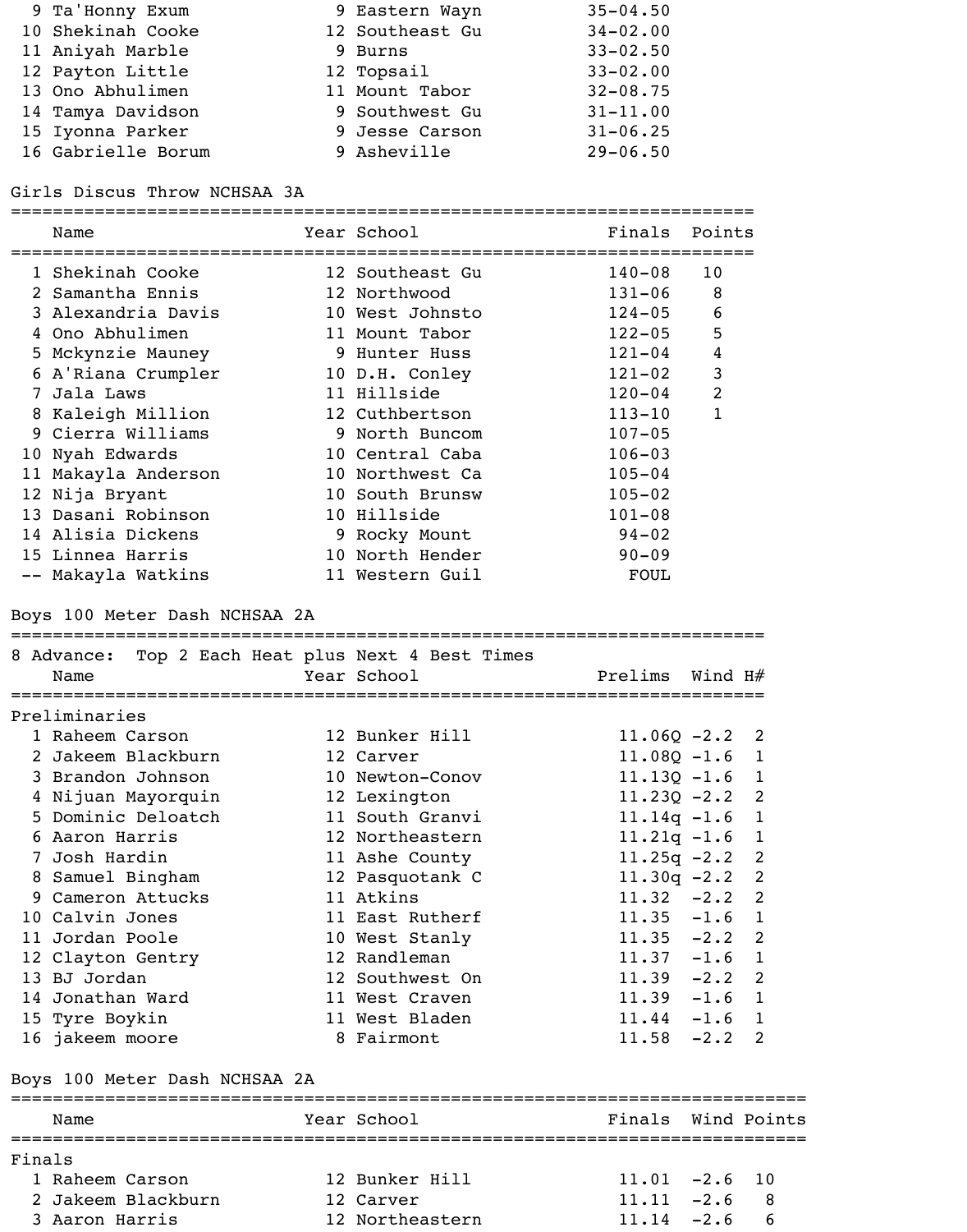| Place | Name | Year | School | Finals |
|---|---|---|---|---|
| 9 | Ta'Honny Exum | 9 | Eastern Wayn | 35-04.50 |
| 10 | Shekinah Cooke | 12 | Southeast Gu | 34-02.00 |
| 11 | Aniyah Marble | 9 | Burns | 33-02.50 |
| 12 | Payton Little | 12 | Topsail | 33-02.00 |
| 13 | Ono Abhulimen | 11 | Mount Tabor | 32-08.75 |
| 14 | Tamya Davidson | 9 | Southwest Gu | 31-11.00 |
| 15 | Iyonna Parker | 9 | Jesse Carson | 31-06.25 |
| 16 | Gabrielle Borum | 9 | Asheville | 29-06.50 |

## Girls Discus Throw NCHSAA 3A

| Place | Name | Year | School | Finals | Points |
|---|---|---|---|---|---|
| 1 | Shekinah Cooke | 12 | Southeast Gu | 140-08 | 10 |
| 2 | Samantha Ennis | 12 | Northwood | 131-06 | 8 |
| 3 | Alexandria Davis | 10 | West Johnsto | 124-05 | 6 |
| 4 | Ono Abhulimen | 11 | Mount Tabor | 122-05 | 5 |
| 5 | Mckynzie Mauney | 9 | Hunter Huss | 121-04 | 4 |
| 6 | A'Riana Crumpler | 10 | D.H. Conley | 121-02 | 3 |
| 7 | Jala Laws | 11 | Hillside | 120-04 | 2 |
| 8 | Kaleigh Million | 12 | Cuthbertson | 113-10 | 1 |
| 9 | Cierra Williams | 9 | North Buncom | 107-05 | |
| 10 | Nyah Edwards | 10 | Central Caba | 106-03 | |
| 11 | Makayla Anderson | 10 | Northwest Ca | 105-04 | |
| 12 | Nija Bryant | 10 | South Brunsw | 105-02 | |
| 13 | Dasani Robinson | 10 | Hillside | 101-08 | |
| 14 | Alisia Dickens | 9 | Rocky Mount | 94-02 | |
| 15 | Linnea Harris | 10 | North Hender | 90-09 | |
| -- | Makayla Watkins | 11 | Western Guil | FOUL | |

## Boys 100 Meter Dash NCHSAA 2A

8 Advance: Top 2 Each Heat plus Next 4 Best Times

**Preliminaries**

| Place | Name | Year | School | Prelims | Wind | H# |
|---|---|---|---|---|---|---|
| 1 | Raheem Carson | 12 | Bunker Hill | 11.06Q | -2.2 | 2 |
| 2 | Jakeem Blackburn | 12 | Carver | 11.08Q | -1.6 | 1 |
| 3 | Brandon Johnson | 10 | Newton-Conov | 11.13Q | -1.6 | 1 |
| 4 | Nijuan Mayorquin | 12 | Lexington | 11.23Q | -2.2 | 2 |
| 5 | Dominic Deloatch | 11 | South Granvi | 11.14q | -1.6 | 1 |
| 6 | Aaron Harris | 12 | Northeastern | 11.21q | -1.6 | 1 |
| 7 | Josh Hardin | 11 | Ashe County | 11.25q | -2.2 | 2 |
| 8 | Samuel Bingham | 12 | Pasquotank C | 11.30q | -2.2 | 2 |
| 9 | Cameron Attucks | 11 | Atkins | 11.32 | -2.2 | 2 |
| 10 | Calvin Jones | 11 | East Rutherf | 11.35 | -1.6 | 1 |
| 11 | Jordan Poole | 10 | West Stanly | 11.35 | -2.2 | 2 |
| 12 | Clayton Gentry | 12 | Randleman | 11.37 | -1.6 | 1 |
| 13 | BJ Jordan | 12 | Southwest On | 11.39 | -2.2 | 2 |
| 14 | Jonathan Ward | 11 | West Craven | 11.39 | -1.6 | 1 |
| 15 | Tyre Boykin | 11 | West Bladen | 11.44 | -1.6 | 1 |
| 16 | jakeem moore | 8 | Fairmont | 11.58 | -2.2 | 2 |

## Boys 100 Meter Dash NCHSAA 2A

**Finals**

| Place | Name | Year | School | Finals | Wind | Points |
|---|---|---|---|---|---|---|
| 1 | Raheem Carson | 12 | Bunker Hill | 11.01 | -2.6 | 10 |
| 2 | Jakeem Blackburn | 12 | Carver | 11.11 | -2.6 | 8 |
| 3 | Aaron Harris | 12 | Northeastern | 11.14 | -2.6 | 6 |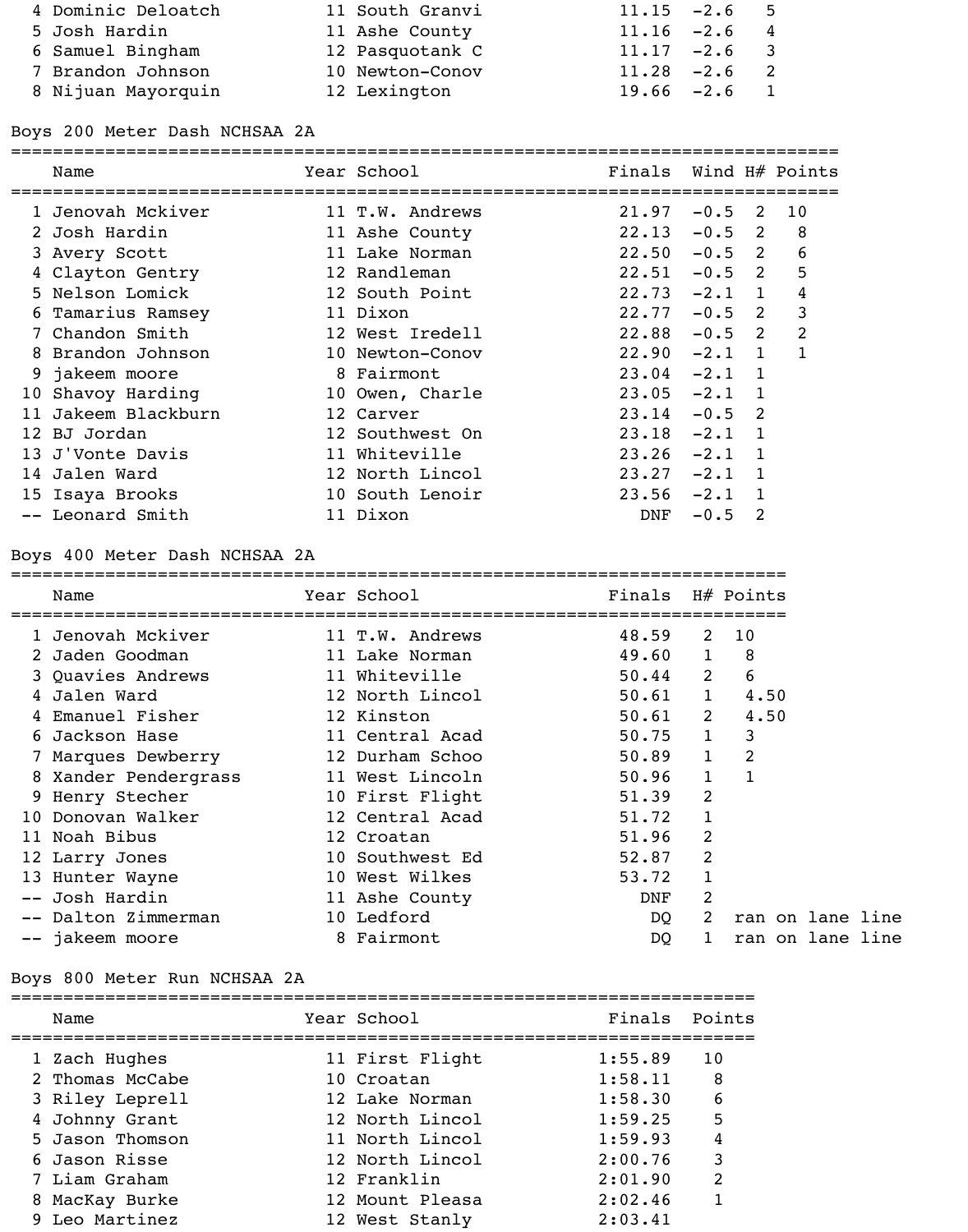| | Name | Year | School | Finals | Wind | Points |
|---|---|---|---|---|---|---|
| 4 | Dominic Deloatch | 11 | South Granvi | 11.15 | -2.6 | 5 |
| 5 | Josh Hardin | 11 | Ashe County | 11.16 | -2.6 | 4 |
| 6 | Samuel Bingham | 12 | Pasquotank C | 11.17 | -2.6 | 3 |
| 7 | Brandon Johnson | 10 | Newton-Conov | 11.28 | -2.6 | 2 |
| 8 | Nijuan Mayorquin | 12 | Lexington | 19.66 | -2.6 | 1 |

## Boys 200 Meter Dash NCHSAA 2A

| | Name | Year | School | Finals | Wind | H# | Points |
|---|---|---|---|---|---|---|---|
| 1 | Jenovah Mckiver | 11 | T.W. Andrews | 21.97 | -0.5 | 2 | 10 |
| 2 | Josh Hardin | 11 | Ashe County | 22.13 | -0.5 | 2 | 8 |
| 3 | Avery Scott | 11 | Lake Norman | 22.50 | -0.5 | 2 | 6 |
| 4 | Clayton Gentry | 12 | Randleman | 22.51 | -0.5 | 2 | 5 |
| 5 | Nelson Lomick | 12 | South Point | 22.73 | -2.1 | 1 | 4 |
| 6 | Tamarius Ramsey | 11 | Dixon | 22.77 | -0.5 | 2 | 3 |
| 7 | Chandon Smith | 12 | West Iredell | 22.88 | -0.5 | 2 | 2 |
| 8 | Brandon Johnson | 10 | Newton-Conov | 22.90 | -2.1 | 1 | 1 |
| 9 | jakeem moore | 8 | Fairmont | 23.04 | -2.1 | 1 | |
| 10 | Shavoy Harding | 10 | Owen, Charle | 23.05 | -2.1 | 1 | |
| 11 | Jakeem Blackburn | 12 | Carver | 23.14 | -0.5 | 2 | |
| 12 | BJ Jordan | 12 | Southwest On | 23.18 | -2.1 | 1 | |
| 13 | J'Vonte Davis | 11 | Whiteville | 23.26 | -2.1 | 1 | |
| 14 | Jalen Ward | 12 | North Lincol | 23.27 | -2.1 | 1 | |
| 15 | Isaya Brooks | 10 | South Lenoir | 23.56 | -2.1 | 1 | |
| -- | Leonard Smith | 11 | Dixon | DNF | -0.5 | 2 | |

## Boys 400 Meter Dash NCHSAA 2A

| | Name | Year | School | Finals | H# | Points |
|---|---|---|---|---|---|---|
| 1 | Jenovah Mckiver | 11 | T.W. Andrews | 48.59 | 2 | 10 |
| 2 | Jaden Goodman | 11 | Lake Norman | 49.60 | 1 | 8 |
| 3 | Quavies Andrews | 11 | Whiteville | 50.44 | 2 | 6 |
| 4 | Jalen Ward | 12 | North Lincol | 50.61 | 1 | 4.50 |
| 4 | Emanuel Fisher | 12 | Kinston | 50.61 | 2 | 4.50 |
| 6 | Jackson Hase | 11 | Central Acad | 50.75 | 1 | 3 |
| 7 | Marques Dewberry | 12 | Durham Schoo | 50.89 | 1 | 2 |
| 8 | Xander Pendergrass | 11 | West Lincoln | 50.96 | 1 | 1 |
| 9 | Henry Stecher | 10 | First Flight | 51.39 | 2 | |
| 10 | Donovan Walker | 12 | Central Acad | 51.72 | 1 | |
| 11 | Noah Bibus | 12 | Croatan | 51.96 | 2 | |
| 12 | Larry Jones | 10 | Southwest Ed | 52.87 | 2 | |
| 13 | Hunter Wayne | 10 | West Wilkes | 53.72 | 1 | |
| -- | Josh Hardin | 11 | Ashe County | DNF | 2 | |
| -- | Dalton Zimmerman | 10 | Ledford | DQ | 2 | ran on lane line |
| -- | jakeem moore | 8 | Fairmont | DQ | 1 | ran on lane line |

## Boys 800 Meter Run NCHSAA 2A

| | Name | Year | School | Finals | Points |
|---|---|---|---|---|---|
| 1 | Zach Hughes | 11 | First Flight | 1:55.89 | 10 |
| 2 | Thomas McCabe | 10 | Croatan | 1:58.11 | 8 |
| 3 | Riley Leprell | 12 | Lake Norman | 1:58.30 | 6 |
| 4 | Johnny Grant | 12 | North Lincol | 1:59.25 | 5 |
| 5 | Jason Thomson | 11 | North Lincol | 1:59.93 | 4 |
| 6 | Jason Risse | 12 | North Lincol | 2:00.76 | 3 |
| 7 | Liam Graham | 12 | Franklin | 2:01.90 | 2 |
| 8 | MacKay Burke | 12 | Mount Pleasa | 2:02.46 | 1 |
| 9 | Leo Martinez | 12 | West Stanly | 2:03.41 | |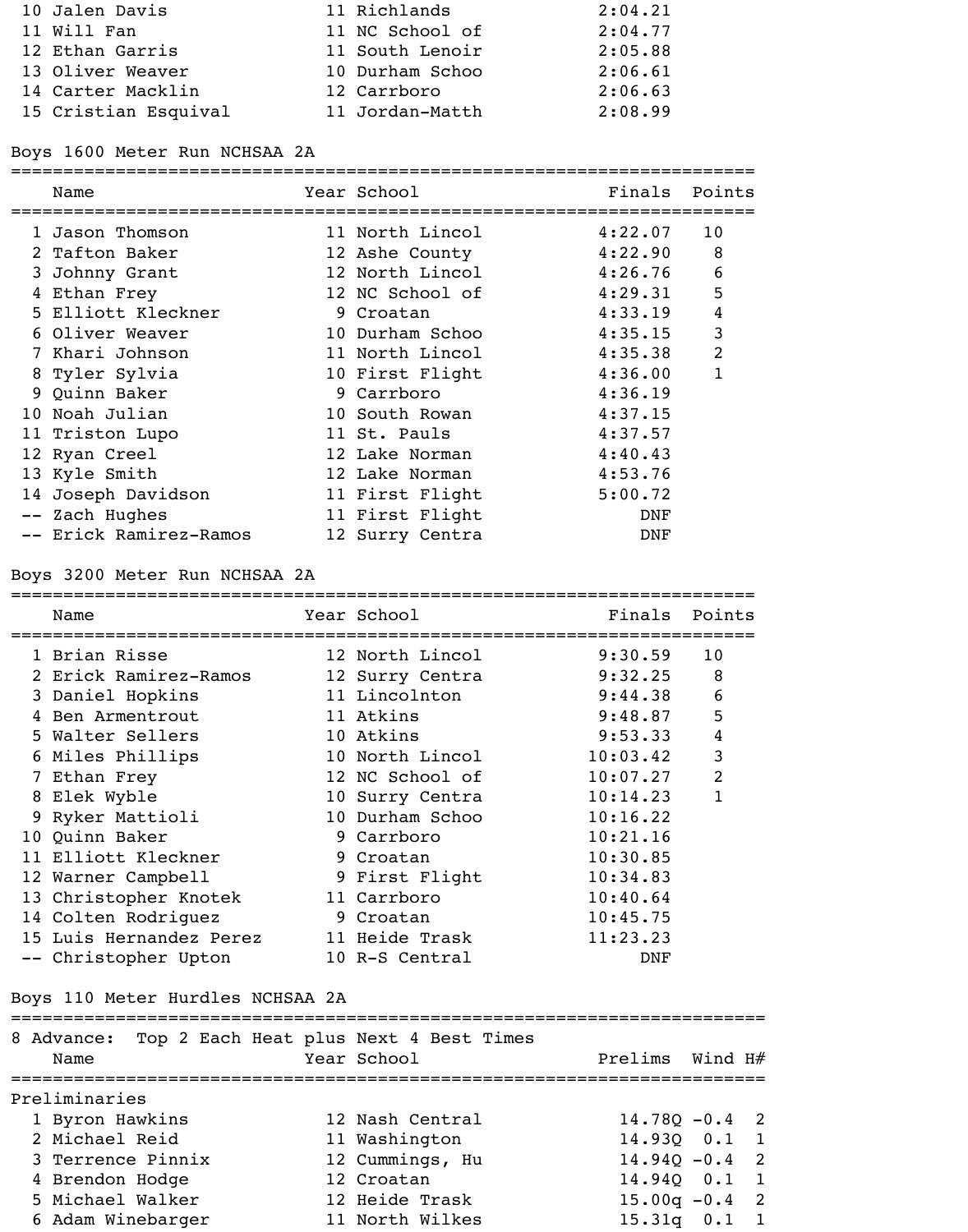| Place | Name | Year | School | Finals |
|---|---|---|---|---|
| 10 | Jalen Davis | 11 | Richlands | 2:04.21 |
| 11 | Will Fan | 11 | NC School of | 2:04.77 |
| 12 | Ethan Garris | 11 | South Lenoir | 2:05.88 |
| 13 | Oliver Weaver | 10 | Durham Schoo | 2:06.61 |
| 14 | Carter Macklin | 12 | Carrboro | 2:06.63 |
| 15 | Cristian Esquival | 11 | Jordan-Matth | 2:08.99 |

## Boys 1600 Meter Run NCHSAA 2A

| Place | Name | Year | School | Finals | Points |
|---|---|---|---|---|---|
| 1 | Jason Thomson | 11 | North Lincol | 4:22.07 | 10 |
| 2 | Tafton Baker | 12 | Ashe County | 4:22.90 | 8 |
| 3 | Johnny Grant | 12 | North Lincol | 4:26.76 | 6 |
| 4 | Ethan Frey | 12 | NC School of | 4:29.31 | 5 |
| 5 | Elliott Kleckner | 9 | Croatan | 4:33.19 | 4 |
| 6 | Oliver Weaver | 10 | Durham Schoo | 4:35.15 | 3 |
| 7 | Khari Johnson | 11 | North Lincol | 4:35.38 | 2 |
| 8 | Tyler Sylvia | 10 | First Flight | 4:36.00 | 1 |
| 9 | Quinn Baker | 9 | Carrboro | 4:36.19 | |
| 10 | Noah Julian | 10 | South Rowan | 4:37.15 | |
| 11 | Triston Lupo | 11 | St. Pauls | 4:37.57 | |
| 12 | Ryan Creel | 12 | Lake Norman | 4:40.43 | |
| 13 | Kyle Smith | 12 | Lake Norman | 4:53.76 | |
| 14 | Joseph Davidson | 11 | First Flight | 5:00.72 | |
| -- | Zach Hughes | 11 | First Flight | DNF | |
| -- | Erick Ramirez-Ramos | 12 | Surry Centra | DNF | |

## Boys 3200 Meter Run NCHSAA 2A

| Place | Name | Year | School | Finals | Points |
|---|---|---|---|---|---|
| 1 | Brian Risse | 12 | North Lincol | 9:30.59 | 10 |
| 2 | Erick Ramirez-Ramos | 12 | Surry Centra | 9:32.25 | 8 |
| 3 | Daniel Hopkins | 11 | Lincolnton | 9:44.38 | 6 |
| 4 | Ben Armentrout | 11 | Atkins | 9:48.87 | 5 |
| 5 | Walter Sellers | 10 | Atkins | 9:53.33 | 4 |
| 6 | Miles Phillips | 10 | North Lincol | 10:03.42 | 3 |
| 7 | Ethan Frey | 12 | NC School of | 10:07.27 | 2 |
| 8 | Elek Wyble | 10 | Surry Centra | 10:14.23 | 1 |
| 9 | Ryker Mattioli | 10 | Durham Schoo | 10:16.22 | |
| 10 | Quinn Baker | 9 | Carrboro | 10:21.16 | |
| 11 | Elliott Kleckner | 9 | Croatan | 10:30.85 | |
| 12 | Warner Campbell | 9 | First Flight | 10:34.83 | |
| 13 | Christopher Knotek | 11 | Carrboro | 10:40.64 | |
| 14 | Colten Rodriguez | 9 | Croatan | 10:45.75 | |
| 15 | Luis Hernandez Perez | 11 | Heide Trask | 11:23.23 | |
| -- | Christopher Upton | 10 | R-S Central | DNF | |

## Boys 110 Meter Hurdles NCHSAA 2A

8 Advance: Top 2 Each Heat plus Next 4 Best Times

**Preliminaries**

| Place | Name | Year | School | Prelims | Wind | H# |
|---|---|---|---|---|---|---|
| 1 | Byron Hawkins | 12 | Nash Central | 14.78Q | -0.4 | 2 |
| 2 | Michael Reid | 11 | Washington | 14.93Q | 0.1 | 1 |
| 3 | Terrence Pinnix | 12 | Cummings, Hu | 14.94Q | -0.4 | 2 |
| 4 | Brendon Hodge | 12 | Croatan | 14.94Q | 0.1 | 1 |
| 5 | Michael Walker | 12 | Heide Trask | 15.00q | -0.4 | 2 |
| 6 | Adam Winebarger | 11 | North Wilkes | 15.31q | 0.1 | 1 |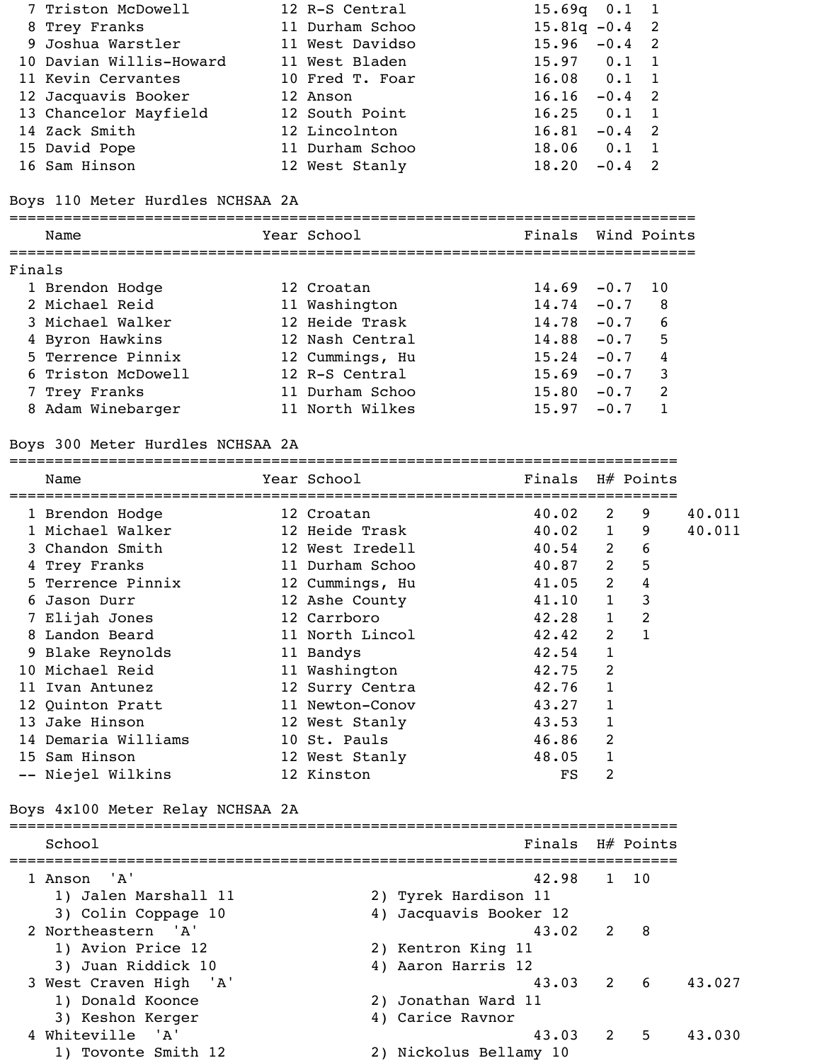| Place | Name | Year | School | Prelims | Wind | H# |
|---|---|---|---|---|---|---|
| 7 | Triston McDowell | 12 | R-S Central | 15.69q | 0.1 | 1 |
| 8 | Trey Franks | 11 | Durham Schoo | 15.81q | -0.4 | 2 |
| 9 | Joshua Warstler | 11 | West Davidso | 15.96 | -0.4 | 2 |
| 10 | Davian Willis-Howard | 11 | West Bladen | 15.97 | 0.1 | 1 |
| 11 | Kevin Cervantes | 10 | Fred T. Foar | 16.08 | 0.1 | 1 |
| 12 | Jacquavis Booker | 12 | Anson | 16.16 | -0.4 | 2 |
| 13 | Chancelor Mayfield | 12 | South Point | 16.25 | 0.1 | 1 |
| 14 | Zack Smith | 12 | Lincolnton | 16.81 | -0.4 | 2 |
| 15 | David Pope | 11 | Durham Schoo | 18.06 | 0.1 | 1 |
| 16 | Sam Hinson | 12 | West Stanly | 18.20 | -0.4 | 2 |

## Boys 110 Meter Hurdles NCHSAA 2A

Finals

| Place | Name | Year | School | Finals | Wind | Points |
|---|---|---|---|---|---|---|
| 1 | Brendon Hodge | 12 | Croatan | 14.69 | -0.7 | 10 |
| 2 | Michael Reid | 11 | Washington | 14.74 | -0.7 | 8 |
| 3 | Michael Walker | 12 | Heide Trask | 14.78 | -0.7 | 6 |
| 4 | Byron Hawkins | 12 | Nash Central | 14.88 | -0.7 | 5 |
| 5 | Terrence Pinnix | 12 | Cummings, Hu | 15.24 | -0.7 | 4 |
| 6 | Triston McDowell | 12 | R-S Central | 15.69 | -0.7 | 3 |
| 7 | Trey Franks | 11 | Durham Schoo | 15.80 | -0.7 | 2 |
| 8 | Adam Winebarger | 11 | North Wilkes | 15.97 | -0.7 | 1 |

## Boys 300 Meter Hurdles NCHSAA 2A

| Place | Name | Year | School | Finals | H# | Points | |
|---|---|---|---|---|---|---|---|
| 1 | Brendon Hodge | 12 | Croatan | 40.02 | 2 | 9 | 40.011 |
| 1 | Michael Walker | 12 | Heide Trask | 40.02 | 1 | 9 | 40.011 |
| 3 | Chandon Smith | 12 | West Iredell | 40.54 | 2 | 6 | |
| 4 | Trey Franks | 11 | Durham Schoo | 40.87 | 2 | 5 | |
| 5 | Terrence Pinnix | 12 | Cummings, Hu | 41.05 | 2 | 4 | |
| 6 | Jason Durr | 12 | Ashe County | 41.10 | 1 | 3 | |
| 7 | Elijah Jones | 12 | Carrboro | 42.28 | 1 | 2 | |
| 8 | Landon Beard | 11 | North Lincol | 42.42 | 2 | 1 | |
| 9 | Blake Reynolds | 11 | Bandys | 42.54 | 1 | | |
| 10 | Michael Reid | 11 | Washington | 42.75 | 2 | | |
| 11 | Ivan Antunez | 12 | Surry Centra | 42.76 | 1 | | |
| 12 | Quinton Pratt | 11 | Newton-Conov | 43.27 | 1 | | |
| 13 | Jake Hinson | 12 | West Stanly | 43.53 | 1 | | |
| 14 | Demaria Williams | 10 | St. Pauls | 46.86 | 2 | | |
| 15 | Sam Hinson | 12 | West Stanly | 48.05 | 1 | | |
| -- | Niejel Wilkins | 12 | Kinston | FS | 2 | | |

## Boys 4x100 Meter Relay NCHSAA 2A

| Place | School | Finals | H# | Points | |
|---|---|---|---|---|---|
| 1 | Anson 'A' | 42.98 | 1 | 10 | |
| | 1) Jalen Marshall 11; 2) Tyrek Hardison 11; 3) Colin Coppage 10; 4) Jacquavis Booker 12 | | | | |
| 2 | Northeastern 'A' | 43.02 | 2 | 8 | |
| | 1) Avion Price 12; 2) Kentron King 11; 3) Juan Riddick 10; 4) Aaron Harris 12 | | | | |
| 3 | West Craven High 'A' | 43.03 | 2 | 6 | 43.027 |
| | 1) Donald Koonce; 2) Jonathan Ward 11; 3) Keshon Kerger; 4) Carice Ravnor | | | | |
| 4 | Whiteville 'A' | 43.03 | 2 | 5 | 43.030 |
| | 1) Tovonte Smith 12; 2) Nickolus Bellamy 10 | | | | |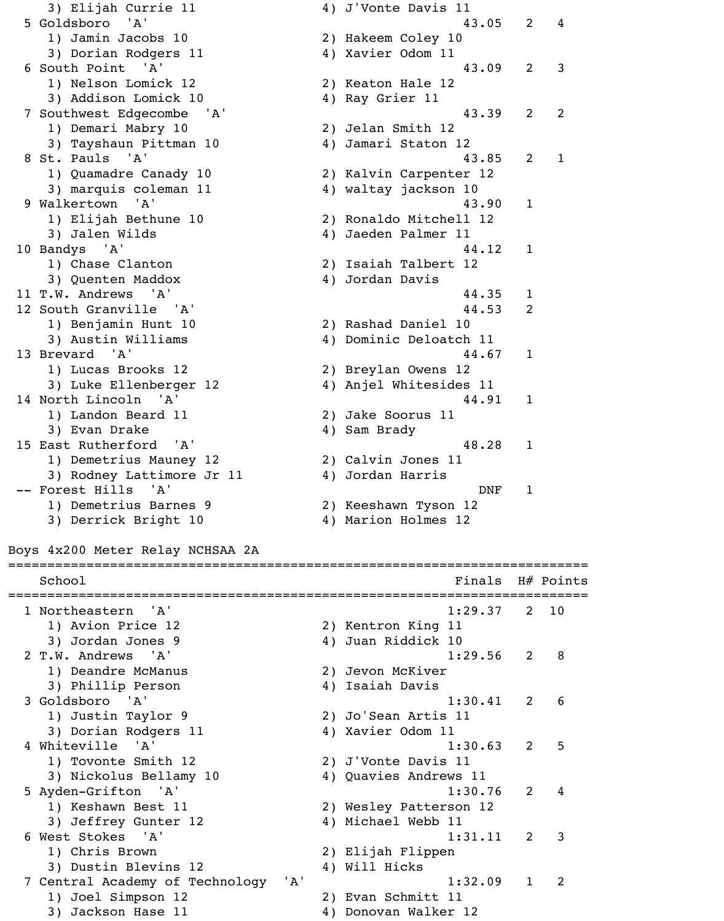3) Elijah Currie 11 4) J'Vonte Davis 11

| Place | School | Finals | H# | Points |
|---|---|---|---|---|
| 5 | Goldsboro 'A' | 43.05 | 2 | 4 |
| | 1) Jamin Jacobs 10, 2) Hakeem Coley 10, 3) Dorian Rodgers 11, 4) Xavier Odom 11 | | | |
| 6 | South Point 'A' | 43.09 | 2 | 3 |
| | 1) Nelson Lomick 12, 2) Keaton Hale 12, 3) Addison Lomick 10, 4) Ray Grier 11 | | | |
| 7 | Southwest Edgecombe 'A' | 43.39 | 2 | 2 |
| | 1) Demari Mabry 10, 2) Jelan Smith 12, 3) Tayshaun Pittman 10, 4) Jamari Staton 12 | | | |
| 8 | St. Pauls 'A' | 43.85 | 2 | 1 |
| | 1) Quamadre Canady 10, 2) Kalvin Carpenter 12, 3) marquis coleman 11, 4) waltay jackson 10 | | | |
| 9 | Walkertown 'A' | 43.90 | 1 | |
| | 1) Elijah Bethune 10, 2) Ronaldo Mitchell 12, 3) Jalen Wilds, 4) Jaeden Palmer 11 | | | |
| 10 | Bandys 'A' | 44.12 | 1 | |
| | 1) Chase Clanton, 2) Isaiah Talbert 12, 3) Quenten Maddox, 4) Jordan Davis | | | |
| 11 | T.W. Andrews 'A' | 44.35 | 1 | |
| 12 | South Granville 'A' | 44.53 | 2 | |
| | 1) Benjamin Hunt 10, 2) Rashad Daniel 10, 3) Austin Williams, 4) Dominic Deloatch 11 | | | |
| 13 | Brevard 'A' | 44.67 | 1 | |
| | 1) Lucas Brooks 12, 2) Breylan Owens 12, 3) Luke Ellenberger 12, 4) Anjel Whitesides 11 | | | |
| 14 | North Lincoln 'A' | 44.91 | 1 | |
| | 1) Landon Beard 11, 2) Jake Soorus 11, 3) Evan Drake, 4) Sam Brady | | | |
| 15 | East Rutherford 'A' | 48.28 | 1 | |
| | 1) Demetrius Mauney 12, 2) Calvin Jones 11, 3) Rodney Lattimore Jr 11, 4) Jordan Harris | | | |
| -- | Forest Hills 'A' | DNF | 1 | |
| | 1) Demetrius Barnes 9, 2) Keeshawn Tyson 12, 3) Derrick Bright 10, 4) Marion Holmes 12 | | | |

## Boys 4x200 Meter Relay NCHSAA 2A

| Place | School | Finals | H# | Points |
|---|---|---|---|---|
| 1 | Northeastern 'A' | 1:29.37 | 2 | 10 |
| | 1) Avion Price 12, 2) Kentron King 11, 3) Jordan Jones 9, 4) Juan Riddick 10 | | | |
| 2 | T.W. Andrews 'A' | 1:29.56 | 2 | 8 |
| | 1) Deandre McManus, 2) Jevon McKiver, 3) Phillip Person, 4) Isaiah Davis | | | |
| 3 | Goldsboro 'A' | 1:30.41 | 2 | 6 |
| | 1) Justin Taylor 9, 2) Jo'Sean Artis 11, 3) Dorian Rodgers 11, 4) Xavier Odom 11 | | | |
| 4 | Whiteville 'A' | 1:30.63 | 2 | 5 |
| | 1) Tovonte Smith 12, 2) J'Vonte Davis 11, 3) Nickolus Bellamy 10, 4) Quavies Andrews 11 | | | |
| 5 | Ayden-Grifton 'A' | 1:30.76 | 2 | 4 |
| | 1) Keshawn Best 11, 2) Wesley Patterson 12, 3) Jeffrey Gunter 12, 4) Michael Webb 11 | | | |
| 6 | West Stokes 'A' | 1:31.11 | 2 | 3 |
| | 1) Chris Brown, 2) Elijah Flippen, 3) Dustin Blevins 12, 4) Will Hicks | | | |
| 7 | Central Academy of Technology 'A' | 1:32.09 | 1 | 2 |
| | 1) Joel Simpson 12, 2) Evan Schmitt 11, 3) Jackson Hase 11, 4) Donovan Walker 12 | | | |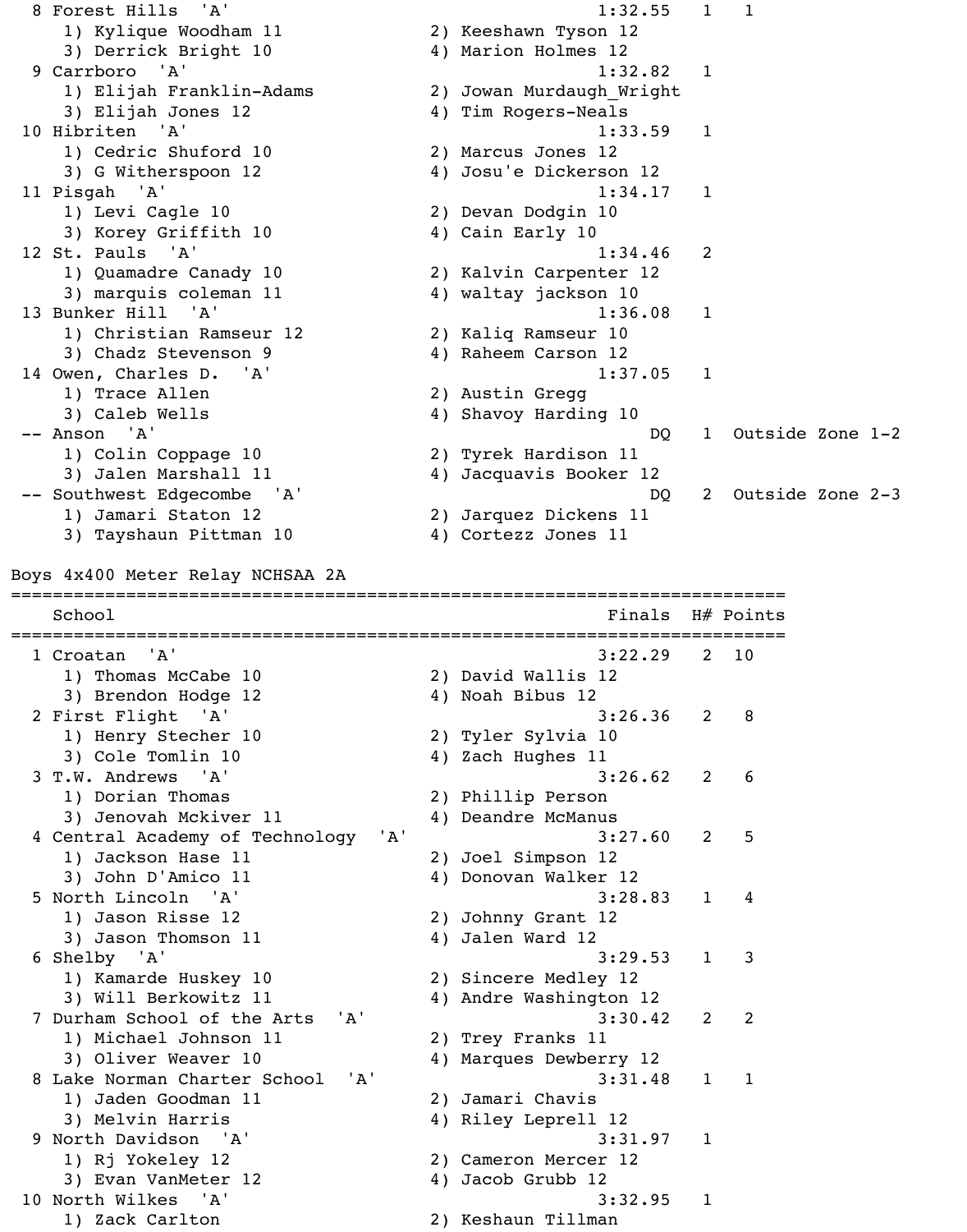| Place | School | Finals | H# | Points |
|---|---|---|---|---|
| 8 | Forest Hills 'A' | 1:32.55 | 1 | 1 |
| | 1) Kylique Woodham 11; 2) Keeshawn Tyson 12; 3) Derrick Bright 10; 4) Marion Holmes 12 | | | |
| 9 | Carrboro 'A' | 1:32.82 | 1 | |
| | 1) Elijah Franklin-Adams; 2) Jowan Murdaugh_Wright; 3) Elijah Jones 12; 4) Tim Rogers-Neals | | | |
| 10 | Hibriten 'A' | 1:33.59 | 1 | |
| | 1) Cedric Shuford 10; 2) Marcus Jones 12; 3) G Witherspoon 12; 4) Josu'e Dickerson 12 | | | |
| 11 | Pisgah 'A' | 1:34.17 | 1 | |
| | 1) Levi Cagle 10; 2) Devan Dodgin 10; 3) Korey Griffith 10; 4) Cain Early 10 | | | |
| 12 | St. Pauls 'A' | 1:34.46 | 2 | |
| | 1) Quamadre Canady 10; 2) Kalvin Carpenter 12; 3) marquis coleman 11; 4) waltay jackson 10 | | | |
| 13 | Bunker Hill 'A' | 1:36.08 | 1 | |
| | 1) Christian Ramseur 12; 2) Kaliq Ramseur 10; 3) Chadz Stevenson 9; 4) Raheem Carson 12 | | | |
| 14 | Owen, Charles D. 'A' | 1:37.05 | 1 | |
| | 1) Trace Allen; 2) Austin Gregg; 3) Caleb Wells; 4) Shavoy Harding 10 | | | |
| -- | Anson 'A' | DQ | 1 | Outside Zone 1-2 |
| | 1) Colin Coppage 10; 2) Tyrek Hardison 11; 3) Jalen Marshall 11; 4) Jacquavis Booker 12 | | | |
| -- | Southwest Edgecombe 'A' | DQ | 2 | Outside Zone 2-3 |
| | 1) Jamari Staton 12; 2) Jarquez Dickens 11; 3) Tayshaun Pittman 10; 4) Cortezz Jones 11 | | | |

## Boys 4x400 Meter Relay NCHSAA 2A

| Place | School | Finals | H# | Points |
|---|---|---|---|---|
| 1 | Croatan 'A' | 3:22.29 | 2 | 10 |
| | 1) Thomas McCabe 10; 2) David Wallis 12; 3) Brendon Hodge 12; 4) Noah Bibus 12 | | | |
| 2 | First Flight 'A' | 3:26.36 | 2 | 8 |
| | 1) Henry Stecher 10; 2) Tyler Sylvia 10; 3) Cole Tomlin 10; 4) Zach Hughes 11 | | | |
| 3 | T.W. Andrews 'A' | 3:26.62 | 2 | 6 |
| | 1) Dorian Thomas; 2) Phillip Person; 3) Jenovah Mckiver 11; 4) Deandre McManus | | | |
| 4 | Central Academy of Technology 'A' | 3:27.60 | 2 | 5 |
| | 1) Jackson Hase 11; 2) Joel Simpson 12; 3) John D'Amico 11; 4) Donovan Walker 12 | | | |
| 5 | North Lincoln 'A' | 3:28.83 | 1 | 4 |
| | 1) Jason Risse 12; 2) Johnny Grant 12; 3) Jason Thomson 11; 4) Jalen Ward 12 | | | |
| 6 | Shelby 'A' | 3:29.53 | 1 | 3 |
| | 1) Kamarde Huskey 10; 2) Sincere Medley 12; 3) Will Berkowitz 11; 4) Andre Washington 12 | | | |
| 7 | Durham School of the Arts 'A' | 3:30.42 | 2 | 2 |
| | 1) Michael Johnson 11; 2) Trey Franks 11; 3) Oliver Weaver 10; 4) Marques Dewberry 12 | | | |
| 8 | Lake Norman Charter School 'A' | 3:31.48 | 1 | 1 |
| | 1) Jaden Goodman 11; 2) Jamari Chavis; 3) Melvin Harris; 4) Riley Leprell 12 | | | |
| 9 | North Davidson 'A' | 3:31.97 | 1 | |
| | 1) Rj Yokeley 12; 2) Cameron Mercer 12; 3) Evan VanMeter 12; 4) Jacob Grubb 12 | | | |
| 10 | North Wilkes 'A' | 3:32.95 | 1 | |
| | 1) Zack Carlton; 2) Keshaun Tillman | | | |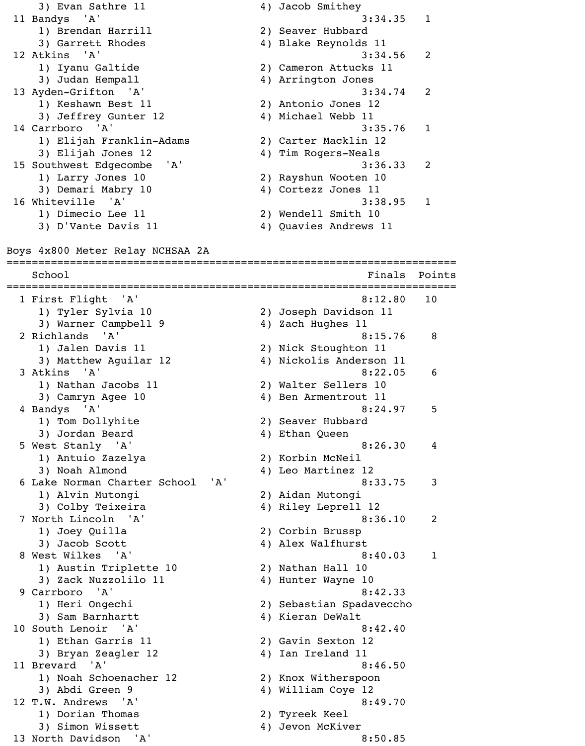| | | | |
|---|---|---|---|
| 3) Evan Sathre 11 | 4) Jacob Smithey | | |
| 11 Bandys 'A' | | 3:34.35 | 1 |
| 1) Brendan Harrill | 2) Seaver Hubbard | | |
| 3) Garrett Rhodes | 4) Blake Reynolds 11 | | |
| 12 Atkins 'A' | | 3:34.56 | 2 |
| 1) Iyanu Galtide | 2) Cameron Attucks 11 | | |
| 3) Judan Hempall | 4) Arrington Jones | | |
| 13 Ayden-Grifton 'A' | | 3:34.74 | 2 |
| 1) Keshawn Best 11 | 2) Antonio Jones 12 | | |
| 3) Jeffrey Gunter 12 | 4) Michael Webb 11 | | |
| 14 Carrboro 'A' | | 3:35.76 | 1 |
| 1) Elijah Franklin-Adams | 2) Carter Macklin 12 | | |
| 3) Elijah Jones 12 | 4) Tim Rogers-Neals | | |
| 15 Southwest Edgecombe 'A' | | 3:36.33 | 2 |
| 1) Larry Jones 10 | 2) Rayshun Wooten 10 | | |
| 3) Demari Mabry 10 | 4) Cortezz Jones 11 | | |
| 16 Whiteville 'A' | | 3:38.95 | 1 |
| 1) Dimecio Lee 11 | 2) Wendell Smith 10 | | |
| 3) D'Vante Davis 11 | 4) Quavies Andrews 11 | | |

## Boys 4x800 Meter Relay NCHSAA 2A

| School | | Finals | Points |
|---|---|---|---|
| 1 First Flight 'A' | | 8:12.80 | 10 |
| 1) Tyler Sylvia 10 | 2) Joseph Davidson 11 | | |
| 3) Warner Campbell 9 | 4) Zach Hughes 11 | | |
| 2 Richlands 'A' | | 8:15.76 | 8 |
| 1) Jalen Davis 11 | 2) Nick Stoughton 11 | | |
| 3) Matthew Aguilar 12 | 4) Nickolis Anderson 11 | | |
| 3 Atkins 'A' | | 8:22.05 | 6 |
| 1) Nathan Jacobs 11 | 2) Walter Sellers 10 | | |
| 3) Camryn Agee 10 | 4) Ben Armentrout 11 | | |
| 4 Bandys 'A' | | 8:24.97 | 5 |
| 1) Tom Dollyhite | 2) Seaver Hubbard | | |
| 3) Jordan Beard | 4) Ethan Queen | | |
| 5 West Stanly 'A' | | 8:26.30 | 4 |
| 1) Antuio Zazelya | 2) Korbin McNeil | | |
| 3) Noah Almond | 4) Leo Martinez 12 | | |
| 6 Lake Norman Charter School 'A' | | 8:33.75 | 3 |
| 1) Alvin Mutongi | 2) Aidan Mutongi | | |
| 3) Colby Teixeira | 4) Riley Leprell 12 | | |
| 7 North Lincoln 'A' | | 8:36.10 | 2 |
| 1) Joey Quilla | 2) Corbin Brussp | | |
| 3) Jacob Scott | 4) Alex Walfhurst | | |
| 8 West Wilkes 'A' | | 8:40.03 | 1 |
| 1) Austin Triplette 10 | 2) Nathan Hall 10 | | |
| 3) Zack Nuzzolilo 11 | 4) Hunter Wayne 10 | | |
| 9 Carrboro 'A' | | 8:42.33 | |
| 1) Heri Ongechi | 2) Sebastian Spadavecchio | | |
| 3) Sam Barnhartt | 4) Kieran DeWalt | | |
| 10 South Lenoir 'A' | | 8:42.40 | |
| 1) Ethan Garris 11 | 2) Gavin Sexton 12 | | |
| 3) Bryan Zeagler 12 | 4) Ian Ireland 11 | | |
| 11 Brevard 'A' | | 8:46.50 | |
| 1) Noah Schoenacher 12 | 2) Knox Witherspoon | | |
| 3) Abdi Green 9 | 4) William Coye 12 | | |
| 12 T.W. Andrews 'A' | | 8:49.70 | |
| 1) Dorian Thomas | 2) Tyreek Keel | | |
| 3) Simon Wissett | 4) Jevon McKiver | | |
| 13 North Davidson 'A' | | 8:50.85 | |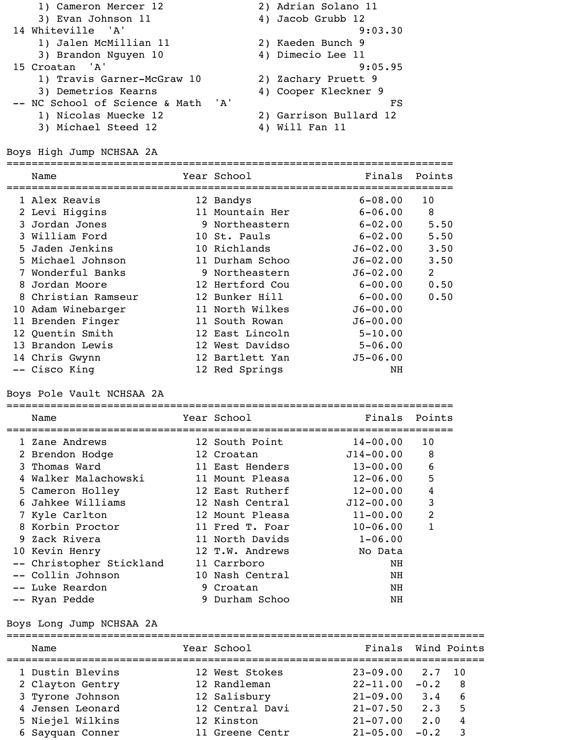1) Cameron Mercer 12 2) Adrian Solano 11
3) Evan Johnson 11 4) Jacob Grubb 12

14 Whiteville 'A' 9:03.30
1) Jalen McMillian 11 2) Kaeden Bunch 9
3) Brandon Nguyen 10 4) Dimecio Lee 11

15 Croatan 'A' 9:05.95
1) Travis Garner-McGraw 10 2) Zachary Pruett 9
3) Demetrios Kearns 4) Cooper Kleckner 9

-- NC School of Science & Math 'A' FS
1) Nicolas Muecke 12 2) Garrison Bullard 12
3) Michael Steed 12 4) Will Fan 11

## Boys High Jump NCHSAA 2A

| | Name | Year | School | Finals | Points |
|---|---|---|---|---|---|
| 1 | Alex Reavis | 12 | Bandys | 6-08.00 | 10 |
| 2 | Levi Higgins | 11 | Mountain Her | 6-06.00 | 8 |
| 3 | Jordan Jones | 9 | Northeastern | 6-02.00 | 5.50 |
| 3 | William Ford | 10 | St. Pauls | 6-02.00 | 5.50 |
| 5 | Jaden Jenkins | 10 | Richlands | J6-02.00 | 3.50 |
| 5 | Michael Johnson | 11 | Durham Schoo | J6-02.00 | 3.50 |
| 7 | Wonderful Banks | 9 | Northeastern | J6-02.00 | 2 |
| 8 | Jordan Moore | 12 | Hertford Cou | 6-00.00 | 0.50 |
| 8 | Christian Ramseur | 12 | Bunker Hill | 6-00.00 | 0.50 |
| 10 | Adam Winebarger | 11 | North Wilkes | J6-00.00 | |
| 11 | Brenden Finger | 11 | South Rowan | J6-00.00 | |
| 12 | Quentin Smith | 12 | East Lincoln | 5-10.00 | |
| 13 | Brandon Lewis | 12 | West Davidso | 5-06.00 | |
| 14 | Chris Gwynn | 12 | Bartlett Yan | J5-06.00 | |
| -- | Cisco King | 12 | Red Springs | NH | |

## Boys Pole Vault NCHSAA 2A

| | Name | Year | School | Finals | Points |
|---|---|---|---|---|---|
| 1 | Zane Andrews | 12 | South Point | 14-00.00 | 10 |
| 2 | Brendon Hodge | 12 | Croatan | J14-00.00 | 8 |
| 3 | Thomas Ward | 11 | East Henders | 13-00.00 | 6 |
| 4 | Walker Malachowski | 11 | Mount Pleasa | 12-06.00 | 5 |
| 5 | Cameron Holley | 12 | East Rutherf | 12-00.00 | 4 |
| 6 | Jahkee Williams | 12 | Nash Central | J12-00.00 | 3 |
| 7 | Kyle Carlton | 12 | Mount Pleasa | 11-00.00 | 2 |
| 8 | Korbin Proctor | 11 | Fred T. Foar | 10-06.00 | 1 |
| 9 | Zack Rivera | 11 | North Davids | 1-06.00 | |
| 10 | Kevin Henry | 12 | T.W. Andrews | No Data | |
| -- | Christopher Stickland | 11 | Carrboro | NH | |
| -- | Collin Johnson | 10 | Nash Central | NH | |
| -- | Luke Reardon | 9 | Croatan | NH | |
| -- | Ryan Pedde | 9 | Durham Schoo | NH | |

## Boys Long Jump NCHSAA 2A

| | Name | Year | School | Finals | Wind | Points |
|---|---|---|---|---|---|---|
| 1 | Dustin Blevins | 12 | West Stokes | 23-09.00 | 2.7 | 10 |
| 2 | Clayton Gentry | 12 | Randleman | 22-11.00 | -0.2 | 8 |
| 3 | Tyrone Johnson | 12 | Salisbury | 21-09.00 | 3.4 | 6 |
| 4 | Jensen Leonard | 12 | Central Davi | 21-07.50 | 2.3 | 5 |
| 5 | Niejel Wilkins | 12 | Kinston | 21-07.00 | 2.0 | 4 |
| 6 | Sayquan Conner | 11 | Greene Centr | 21-05.00 | -0.2 | 3 |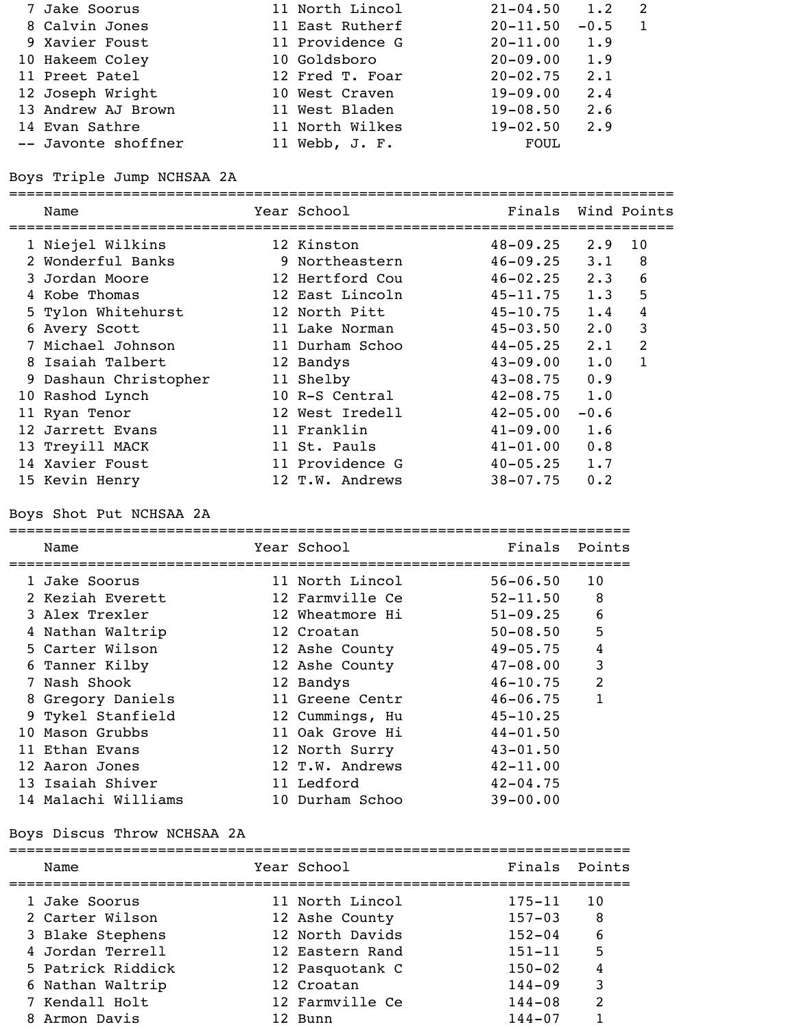| Place | Name | Year | School | Finals | Wind | Points |
|---|---|---|---|---|---|---|
| 7 | Jake Soorus | 11 | North Lincol | 21-04.50 | 1.2 | 2 |
| 8 | Calvin Jones | 11 | East Rutherf | 20-11.50 | -0.5 | 1 |
| 9 | Xavier Foust | 11 | Providence G | 20-11.00 | 1.9 | |
| 10 | Hakeem Coley | 10 | Goldsboro | 20-09.00 | 1.9 | |
| 11 | Preet Patel | 12 | Fred T. Foar | 20-02.75 | 2.1 | |
| 12 | Joseph Wright | 10 | West Craven | 19-09.00 | 2.4 | |
| 13 | Andrew AJ Brown | 11 | West Bladen | 19-08.50 | 2.6 | |
| 14 | Evan Sathre | 11 | North Wilkes | 19-02.50 | 2.9 | |
| -- | Javonte shoffner | 11 | Webb, J. F. | FOUL | | |

## Boys Triple Jump NCHSAA 2A

| Place | Name | Year | School | Finals | Wind | Points |
|---|---|---|---|---|---|---|
| 1 | Niejel Wilkins | 12 | Kinston | 48-09.25 | 2.9 | 10 |
| 2 | Wonderful Banks | 9 | Northeastern | 46-09.25 | 3.1 | 8 |
| 3 | Jordan Moore | 12 | Hertford Cou | 46-02.25 | 2.3 | 6 |
| 4 | Kobe Thomas | 12 | East Lincoln | 45-11.75 | 1.3 | 5 |
| 5 | Tylon Whitehurst | 12 | North Pitt | 45-10.75 | 1.4 | 4 |
| 6 | Avery Scott | 11 | Lake Norman | 45-03.50 | 2.0 | 3 |
| 7 | Michael Johnson | 11 | Durham Schoo | 44-05.25 | 2.1 | 2 |
| 8 | Isaiah Talbert | 12 | Bandys | 43-09.00 | 1.0 | 1 |
| 9 | Dashaun Christopher | 11 | Shelby | 43-08.75 | 0.9 | |
| 10 | Rashod Lynch | 10 | R-S Central | 42-08.75 | 1.0 | |
| 11 | Ryan Tenor | 12 | West Iredell | 42-05.00 | -0.6 | |
| 12 | Jarrett Evans | 11 | Franklin | 41-09.00 | 1.6 | |
| 13 | Treyill MACK | 11 | St. Pauls | 41-01.00 | 0.8 | |
| 14 | Xavier Foust | 11 | Providence G | 40-05.25 | 1.7 | |
| 15 | Kevin Henry | 12 | T.W. Andrews | 38-07.75 | 0.2 | |

## Boys Shot Put NCHSAA 2A

| Place | Name | Year | School | Finals | Points |
|---|---|---|---|---|---|
| 1 | Jake Soorus | 11 | North Lincol | 56-06.50 | 10 |
| 2 | Keziah Everett | 12 | Farmville Ce | 52-11.50 | 8 |
| 3 | Alex Trexler | 12 | Wheatmore Hi | 51-09.25 | 6 |
| 4 | Nathan Waltrip | 12 | Croatan | 50-08.50 | 5 |
| 5 | Carter Wilson | 12 | Ashe County | 49-05.75 | 4 |
| 6 | Tanner Kilby | 12 | Ashe County | 47-08.00 | 3 |
| 7 | Nash Shook | 12 | Bandys | 46-10.75 | 2 |
| 8 | Gregory Daniels | 11 | Greene Centr | 46-06.75 | 1 |
| 9 | Tykel Stanfield | 12 | Cummings, Hu | 45-10.25 | |
| 10 | Mason Grubbs | 11 | Oak Grove Hi | 44-01.50 | |
| 11 | Ethan Evans | 12 | North Surry | 43-01.50 | |
| 12 | Aaron Jones | 12 | T.W. Andrews | 42-11.00 | |
| 13 | Isaiah Shiver | 11 | Ledford | 42-04.75 | |
| 14 | Malachi Williams | 10 | Durham Schoo | 39-00.00 | |

## Boys Discus Throw NCHSAA 2A

| Place | Name | Year | School | Finals | Points |
|---|---|---|---|---|---|
| 1 | Jake Soorus | 11 | North Lincol | 175-11 | 10 |
| 2 | Carter Wilson | 12 | Ashe County | 157-03 | 8 |
| 3 | Blake Stephens | 12 | North Davids | 152-04 | 6 |
| 4 | Jordan Terrell | 12 | Eastern Rand | 151-11 | 5 |
| 5 | Patrick Riddick | 12 | Pasquotank C | 150-02 | 4 |
| 6 | Nathan Waltrip | 12 | Croatan | 144-09 | 3 |
| 7 | Kendall Holt | 12 | Farmville Ce | 144-08 | 2 |
| 8 | Armon Davis | 12 | Bunn | 144-07 | 1 |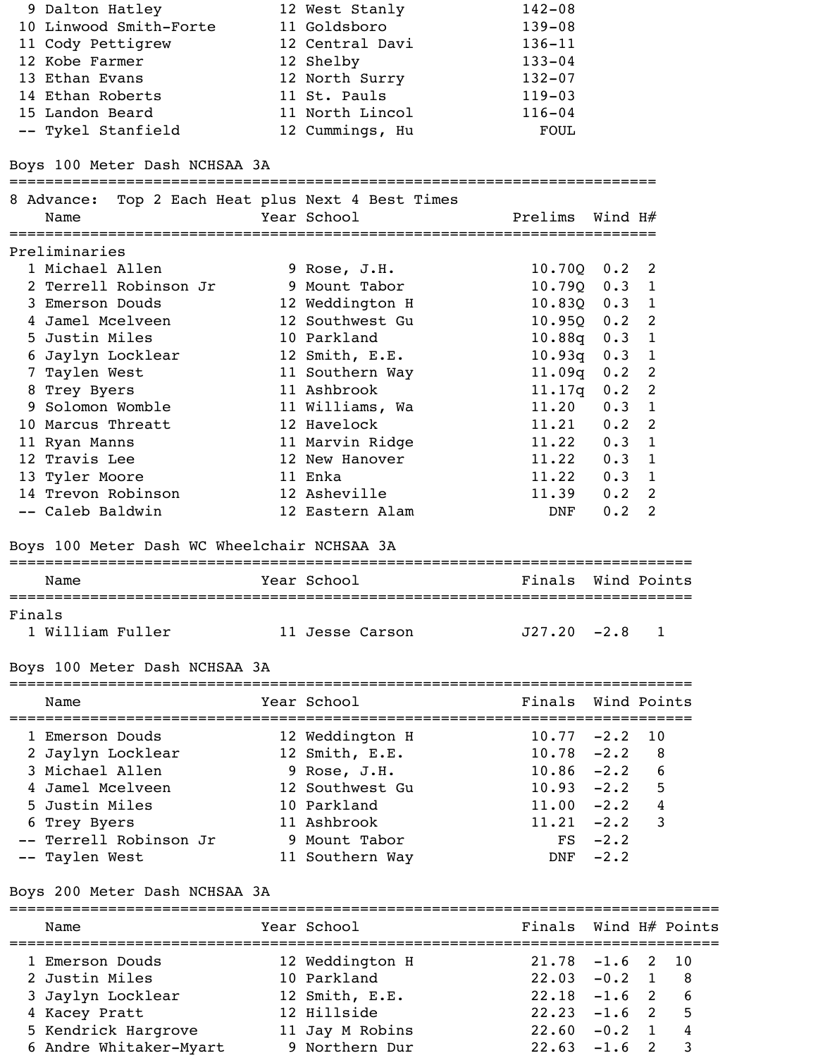| Place | Name | Year | School | Mark |
|---|---|---|---|---|
| 9 | Dalton Hatley | 12 | West Stanly | 142-08 |
| 10 | Linwood Smith-Forte | 11 | Goldsboro | 139-08 |
| 11 | Cody Pettigrew | 12 | Central Davi | 136-11 |
| 12 | Kobe Farmer | 12 | Shelby | 133-04 |
| 13 | Ethan Evans | 12 | North Surry | 132-07 |
| 14 | Ethan Roberts | 11 | St. Pauls | 119-03 |
| 15 | Landon Beard | 11 | North Lincol | 116-04 |
| -- | Tykel Stanfield | 12 | Cummings, Hu | FOUL |

## Boys 100 Meter Dash NCHSAA 3A

8 Advance: Top 2 Each Heat plus Next 4 Best Times

Preliminaries

| Place | Name | Year | School | Prelims | Wind | H# |
|---|---|---|---|---|---|---|
| 1 | Michael Allen | 9 | Rose, J.H. | 10.70Q | 0.2 | 2 |
| 2 | Terrell Robinson Jr | 9 | Mount Tabor | 10.79Q | 0.3 | 1 |
| 3 | Emerson Douds | 12 | Weddington H | 10.83Q | 0.3 | 1 |
| 4 | Jamel Mcelveen | 12 | Southwest Gu | 10.95Q | 0.2 | 2 |
| 5 | Justin Miles | 10 | Parkland | 10.88q | 0.3 | 1 |
| 6 | Jaylyn Locklear | 12 | Smith, E.E. | 10.93q | 0.3 | 1 |
| 7 | Taylen West | 11 | Southern Way | 11.09q | 0.2 | 2 |
| 8 | Trey Byers | 11 | Ashbrook | 11.17q | 0.2 | 2 |
| 9 | Solomon Womble | 11 | Williams, Wa | 11.20 | 0.3 | 1 |
| 10 | Marcus Threatt | 12 | Havelock | 11.21 | 0.2 | 2 |
| 11 | Ryan Manns | 11 | Marvin Ridge | 11.22 | 0.3 | 1 |
| 12 | Travis Lee | 12 | New Hanover | 11.22 | 0.3 | 1 |
| 13 | Tyler Moore | 11 | Enka | 11.22 | 0.3 | 1 |
| 14 | Trevon Robinson | 12 | Asheville | 11.39 | 0.2 | 2 |
| -- | Caleb Baldwin | 12 | Eastern Alam | DNF | 0.2 | 2 |

## Boys 100 Meter Dash WC Wheelchair NCHSAA 3A

Finals

| Place | Name | Year | School | Finals | Wind | Points |
|---|---|---|---|---|---|---|
| 1 | William Fuller | 11 | Jesse Carson | J27.20 | -2.8 | 1 |

## Boys 100 Meter Dash NCHSAA 3A

| Place | Name | Year | School | Finals | Wind | Points |
|---|---|---|---|---|---|---|
| 1 | Emerson Douds | 12 | Weddington H | 10.77 | -2.2 | 10 |
| 2 | Jaylyn Locklear | 12 | Smith, E.E. | 10.78 | -2.2 | 8 |
| 3 | Michael Allen | 9 | Rose, J.H. | 10.86 | -2.2 | 6 |
| 4 | Jamel Mcelveen | 12 | Southwest Gu | 10.93 | -2.2 | 5 |
| 5 | Justin Miles | 10 | Parkland | 11.00 | -2.2 | 4 |
| 6 | Trey Byers | 11 | Ashbrook | 11.21 | -2.2 | 3 |
| -- | Terrell Robinson Jr | 9 | Mount Tabor | FS | -2.2 | |
| -- | Taylen West | 11 | Southern Way | DNF | -2.2 | |

## Boys 200 Meter Dash NCHSAA 3A

| Place | Name | Year | School | Finals | Wind | H# | Points |
|---|---|---|---|---|---|---|---|
| 1 | Emerson Douds | 12 | Weddington H | 21.78 | -1.6 | 2 | 10 |
| 2 | Justin Miles | 10 | Parkland | 22.03 | -0.2 | 1 | 8 |
| 3 | Jaylyn Locklear | 12 | Smith, E.E. | 22.18 | -1.6 | 2 | 6 |
| 4 | Kacey Pratt | 12 | Hillside | 22.23 | -1.6 | 2 | 5 |
| 5 | Kendrick Hargrove | 11 | Jay M Robins | 22.60 | -0.2 | 1 | 4 |
| 6 | Andre Whitaker-Myart | 9 | Northern Dur | 22.63 | -1.6 | 2 | 3 |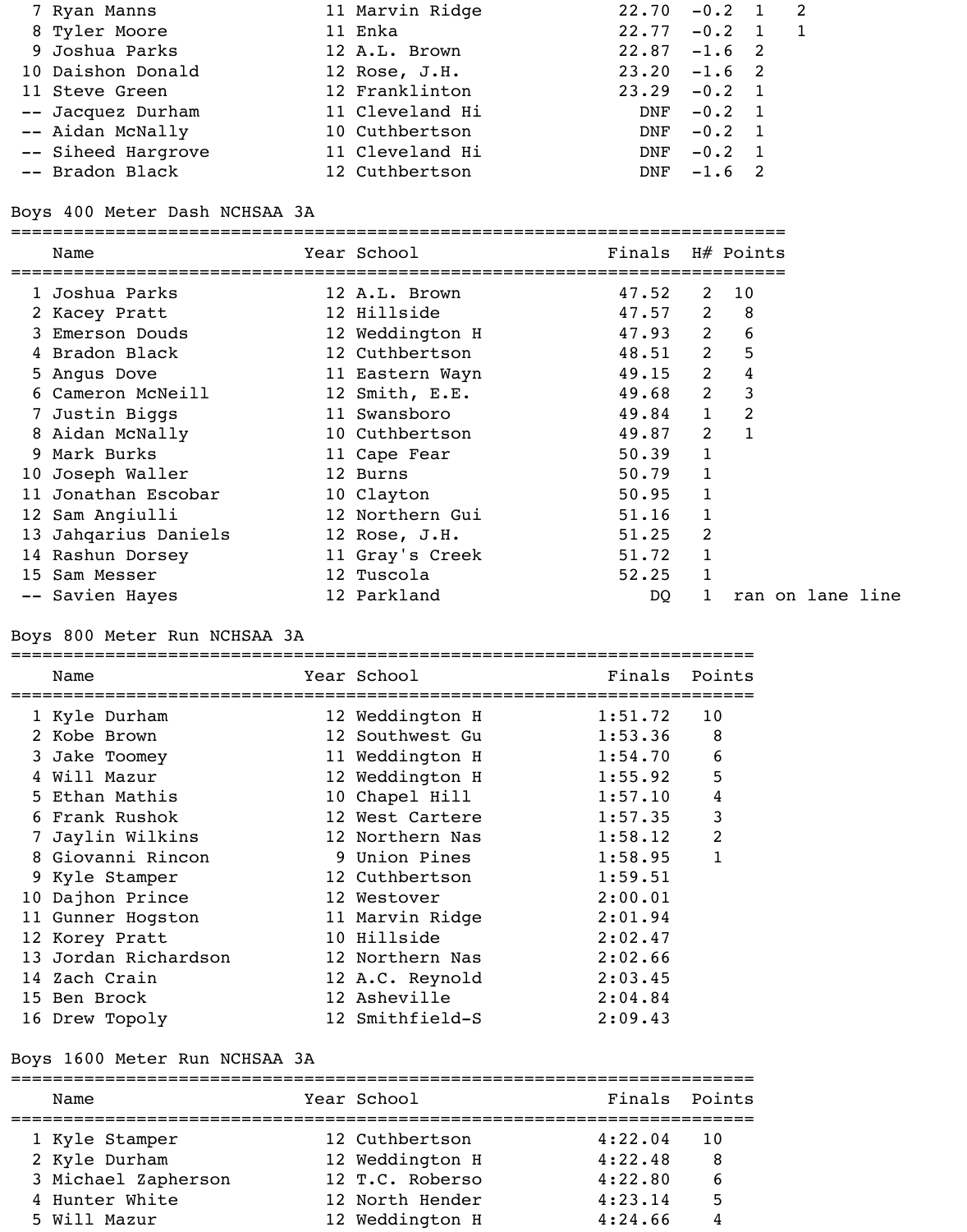| Place | Name | Year | School | Finals | Wind | H# | Points |
|---|---|---|---|---|---|---|---|
| 7 | Ryan Manns | 11 | Marvin Ridge | 22.70 | -0.2 | 1 | 2 |
| 8 | Tyler Moore | 11 | Enka | 22.77 | -0.2 | 1 | 1 |
| 9 | Joshua Parks | 12 | A.L. Brown | 22.87 | -1.6 | 2 | |
| 10 | Daishon Donald | 12 | Rose, J.H. | 23.20 | -1.6 | 2 | |
| 11 | Steve Green | 12 | Franklinton | 23.29 | -0.2 | 1 | |
| -- | Jacquez Durham | 11 | Cleveland Hi | DNF | -0.2 | 1 | |
| -- | Aidan McNally | 10 | Cuthbertson | DNF | -0.2 | 1 | |
| -- | Siheed Hargrove | 11 | Cleveland Hi | DNF | -0.2 | 1 | |
| -- | Bradon Black | 12 | Cuthbertson | DNF | -1.6 | 2 | |

## Boys 400 Meter Dash NCHSAA 3A

| Place | Name | Year | School | Finals | H# | Points |
|---|---|---|---|---|---|---|
| 1 | Joshua Parks | 12 | A.L. Brown | 47.52 | 2 | 10 |
| 2 | Kacey Pratt | 12 | Hillside | 47.57 | 2 | 8 |
| 3 | Emerson Douds | 12 | Weddington H | 47.93 | 2 | 6 |
| 4 | Bradon Black | 12 | Cuthbertson | 48.51 | 2 | 5 |
| 5 | Angus Dove | 11 | Eastern Wayn | 49.15 | 2 | 4 |
| 6 | Cameron McNeill | 12 | Smith, E.E. | 49.68 | 2 | 3 |
| 7 | Justin Biggs | 11 | Swansboro | 49.84 | 1 | 2 |
| 8 | Aidan McNally | 10 | Cuthbertson | 49.87 | 2 | 1 |
| 9 | Mark Burks | 11 | Cape Fear | 50.39 | 1 | |
| 10 | Joseph Waller | 12 | Burns | 50.79 | 1 | |
| 11 | Jonathan Escobar | 10 | Clayton | 50.95 | 1 | |
| 12 | Sam Angiulli | 12 | Northern Gui | 51.16 | 1 | |
| 13 | Jahqarius Daniels | 12 | Rose, J.H. | 51.25 | 2 | |
| 14 | Rashun Dorsey | 11 | Gray's Creek | 51.72 | 1 | |
| 15 | Sam Messer | 12 | Tuscola | 52.25 | 1 | |
| -- | Savien Hayes | 12 | Parkland | DQ | 1 | ran on lane line |

## Boys 800 Meter Run NCHSAA 3A

| Place | Name | Year | School | Finals | Points |
|---|---|---|---|---|---|
| 1 | Kyle Durham | 12 | Weddington H | 1:51.72 | 10 |
| 2 | Kobe Brown | 12 | Southwest Gu | 1:53.36 | 8 |
| 3 | Jake Toomey | 11 | Weddington H | 1:54.70 | 6 |
| 4 | Will Mazur | 12 | Weddington H | 1:55.92 | 5 |
| 5 | Ethan Mathis | 10 | Chapel Hill | 1:57.10 | 4 |
| 6 | Frank Rushok | 12 | West Cartere | 1:57.35 | 3 |
| 7 | Jaylin Wilkins | 12 | Northern Nas | 1:58.12 | 2 |
| 8 | Giovanni Rincon | 9 | Union Pines | 1:58.95 | 1 |
| 9 | Kyle Stamper | 12 | Cuthbertson | 1:59.51 | |
| 10 | Dajhon Prince | 12 | Westover | 2:00.01 | |
| 11 | Gunner Hogston | 11 | Marvin Ridge | 2:01.94 | |
| 12 | Korey Pratt | 10 | Hillside | 2:02.47 | |
| 13 | Jordan Richardson | 12 | Northern Nas | 2:02.66 | |
| 14 | Zach Crain | 12 | A.C. Reynold | 2:03.45 | |
| 15 | Ben Brock | 12 | Asheville | 2:04.84 | |
| 16 | Drew Topoly | 12 | Smithfield-S | 2:09.43 | |

## Boys 1600 Meter Run NCHSAA 3A

| Place | Name | Year | School | Finals | Points |
|---|---|---|---|---|---|
| 1 | Kyle Stamper | 12 | Cuthbertson | 4:22.04 | 10 |
| 2 | Kyle Durham | 12 | Weddington H | 4:22.48 | 8 |
| 3 | Michael Zapherson | 12 | T.C. Roberso | 4:22.80 | 6 |
| 4 | Hunter White | 12 | North Hender | 4:23.14 | 5 |
| 5 | Will Mazur | 12 | Weddington H | 4:24.66 | 4 |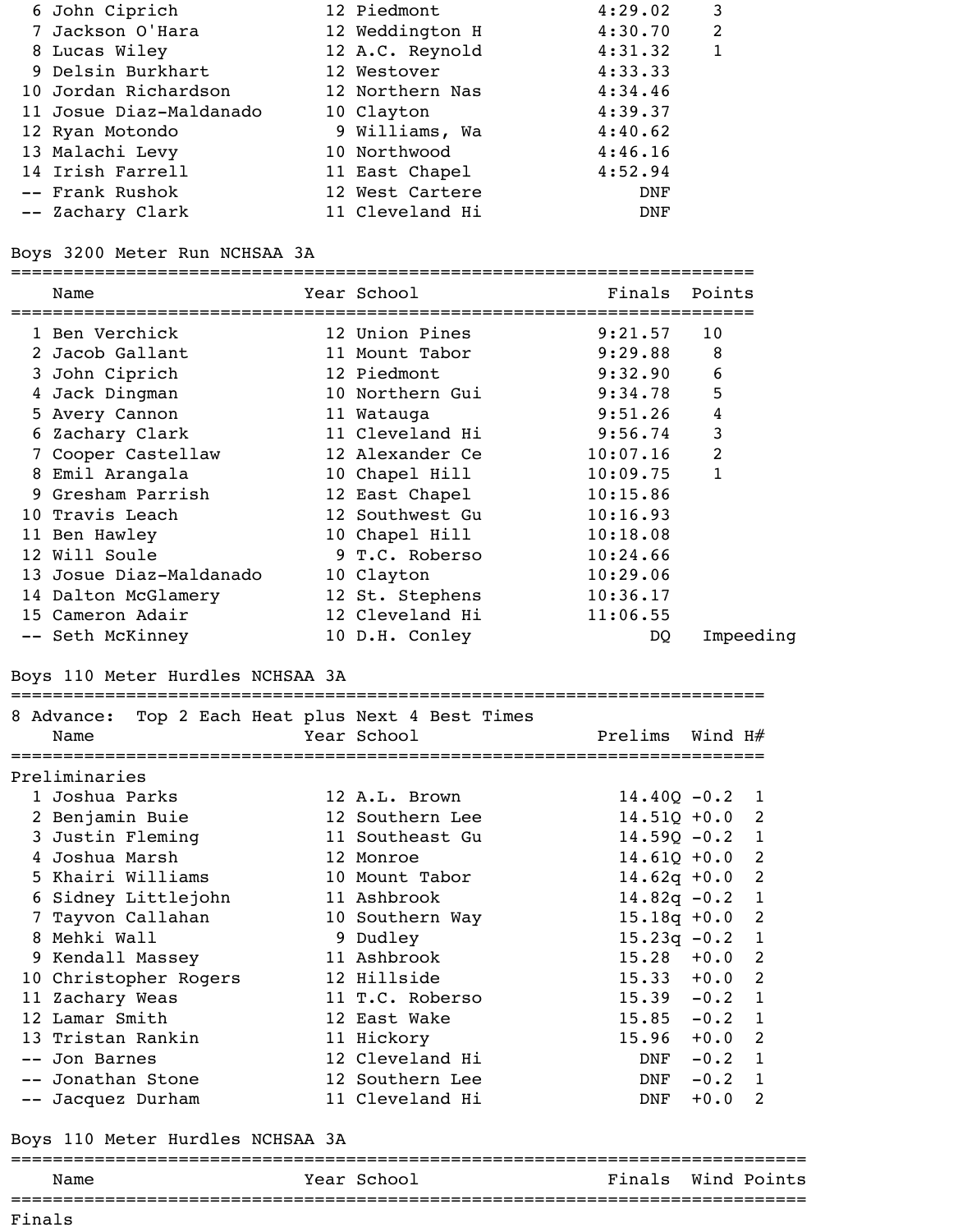| Place | Name | Year | School | Finals | Points |
|---|---|---|---|---|---|
| 6 | John Ciprich | 12 | Piedmont | 4:29.02 | 3 |
| 7 | Jackson O'Hara | 12 | Weddington H | 4:30.70 | 2 |
| 8 | Lucas Wiley | 12 | A.C. Reynold | 4:31.32 | 1 |
| 9 | Delsin Burkhart | 12 | Westover | 4:33.33 | |
| 10 | Jordan Richardson | 12 | Northern Nas | 4:34.46 | |
| 11 | Josue Diaz-Maldanado | 10 | Clayton | 4:39.37 | |
| 12 | Ryan Motondo | 9 | Williams, Wa | 4:40.62 | |
| 13 | Malachi Levy | 10 | Northwood | 4:46.16 | |
| 14 | Irish Farrell | 11 | East Chapel | 4:52.94 | |
| -- | Frank Rushok | 12 | West Cartere | DNF | |
| -- | Zachary Clark | 11 | Cleveland Hi | DNF | |

## Boys 3200 Meter Run NCHSAA 3A

| Place | Name | Year | School | Finals | Points |
|---|---|---|---|---|---|
| 1 | Ben Verchick | 12 | Union Pines | 9:21.57 | 10 |
| 2 | Jacob Gallant | 11 | Mount Tabor | 9:29.88 | 8 |
| 3 | John Ciprich | 12 | Piedmont | 9:32.90 | 6 |
| 4 | Jack Dingman | 10 | Northern Gui | 9:34.78 | 5 |
| 5 | Avery Cannon | 11 | Watauga | 9:51.26 | 4 |
| 6 | Zachary Clark | 11 | Cleveland Hi | 9:56.74 | 3 |
| 7 | Cooper Castellaw | 12 | Alexander Ce | 10:07.16 | 2 |
| 8 | Emil Arangala | 10 | Chapel Hill | 10:09.75 | 1 |
| 9 | Gresham Parrish | 12 | East Chapel | 10:15.86 | |
| 10 | Travis Leach | 12 | Southwest Gu | 10:16.93 | |
| 11 | Ben Hawley | 10 | Chapel Hill | 10:18.08 | |
| 12 | Will Soule | 9 | T.C. Roberso | 10:24.66 | |
| 13 | Josue Diaz-Maldanado | 10 | Clayton | 10:29.06 | |
| 14 | Dalton McGlamery | 12 | St. Stephens | 10:36.17 | |
| 15 | Cameron Adair | 12 | Cleveland Hi | 11:06.55 | |
| -- | Seth McKinney | 10 | D.H. Conley | DQ | Impeeding |

## Boys 110 Meter Hurdles NCHSAA 3A

8 Advance: Top 2 Each Heat plus Next 4 Best Times

**Preliminaries**

| Place | Name | Year | School | Prelims | Wind | H# |
|---|---|---|---|---|---|---|
| 1 | Joshua Parks | 12 | A.L. Brown | 14.40Q | -0.2 | 1 |
| 2 | Benjamin Buie | 12 | Southern Lee | 14.51Q | +0.0 | 2 |
| 3 | Justin Fleming | 11 | Southeast Gu | 14.59Q | -0.2 | 1 |
| 4 | Joshua Marsh | 12 | Monroe | 14.61Q | +0.0 | 2 |
| 5 | Khairi Williams | 10 | Mount Tabor | 14.62q | +0.0 | 2 |
| 6 | Sidney Littlejohn | 11 | Ashbrook | 14.82q | -0.2 | 1 |
| 7 | Tayvon Callahan | 10 | Southern Way | 15.18q | +0.0 | 2 |
| 8 | Mehki Wall | 9 | Dudley | 15.23q | -0.2 | 1 |
| 9 | Kendall Massey | 11 | Ashbrook | 15.28 | +0.0 | 2 |
| 10 | Christopher Rogers | 12 | Hillside | 15.33 | +0.0 | 2 |
| 11 | Zachary Weas | 11 | T.C. Roberso | 15.39 | -0.2 | 1 |
| 12 | Lamar Smith | 12 | East Wake | 15.85 | -0.2 | 1 |
| 13 | Tristan Rankin | 11 | Hickory | 15.96 | +0.0 | 2 |
| -- | Jon Barnes | 12 | Cleveland Hi | DNF | -0.2 | 1 |
| -- | Jonathan Stone | 12 | Southern Lee | DNF | -0.2 | 1 |
| -- | Jacquez Durham | 11 | Cleveland Hi | DNF | +0.0 | 2 |

## Boys 110 Meter Hurdles NCHSAA 3A

| Name | Year | School | Finals | Wind | Points |
|---|---|---|---|---|---|

**Finals**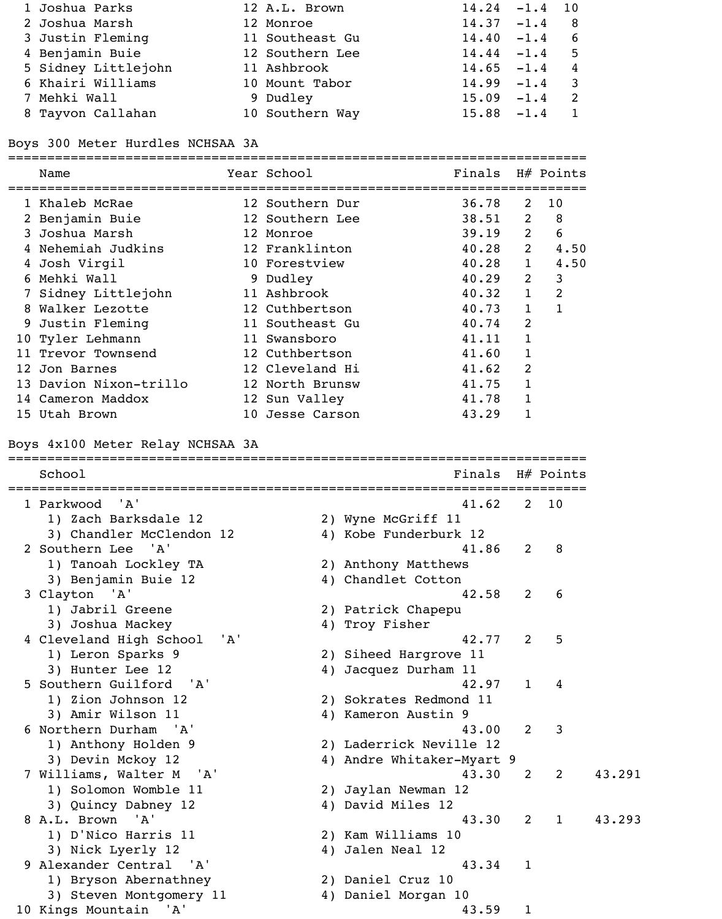| Place | Name | Year | School | Finals | Wind | Points |
|---|---|---|---|---|---|---|
| 1 | Joshua Parks | 12 | A.L. Brown | 14.24 | -1.4 | 10 |
| 2 | Joshua Marsh | 12 | Monroe | 14.37 | -1.4 | 8 |
| 3 | Justin Fleming | 11 | Southeast Gu | 14.40 | -1.4 | 6 |
| 4 | Benjamin Buie | 12 | Southern Lee | 14.44 | -1.4 | 5 |
| 5 | Sidney Littlejohn | 11 | Ashbrook | 14.65 | -1.4 | 4 |
| 6 | Khairi Williams | 10 | Mount Tabor | 14.99 | -1.4 | 3 |
| 7 | Mehki Wall | 9 | Dudley | 15.09 | -1.4 | 2 |
| 8 | Tayvon Callahan | 10 | Southern Way | 15.88 | -1.4 | 1 |

## Boys 300 Meter Hurdles NCHSAA 3A

| Place | Name | Year | School | Finals | H# | Points |
|---|---|---|---|---|---|---|
| 1 | Khaleb McRae | 12 | Southern Dur | 36.78 | 2 | 10 |
| 2 | Benjamin Buie | 12 | Southern Lee | 38.51 | 2 | 8 |
| 3 | Joshua Marsh | 12 | Monroe | 39.19 | 2 | 6 |
| 4 | Nehemiah Judkins | 12 | Franklinton | 40.28 | 2 | 4.50 |
| 4 | Josh Virgil | 10 | Forestview | 40.28 | 1 | 4.50 |
| 6 | Mehki Wall | 9 | Dudley | 40.29 | 2 | 3 |
| 7 | Sidney Littlejohn | 11 | Ashbrook | 40.32 | 1 | 2 |
| 8 | Walker Lezotte | 12 | Cuthbertson | 40.73 | 1 | 1 |
| 9 | Justin Fleming | 11 | Southeast Gu | 40.74 | 2 | |
| 10 | Tyler Lehmann | 11 | Swansboro | 41.11 | 1 | |
| 11 | Trevor Townsend | 12 | Cuthbertson | 41.60 | 1 | |
| 12 | Jon Barnes | 12 | Cleveland Hi | 41.62 | 2 | |
| 13 | Davion Nixon-trillo | 12 | North Brunsw | 41.75 | 1 | |
| 14 | Cameron Maddox | 12 | Sun Valley | 41.78 | 1 | |
| 15 | Utah Brown | 10 | Jesse Carson | 43.29 | 1 | |

## Boys 4x100 Meter Relay NCHSAA 3A

| Place | School | Finals | H# | Points | |
|---|---|---|---|---|---|
| 1 | Parkwood 'A' | 41.62 | 2 | 10 | |
| | 1) Zach Barksdale 12, 2) Wyne McGriff 11, 3) Chandler McClendon 12, 4) Kobe Funderburk 12 | | | | |
| 2 | Southern Lee 'A' | 41.86 | 2 | 8 | |
| | 1) Tanoah Lockley TA, 2) Anthony Matthews, 3) Benjamin Buie 12, 4) Chandlet Cotton | | | | |
| 3 | Clayton 'A' | 42.58 | 2 | 6 | |
| | 1) Jabril Greene, 2) Patrick Chapepu, 3) Joshua Mackey, 4) Troy Fisher | | | | |
| 4 | Cleveland High School 'A' | 42.77 | 2 | 5 | |
| | 1) Leron Sparks 9, 2) Siheed Hargrove 11, 3) Hunter Lee 12, 4) Jacquez Durham 11 | | | | |
| 5 | Southern Guilford 'A' | 42.97 | 1 | 4 | |
| | 1) Zion Johnson 12, 2) Sokrates Redmond 11, 3) Amir Wilson 11, 4) Kameron Austin 9 | | | | |
| 6 | Northern Durham 'A' | 43.00 | 2 | 3 | |
| | 1) Anthony Holden 9, 2) Laderrick Neville 12, 3) Devin Mckoy 12, 4) Andre Whitaker-Myart 9 | | | | |
| 7 | Williams, Walter M 'A' | 43.30 | 2 | 2 | 43.291 |
| | 1) Solomon Womble 11, 2) Jaylan Newman 12, 3) Quincy Dabney 12, 4) David Miles 12 | | | | |
| 8 | A.L. Brown 'A' | 43.30 | 2 | 1 | 43.293 |
| | 1) D'Nico Harris 11, 2) Kam Williams 10, 3) Nick Lyerly 12, 4) Jalen Neal 12 | | | | |
| 9 | Alexander Central 'A' | 43.34 | 1 | | |
| | 1) Bryson Abernathney, 2) Daniel Cruz 10, 3) Steven Montgomery 11, 4) Daniel Morgan 10 | | | | |
| 10 | Kings Mountain 'A' | 43.59 | 1 | | |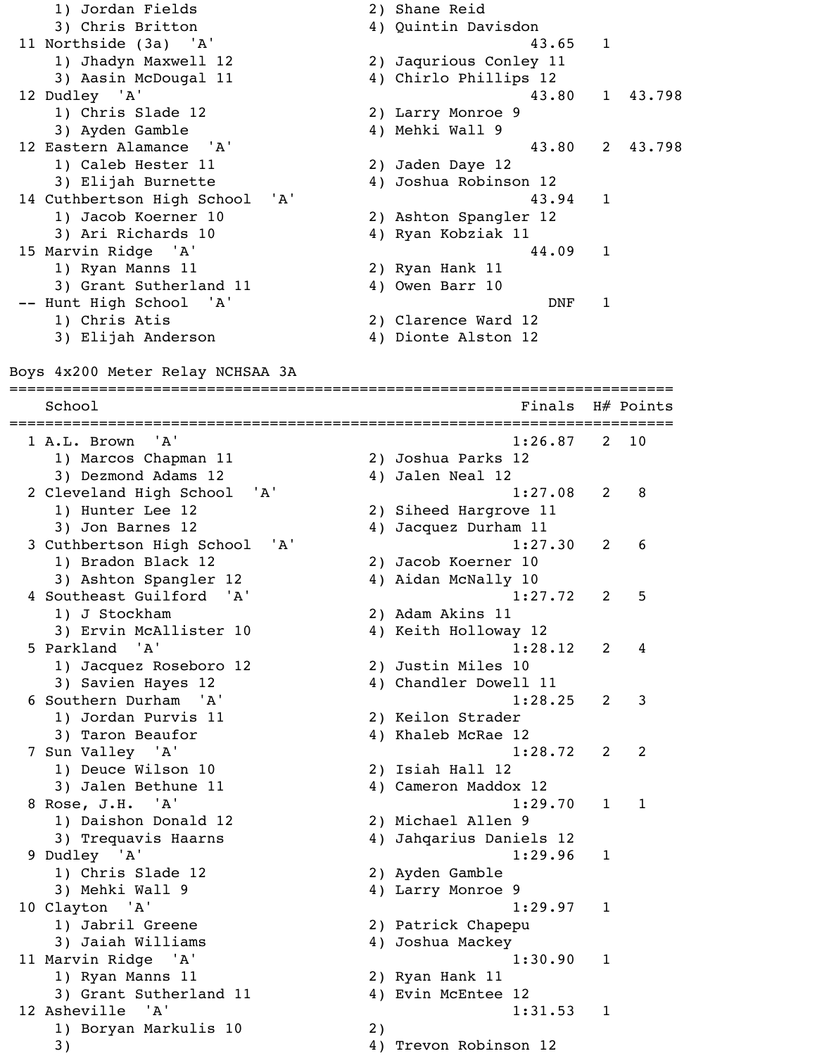```
    1) Jordan Fields                     2) Shane Reid
    3) Chris Britton                     4) Quintin Davisdon
 11 Northside (3a)  'A'                                43.65   1
    1) Jhadyn Maxwell 12                 2) Jaqurious Conley 11
    3) Aasin McDougal 11                 4) Chirlo Phillips 12
 12 Dudley  'A'                                        43.80   1  43.798
    1) Chris Slade 12                    2) Larry Monroe 9
    3) Ayden Gamble                      4) Mehki Wall 9
 12 Eastern Alamance  'A'                              43.80   2  43.798
    1) Caleb Hester 11                   2) Jaden Daye 12
    3) Elijah Burnette                   4) Joshua Robinson 12
 14 Cuthbertson High School  'A'                       43.94   1
    1) Jacob Koerner 10                  2) Ashton Spangler 12
    3) Ari Richards 10                   4) Ryan Kobziak 11
 15 Marvin Ridge  'A'                                  44.09   1
    1) Ryan Manns 11                     2) Ryan Hank 11
    3) Grant Sutherland 11               4) Owen Barr 10
 -- Hunt High School  'A'                                DNF   1
    1) Chris Atis                        2) Clarence Ward 12
    3) Elijah Anderson                   4) Dionte Alston 12
```

Boys 4x200 Meter Relay NCHSAA 3A

```
================================================================================
    School                                           Finals  H# Points
================================================================================
  1 A.L. Brown  'A'                                 1:26.87   2  10
    1) Marcos Chapman 11                 2) Joshua Parks 12
    3) Dezmond Adams 12                  4) Jalen Neal 12
  2 Cleveland High School  'A'                      1:27.08   2   8
    1) Hunter Lee 12                     2) Siheed Hargrove 11
    3) Jon Barnes 12                     4) Jacquez Durham 11
  3 Cuthbertson High School  'A'                    1:27.30   2   6
    1) Bradon Black 12                   2) Jacob Koerner 10
    3) Ashton Spangler 12                4) Aidan McNally 10
  4 Southeast Guilford  'A'                         1:27.72   2   5
    1) J Stockham                        2) Adam Akins 11
    3) Ervin McAllister 10               4) Keith Holloway 12
  5 Parkland  'A'                                   1:28.12   2   4
    1) Jacquez Roseboro 12               2) Justin Miles 10
    3) Savien Hayes 12                   4) Chandler Dowell 11
  6 Southern Durham  'A'                            1:28.25   2   3
    1) Jordan Purvis 11                  2) Keilon Strader
    3) Taron Beaufor                     4) Khaleb McRae 12
  7 Sun Valley  'A'                                 1:28.72   2   2
    1) Deuce Wilson 10                   2) Isiah Hall 12
    3) Jalen Bethune 11                  4) Cameron Maddox 12
  8 Rose, J.H.  'A'                                 1:29.70   1   1
    1) Daishon Donald 12                 2) Michael Allen 9
    3) Trequavis Haarns                  4) Jahqarius Daniels 12
  9 Dudley  'A'                                     1:29.96   1
    1) Chris Slade 12                    2) Ayden Gamble
    3) Mehki Wall 9                      4) Larry Monroe 9
 10 Clayton  'A'                                    1:29.97   1
    1) Jabril Greene                     2) Patrick Chapepu
    3) Jaiah Williams                    4) Joshua Mackey
 11 Marvin Ridge  'A'                               1:30.90   1
    1) Ryan Manns 11                     2) Ryan Hank 11
    3) Grant Sutherland 11               4) Evin McEntee 12
 12 Asheville  'A'                                  1:31.53   1
    1) Boryan Markulis 10                2)
    3)                                   4) Trevon Robinson 12
```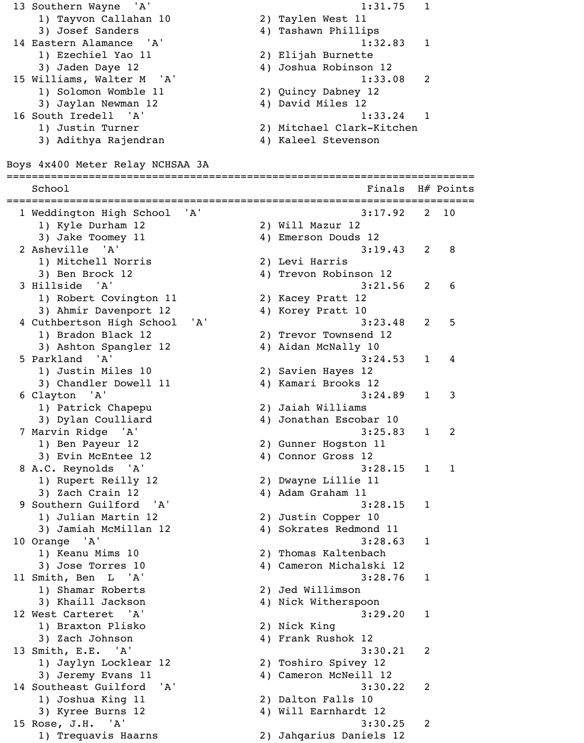| Place | School | Finals | H# | Points |
|---|---|---|---|---|
| 13 | Southern Wayne 'A' | 1:31.75 | 1 | |
| | 1) Tayvon Callahan 10; 2) Taylen West 11; 3) Josef Sanders; 4) Tashawn Phillips | | | |
| 14 | Eastern Alamance 'A' | 1:32.83 | 1 | |
| | 1) Ezechiel Yao 11; 2) Elijah Burnette; 3) Jaden Daye 12; 4) Joshua Robinson 12 | | | |
| 15 | Williams, Walter M 'A' | 1:33.08 | 2 | |
| | 1) Solomon Womble 11; 2) Quincy Dabney 12; 3) Jaylan Newman 12; 4) David Miles 12 | | | |
| 16 | South Iredell 'A' | 1:33.24 | 1 | |
| | 1) Justin Turner; 2) Mitchael Clark-Kitchen; 3) Adithya Rajendran; 4) Kaleel Stevenson | | | |

## Boys 4x400 Meter Relay NCHSAA 3A

| Place | School | Finals | H# | Points |
|---|---|---|---|---|
| 1 | Weddington High School 'A' | 3:17.92 | 2 | 10 |
| | 1) Kyle Durham 12; 2) Will Mazur 12; 3) Jake Toomey 11; 4) Emerson Douds 12 | | | |
| 2 | Asheville 'A' | 3:19.43 | 2 | 8 |
| | 1) Mitchell Norris; 2) Levi Harris; 3) Ben Brock 12; 4) Trevon Robinson 12 | | | |
| 3 | Hillside 'A' | 3:21.56 | 2 | 6 |
| | 1) Robert Covington 11; 2) Kacey Pratt 12; 3) Ahmir Davenport 12; 4) Korey Pratt 10 | | | |
| 4 | Cuthbertson High School 'A' | 3:23.48 | 2 | 5 |
| | 1) Bradon Black 12; 2) Trevor Townsend 12; 3) Ashton Spangler 12; 4) Aidan McNally 10 | | | |
| 5 | Parkland 'A' | 3:24.53 | 1 | 4 |
| | 1) Justin Miles 10; 2) Savien Hayes 12; 3) Chandler Dowell 11; 4) Kamari Brooks 12 | | | |
| 6 | Clayton 'A' | 3:24.89 | 1 | 3 |
| | 1) Patrick Chapepu; 2) Jaiah Williams; 3) Dylan Coulliard; 4) Jonathan Escobar 10 | | | |
| 7 | Marvin Ridge 'A' | 3:25.83 | 1 | 2 |
| | 1) Ben Payeur 12; 2) Gunner Hogston 11; 3) Evin McEntee 12; 4) Connor Gross 12 | | | |
| 8 | A.C. Reynolds 'A' | 3:28.15 | 1 | 1 |
| | 1) Rupert Reilly 12; 2) Dwayne Lillie 11; 3) Zach Crain 12; 4) Adam Graham 11 | | | |
| 9 | Southern Guilford 'A' | 3:28.15 | 1 | |
| | 1) Julian Martin 12; 2) Justin Copper 10; 3) Jamiah McMillan 12; 4) Sokrates Redmond 11 | | | |
| 10 | Orange 'A' | 3:28.63 | 1 | |
| | 1) Keanu Mims 10; 2) Thomas Kaltenbach; 3) Jose Torres 10; 4) Cameron Michalski 12 | | | |
| 11 | Smith, Ben L 'A' | 3:28.76 | 1 | |
| | 1) Shamar Roberts; 2) Jed Willimson; 3) Khaill Jackson; 4) Nick Witherspoon | | | |
| 12 | West Carteret 'A' | 3:29.20 | 1 | |
| | 1) Braxton Plisko; 2) Nick King; 3) Zach Johnson; 4) Frank Rushok 12 | | | |
| 13 | Smith, E.E. 'A' | 3:30.21 | 2 | |
| | 1) Jaylyn Locklear 12; 2) Toshiro Spivey 12; 3) Jeremy Evans 11; 4) Cameron McNeill 12 | | | |
| 14 | Southeast Guilford 'A' | 3:30.22 | 2 | |
| | 1) Joshua King 11; 2) Dalton Falls 10; 3) Kyree Burns 12; 4) Will Earnhardt 12 | | | |
| 15 | Rose, J.H. 'A' | 3:30.25 | 2 | |
| | 1) Trequavis Haarns; 2) Jahqarius Daniels 12 | | | |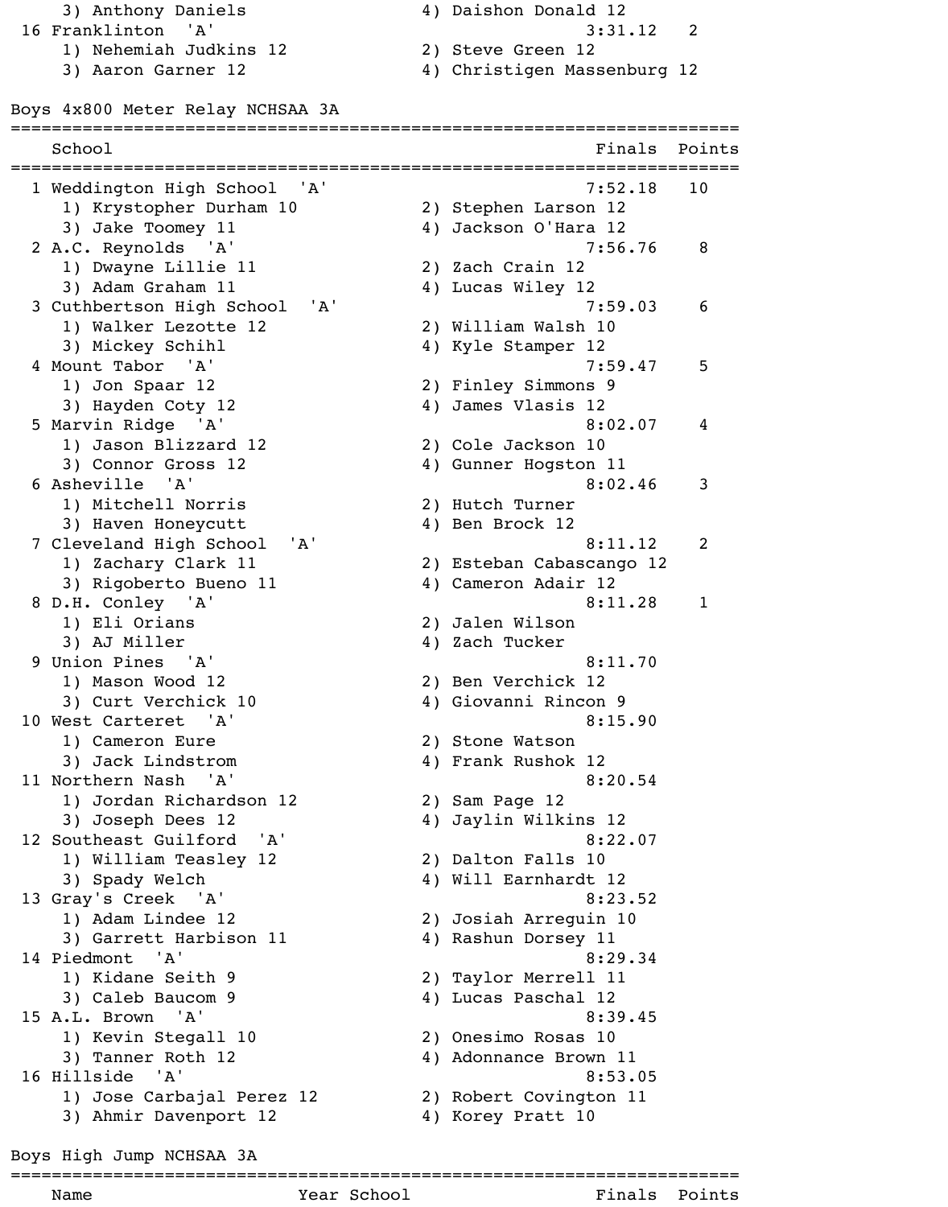3) Anthony Daniels 4) Daishon Donald 12

| Place | School | Finals | Points |
|---|---|---|---|
| 16 | Franklinton 'A' | 3:31.12 | 2 |
| | 1) Nehemiah Judkins 12; 2) Steve Green 12; 3) Aaron Garner 12; 4) Christigen Massenburg 12 | | |

## Boys 4x800 Meter Relay NCHSAA 3A

| Place | School | Finals | Points |
|---|---|---|---|
| 1 | Weddington High School 'A' | 7:52.18 | 10 |
| | 1) Krystopher Durham 10; 2) Stephen Larson 12; 3) Jake Toomey 11; 4) Jackson O'Hara 12 | | |
| 2 | A.C. Reynolds 'A' | 7:56.76 | 8 |
| | 1) Dwayne Lillie 11; 2) Zach Crain 12; 3) Adam Graham 11; 4) Lucas Wiley 12 | | |
| 3 | Cuthbertson High School 'A' | 7:59.03 | 6 |
| | 1) Walker Lezotte 12; 2) William Walsh 10; 3) Mickey Schihl; 4) Kyle Stamper 12 | | |
| 4 | Mount Tabor 'A' | 7:59.47 | 5 |
| | 1) Jon Spaar 12; 2) Finley Simmons 9; 3) Hayden Coty 12; 4) James Vlasis 12 | | |
| 5 | Marvin Ridge 'A' | 8:02.07 | 4 |
| | 1) Jason Blizzard 12; 2) Cole Jackson 10; 3) Connor Gross 12; 4) Gunner Hogston 11 | | |
| 6 | Asheville 'A' | 8:02.46 | 3 |
| | 1) Mitchell Norris; 2) Hutch Turner; 3) Haven Honeycutt; 4) Ben Brock 12 | | |
| 7 | Cleveland High School 'A' | 8:11.12 | 2 |
| | 1) Zachary Clark 11; 2) Esteban Cabascango 12; 3) Rigoberto Bueno 11; 4) Cameron Adair 12 | | |
| 8 | D.H. Conley 'A' | 8:11.28 | 1 |
| | 1) Eli Orians; 2) Jalen Wilson; 3) AJ Miller; 4) Zach Tucker | | |
| 9 | Union Pines 'A' | 8:11.70 | |
| | 1) Mason Wood 12; 2) Ben Verchick 12; 3) Curt Verchick 10; 4) Giovanni Rincon 9 | | |
| 10 | West Carteret 'A' | 8:15.90 | |
| | 1) Cameron Eure; 2) Stone Watson; 3) Jack Lindstrom; 4) Frank Rushok 12 | | |
| 11 | Northern Nash 'A' | 8:20.54 | |
| | 1) Jordan Richardson 12; 2) Sam Page 12; 3) Joseph Dees 12; 4) Jaylin Wilkins 12 | | |
| 12 | Southeast Guilford 'A' | 8:22.07 | |
| | 1) William Teasley 12; 2) Dalton Falls 10; 3) Spady Welch; 4) Will Earnhardt 12 | | |
| 13 | Gray's Creek 'A' | 8:23.52 | |
| | 1) Adam Lindee 12; 2) Josiah Arreguin 10; 3) Garrett Harbison 11; 4) Rashun Dorsey 11 | | |
| 14 | Piedmont 'A' | 8:29.34 | |
| | 1) Kidane Seith 9; 2) Taylor Merrell 11; 3) Caleb Baucom 9; 4) Lucas Paschal 12 | | |
| 15 | A.L. Brown 'A' | 8:39.45 | |
| | 1) Kevin Stegall 10; 2) Onesimo Rosas 10; 3) Tanner Roth 12; 4) Adonnance Brown 11 | | |
| 16 | Hillside 'A' | 8:53.05 | |
| | 1) Jose Carbajal Perez 12; 2) Robert Covington 11; 3) Ahmir Davenport 12; 4) Korey Pratt 10 | | |

## Boys High Jump NCHSAA 3A

| Name | Year | School | Finals | Points |
|---|---|---|---|---|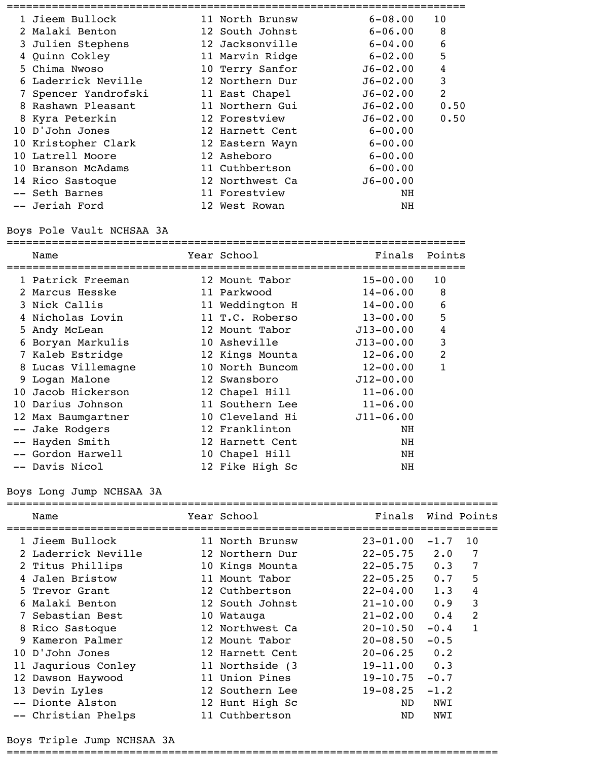| | Name | Year | School | Finals | Points |
|---|---|---|---|---|---|
| 1 | Jieem Bullock | 11 | North Brunsw | 6-08.00 | 10 |
| 2 | Malaki Benton | 12 | South Johnst | 6-06.00 | 8 |
| 3 | Julien Stephens | 12 | Jacksonville | 6-04.00 | 6 |
| 4 | Quinn Cokley | 11 | Marvin Ridge | 6-02.00 | 5 |
| 5 | Chima Nwoso | 10 | Terry Sanfor | J6-02.00 | 4 |
| 6 | Laderrick Neville | 12 | Northern Dur | J6-02.00 | 3 |
| 7 | Spencer Yandrofski | 11 | East Chapel | J6-02.00 | 2 |
| 8 | Rashawn Pleasant | 11 | Northern Gui | J6-02.00 | 0.50 |
| 8 | Kyra Peterkin | 12 | Forestview | J6-02.00 | 0.50 |
| 10 | D'John Jones | 12 | Harnett Cent | 6-00.00 | |
| 10 | Kristopher Clark | 12 | Eastern Wayn | 6-00.00 | |
| 10 | Latrell Moore | 12 | Asheboro | 6-00.00 | |
| 10 | Branson McAdams | 11 | Cuthbertson | 6-00.00 | |
| 14 | Rico Sastoque | 12 | Northwest Ca | J6-00.00 | |
| -- | Seth Barnes | 11 | Forestview | NH | |
| -- | Jeriah Ford | 12 | West Rowan | NH | |

## Boys Pole Vault NCHSAA 3A

| | Name | Year | School | Finals | Points |
|---|---|---|---|---|---|
| 1 | Patrick Freeman | 12 | Mount Tabor | 15-00.00 | 10 |
| 2 | Marcus Hesske | 11 | Parkwood | 14-06.00 | 8 |
| 3 | Nick Callis | 11 | Weddington H | 14-00.00 | 6 |
| 4 | Nicholas Lovin | 11 | T.C. Roberso | 13-00.00 | 5 |
| 5 | Andy McLean | 12 | Mount Tabor | J13-00.00 | 4 |
| 6 | Boryan Markulis | 10 | Asheville | J13-00.00 | 3 |
| 7 | Kaleb Estridge | 12 | Kings Mounta | 12-06.00 | 2 |
| 8 | Lucas Villemagne | 10 | North Buncom | 12-00.00 | 1 |
| 9 | Logan Malone | 12 | Swansboro | J12-00.00 | |
| 10 | Jacob Hickerson | 12 | Chapel Hill | 11-06.00 | |
| 10 | Darius Johnson | 11 | Southern Lee | 11-06.00 | |
| 12 | Max Baumgartner | 10 | Cleveland Hi | J11-06.00 | |
| -- | Jake Rodgers | 12 | Franklinton | NH | |
| -- | Hayden Smith | 12 | Harnett Cent | NH | |
| -- | Gordon Harwell | 10 | Chapel Hill | NH | |
| -- | Davis Nicol | 12 | Fike High Sc | NH | |

## Boys Long Jump NCHSAA 3A

| | Name | Year | School | Finals | Wind | Points |
|---|---|---|---|---|---|---|
| 1 | Jieem Bullock | 11 | North Brunsw | 23-01.00 | -1.7 | 10 |
| 2 | Laderrick Neville | 12 | Northern Dur | 22-05.75 | 2.0 | 7 |
| 2 | Titus Phillips | 10 | Kings Mounta | 22-05.75 | 0.3 | 7 |
| 4 | Jalen Bristow | 11 | Mount Tabor | 22-05.25 | 0.7 | 5 |
| 5 | Trevor Grant | 12 | Cuthbertson | 22-04.00 | 1.3 | 4 |
| 6 | Malaki Benton | 12 | South Johnst | 21-10.00 | 0.9 | 3 |
| 7 | Sebastian Best | 10 | Watauga | 21-02.00 | 0.4 | 2 |
| 8 | Rico Sastoque | 12 | Northwest Ca | 20-10.50 | -0.4 | 1 |
| 9 | Kameron Palmer | 12 | Mount Tabor | 20-08.50 | -0.5 | |
| 10 | D'John Jones | 12 | Harnett Cent | 20-06.25 | 0.2 | |
| 11 | Jaqurious Conley | 11 | Northside (3 | 19-11.00 | 0.3 | |
| 12 | Dawson Haywood | 11 | Union Pines | 19-10.75 | -0.7 | |
| 13 | Devin Lyles | 12 | Southern Lee | 19-08.25 | -1.2 | |
| -- | Dionte Alston | 12 | Hunt High Sc | ND | NWI | |
| -- | Christian Phelps | 11 | Cuthbertson | ND | NWI | |

## Boys Triple Jump NCHSAA 3A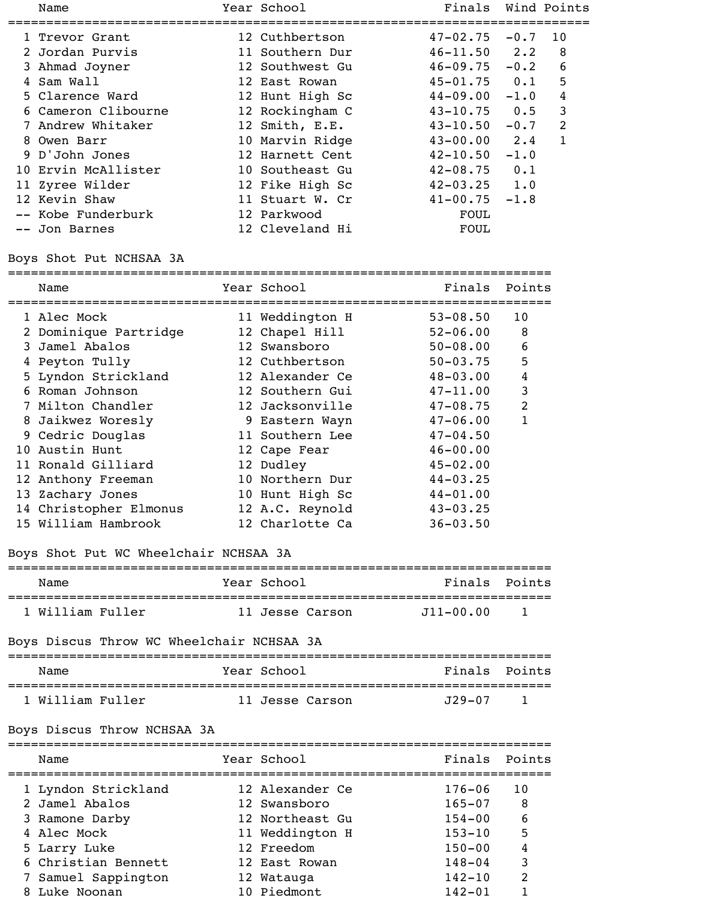| | Name | Year | School | Finals | Wind | Points |
|---|---|---|---|---|---|---|
| 1 | Trevor Grant | 12 | Cuthbertson | 47-02.75 | -0.7 | 10 |
| 2 | Jordan Purvis | 11 | Southern Dur | 46-11.50 | 2.2 | 8 |
| 3 | Ahmad Joyner | 12 | Southwest Gu | 46-09.75 | -0.2 | 6 |
| 4 | Sam Wall | 12 | East Rowan | 45-01.75 | 0.1 | 5 |
| 5 | Clarence Ward | 12 | Hunt High Sc | 44-09.00 | -1.0 | 4 |
| 6 | Cameron Clibourne | 12 | Rockingham C | 43-10.75 | 0.5 | 3 |
| 7 | Andrew Whitaker | 12 | Smith, E.E. | 43-10.50 | -0.7 | 2 |
| 8 | Owen Barr | 10 | Marvin Ridge | 43-00.00 | 2.4 | 1 |
| 9 | D'John Jones | 12 | Harnett Cent | 42-10.50 | -1.0 | |
| 10 | Ervin McAllister | 10 | Southeast Gu | 42-08.75 | 0.1 | |
| 11 | Zyree Wilder | 12 | Fike High Sc | 42-03.25 | 1.0 | |
| 12 | Kevin Shaw | 11 | Stuart W. Cr | 41-00.75 | -1.8 | |
| -- | Kobe Funderburk | 12 | Parkwood | FOUL | | |
| -- | Jon Barnes | 12 | Cleveland Hi | FOUL | | |

## Boys Shot Put NCHSAA 3A

| | Name | Year | School | Finals | Points |
|---|---|---|---|---|---|
| 1 | Alec Mock | 11 | Weddington H | 53-08.50 | 10 |
| 2 | Dominique Partridge | 12 | Chapel Hill | 52-06.00 | 8 |
| 3 | Jamel Abalos | 12 | Swansboro | 50-08.00 | 6 |
| 4 | Peyton Tully | 12 | Cuthbertson | 50-03.75 | 5 |
| 5 | Lyndon Strickland | 12 | Alexander Ce | 48-03.00 | 4 |
| 6 | Roman Johnson | 12 | Southern Gui | 47-11.00 | 3 |
| 7 | Milton Chandler | 12 | Jacksonville | 47-08.75 | 2 |
| 8 | Jaikwez Woresly | 9 | Eastern Wayn | 47-06.00 | 1 |
| 9 | Cedric Douglas | 11 | Southern Lee | 47-04.50 | |
| 10 | Austin Hunt | 12 | Cape Fear | 46-00.00 | |
| 11 | Ronald Gilliard | 12 | Dudley | 45-02.00 | |
| 12 | Anthony Freeman | 10 | Northern Dur | 44-03.25 | |
| 13 | Zachary Jones | 10 | Hunt High Sc | 44-01.00 | |
| 14 | Christopher Elmonus | 12 | A.C. Reynold | 43-03.25 | |
| 15 | William Hambrook | 12 | Charlotte Ca | 36-03.50 | |

## Boys Shot Put WC Wheelchair NCHSAA 3A

| | Name | Year | School | Finals | Points |
|---|---|---|---|---|---|
| 1 | William Fuller | 11 | Jesse Carson | J11-00.00 | 1 |

## Boys Discus Throw WC Wheelchair NCHSAA 3A

| | Name | Year | School | Finals | Points |
|---|---|---|---|---|---|
| 1 | William Fuller | 11 | Jesse Carson | J29-07 | 1 |

## Boys Discus Throw NCHSAA 3A

| | Name | Year | School | Finals | Points |
|---|---|---|---|---|---|
| 1 | Lyndon Strickland | 12 | Alexander Ce | 176-06 | 10 |
| 2 | Jamel Abalos | 12 | Swansboro | 165-07 | 8 |
| 3 | Ramone Darby | 12 | Northeast Gu | 154-00 | 6 |
| 4 | Alec Mock | 11 | Weddington H | 153-10 | 5 |
| 5 | Larry Luke | 12 | Freedom | 150-00 | 4 |
| 6 | Christian Bennett | 12 | East Rowan | 148-04 | 3 |
| 7 | Samuel Sappington | 12 | Watauga | 142-10 | 2 |
| 8 | Luke Noonan | 10 | Piedmont | 142-01 | 1 |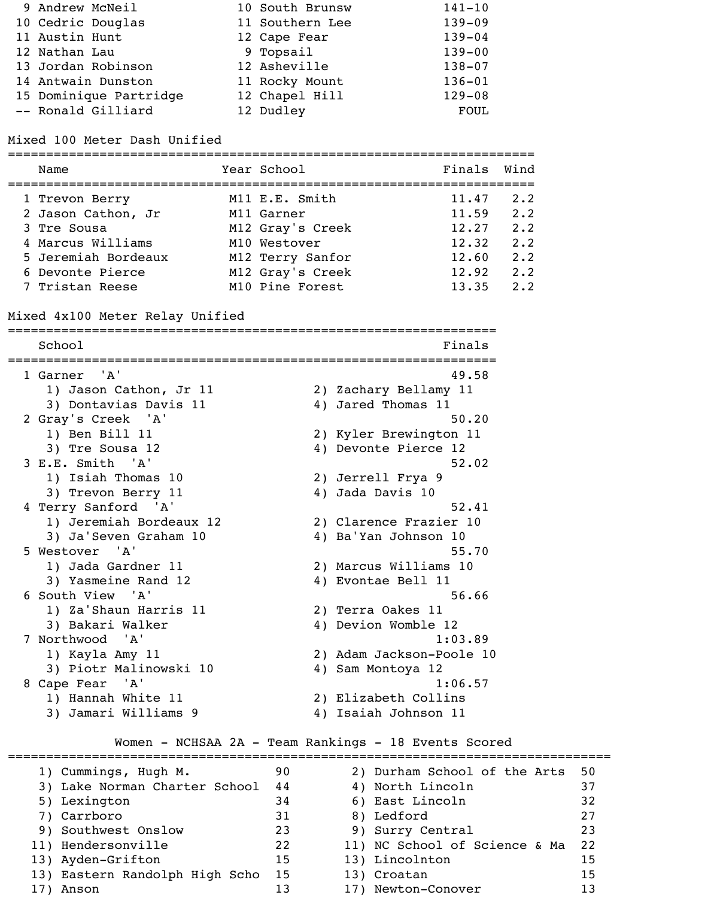| Place | Name | Year | School | Finals |
|---|---|---|---|---|
| 9 | Andrew McNeil | 10 | South Brunsw | 141-10 |
| 10 | Cedric Douglas | 11 | Southern Lee | 139-09 |
| 11 | Austin Hunt | 12 | Cape Fear | 139-04 |
| 12 | Nathan Lau | 9 | Topsail | 139-00 |
| 13 | Jordan Robinson | 12 | Asheville | 138-07 |
| 14 | Antwain Dunston | 11 | Rocky Mount | 136-01 |
| 15 | Dominique Partridge | 12 | Chapel Hill | 129-08 |
| -- | Ronald Gilliard | 12 | Dudley | FOUL |

## Mixed 100 Meter Dash Unified

| Place | Name | Year | School | Finals | Wind |
|---|---|---|---|---|---|
| 1 | Trevon Berry | M11 | E.E. Smith | 11.47 | 2.2 |
| 2 | Jason Cathon, Jr | M11 | Garner | 11.59 | 2.2 |
| 3 | Tre Sousa | M12 | Gray's Creek | 12.27 | 2.2 |
| 4 | Marcus Williams | M10 | Westover | 12.32 | 2.2 |
| 5 | Jeremiah Bordeaux | M12 | Terry Sanfor | 12.60 | 2.2 |
| 6 | Devonte Pierce | M12 | Gray's Creek | 12.92 | 2.2 |
| 7 | Tristan Reese | M10 | Pine Forest | 13.35 | 2.2 |

## Mixed 4x100 Meter Relay Unified

| Place | School | Finals |
|---|---|---|
| 1 | Garner 'A' | 49.58 |
| | 1) Jason Cathon, Jr 11; 2) Zachary Bellamy 11; 3) Dontavias Davis 11; 4) Jared Thomas 11 | |
| 2 | Gray's Creek 'A' | 50.20 |
| | 1) Ben Bill 11; 2) Kyler Brewington 11; 3) Tre Sousa 12; 4) Devonte Pierce 12 | |
| 3 | E.E. Smith 'A' | 52.02 |
| | 1) Isiah Thomas 10; 2) Jerrell Frya 9; 3) Trevon Berry 11; 4) Jada Davis 10 | |
| 4 | Terry Sanford 'A' | 52.41 |
| | 1) Jeremiah Bordeaux 12; 2) Clarence Frazier 10; 3) Ja'Seven Graham 10; 4) Ba'Yan Johnson 10 | |
| 5 | Westover 'A' | 55.70 |
| | 1) Jada Gardner 11; 2) Marcus Williams 10; 3) Yasmeine Rand 12; 4) Evontae Bell 11 | |
| 6 | South View 'A' | 56.66 |
| | 1) Za'Shaun Harris 11; 2) Terra Oakes 11; 3) Bakari Walker; 4) Devion Womble 12 | |
| 7 | Northwood 'A' | 1:03.89 |
| | 1) Kayla Amy 11; 2) Adam Jackson-Poole 10; 3) Piotr Malinowski 10; 4) Sam Montoya 12 | |
| 8 | Cape Fear 'A' | 1:06.57 |
| | 1) Hannah White 11; 2) Elizabeth Collins; 3) Jamari Williams 9; 4) Isaiah Johnson 11 | |

## Women - NCHSAA 2A - Team Rankings - 18 Events Scored

| Rank | School | Points | Rank | School | Points |
|---|---|---|---|---|---|
| 1) | Cummings, Hugh M. | 90 | 2) | Durham School of the Arts | 50 |
| 3) | Lake Norman Charter School | 44 | 4) | North Lincoln | 37 |
| 5) | Lexington | 34 | 6) | East Lincoln | 32 |
| 7) | Carrboro | 31 | 8) | Ledford | 27 |
| 9) | Southwest Onslow | 23 | 9) | Surry Central | 23 |
| 11) | Hendersonville | 22 | 11) | NC School of Science & Ma | 22 |
| 13) | Ayden-Grifton | 15 | 13) | Lincolnton | 15 |
| 13) | Eastern Randolph High Scho | 15 | 13) | Croatan | 15 |
| 17) | Anson | 13 | 17) | Newton-Conover | 13 |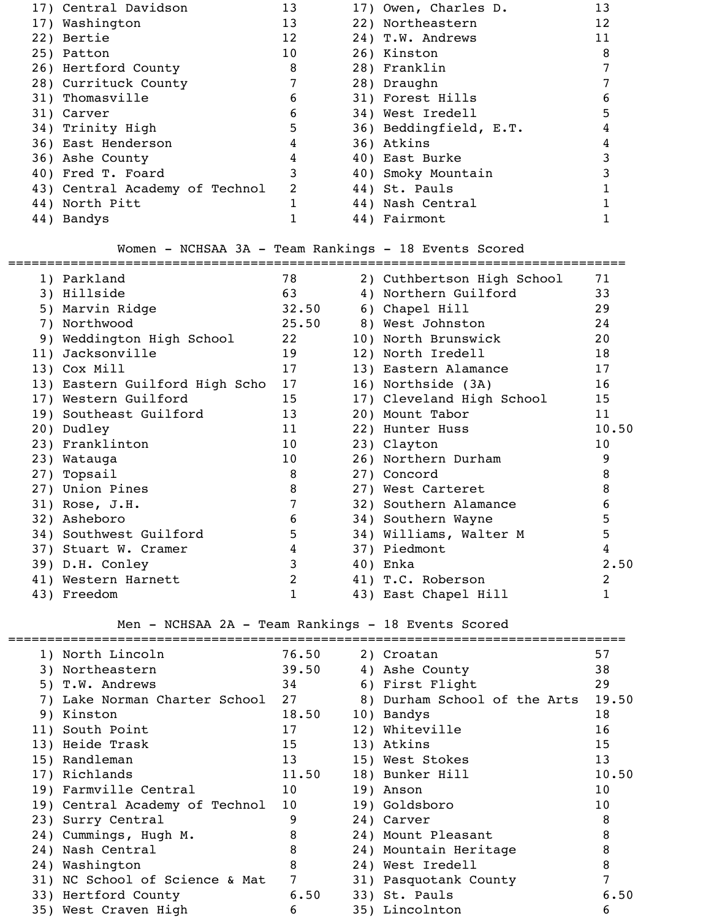| | | | |
|---|---|---|---|
| 17) Central Davidson | 13 | 17) Owen, Charles D. | 13 |
| 17) Washington | 13 | 22) Northeastern | 12 |
| 22) Bertie | 12 | 24) T.W. Andrews | 11 |
| 25) Patton | 10 | 26) Kinston | 8 |
| 26) Hertford County | 8 | 28) Franklin | 7 |
| 28) Currituck County | 7 | 28) Draughn | 7 |
| 31) Thomasville | 6 | 31) Forest Hills | 6 |
| 31) Carver | 6 | 34) West Iredell | 5 |
| 34) Trinity High | 5 | 36) Beddingfield, E.T. | 4 |
| 36) East Henderson | 4 | 36) Atkins | 4 |
| 36) Ashe County | 4 | 40) East Burke | 3 |
| 40) Fred T. Foard | 3 | 40) Smoky Mountain | 3 |
| 43) Central Academy of Technol | 2 | 44) St. Pauls | 1 |
| 44) North Pitt | 1 | 44) Nash Central | 1 |
| 44) Bandys | 1 | 44) Fairmont | 1 |

## Women - NCHSAA 3A - Team Rankings - 18 Events Scored

| | | | |
|---|---|---|---|
| 1) Parkland | 78 | 2) Cuthbertson High School | 71 |
| 3) Hillside | 63 | 4) Northern Guilford | 33 |
| 5) Marvin Ridge | 32.50 | 6) Chapel Hill | 29 |
| 7) Northwood | 25.50 | 8) West Johnston | 24 |
| 9) Weddington High School | 22 | 10) North Brunswick | 20 |
| 11) Jacksonville | 19 | 12) North Iredell | 18 |
| 13) Cox Mill | 17 | 13) Eastern Alamance | 17 |
| 13) Eastern Guilford High Scho | 17 | 16) Northside (3A) | 16 |
| 17) Western Guilford | 15 | 17) Cleveland High School | 15 |
| 19) Southeast Guilford | 13 | 20) Mount Tabor | 11 |
| 20) Dudley | 11 | 22) Hunter Huss | 10.50 |
| 23) Franklinton | 10 | 23) Clayton | 10 |
| 23) Watauga | 10 | 26) Northern Durham | 9 |
| 27) Topsail | 8 | 27) Concord | 8 |
| 27) Union Pines | 8 | 27) West Carteret | 8 |
| 31) Rose, J.H. | 7 | 32) Southern Alamance | 6 |
| 32) Asheboro | 6 | 34) Southern Wayne | 5 |
| 34) Southwest Guilford | 5 | 34) Williams, Walter M | 5 |
| 37) Stuart W. Cramer | 4 | 37) Piedmont | 4 |
| 39) D.H. Conley | 3 | 40) Enka | 2.50 |
| 41) Western Harnett | 2 | 41) T.C. Roberson | 2 |
| 43) Freedom | 1 | 43) East Chapel Hill | 1 |

## Men - NCHSAA 2A - Team Rankings - 18 Events Scored

| | | | |
|---|---|---|---|
| 1) North Lincoln | 76.50 | 2) Croatan | 57 |
| 3) Northeastern | 39.50 | 4) Ashe County | 38 |
| 5) T.W. Andrews | 34 | 6) First Flight | 29 |
| 7) Lake Norman Charter School | 27 | 8) Durham School of the Arts | 19.50 |
| 9) Kinston | 18.50 | 10) Bandys | 18 |
| 11) South Point | 17 | 12) Whiteville | 16 |
| 13) Heide Trask | 15 | 13) Atkins | 15 |
| 15) Randleman | 13 | 15) West Stokes | 13 |
| 17) Richlands | 11.50 | 18) Bunker Hill | 10.50 |
| 19) Farmville Central | 10 | 19) Anson | 10 |
| 19) Central Academy of Technol | 10 | 19) Goldsboro | 10 |
| 23) Surry Central | 9 | 24) Carver | 8 |
| 24) Cummings, Hugh M. | 8 | 24) Mount Pleasant | 8 |
| 24) Nash Central | 8 | 24) Mountain Heritage | 8 |
| 24) Washington | 8 | 24) West Iredell | 8 |
| 31) NC School of Science & Mat | 7 | 31) Pasquotank County | 7 |
| 33) Hertford County | 6.50 | 33) St. Pauls | 6.50 |
| 35) West Craven High | 6 | 35) Lincolnton | 6 |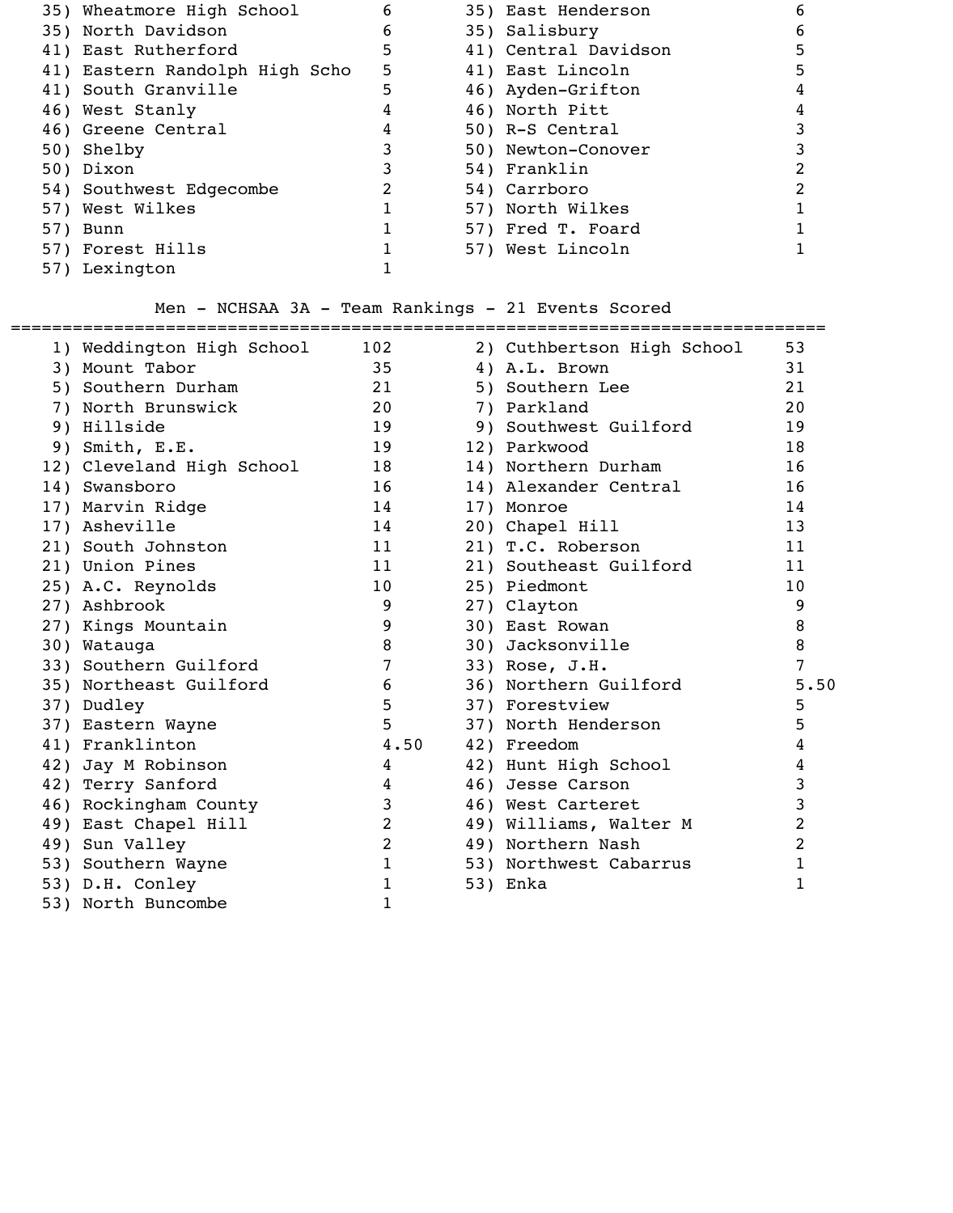| | | | |
|---|---|---|---|
| 35) Wheatmore High School | 6 | 35) East Henderson | 6 |
| 35) North Davidson | 6 | 35) Salisbury | 6 |
| 41) East Rutherford | 5 | 41) Central Davidson | 5 |
| 41) Eastern Randolph High Scho | 5 | 41) East Lincoln | 5 |
| 41) South Granville | 5 | 46) Ayden-Grifton | 4 |
| 46) West Stanly | 4 | 46) North Pitt | 4 |
| 46) Greene Central | 4 | 50) R-S Central | 3 |
| 50) Shelby | 3 | 50) Newton-Conover | 3 |
| 50) Dixon | 3 | 54) Franklin | 2 |
| 54) Southwest Edgecombe | 2 | 54) Carrboro | 2 |
| 57) West Wilkes | 1 | 57) North Wilkes | 1 |
| 57) Bunn | 1 | 57) Fred T. Foard | 1 |
| 57) Forest Hills | 1 | 57) West Lincoln | 1 |
| 57) Lexington | 1 | | |

## Men - NCHSAA 3A - Team Rankings - 21 Events Scored

| | | | |
|---|---|---|---|
| 1) Weddington High School | 102 | 2) Cuthbertson High School | 53 |
| 3) Mount Tabor | 35 | 4) A.L. Brown | 31 |
| 5) Southern Durham | 21 | 5) Southern Lee | 21 |
| 7) North Brunswick | 20 | 7) Parkland | 20 |
| 9) Hillside | 19 | 9) Southwest Guilford | 19 |
| 9) Smith, E.E. | 19 | 12) Parkwood | 18 |
| 12) Cleveland High School | 18 | 14) Northern Durham | 16 |
| 14) Swansboro | 16 | 14) Alexander Central | 16 |
| 17) Marvin Ridge | 14 | 17) Monroe | 14 |
| 17) Asheville | 14 | 20) Chapel Hill | 13 |
| 21) South Johnston | 11 | 21) T.C. Roberson | 11 |
| 21) Union Pines | 11 | 21) Southeast Guilford | 11 |
| 25) A.C. Reynolds | 10 | 25) Piedmont | 10 |
| 27) Ashbrook | 9 | 27) Clayton | 9 |
| 27) Kings Mountain | 9 | 30) East Rowan | 8 |
| 30) Watauga | 8 | 30) Jacksonville | 8 |
| 33) Southern Guilford | 7 | 33) Rose, J.H. | 7 |
| 35) Northeast Guilford | 6 | 36) Northern Guilford | 5.50 |
| 37) Dudley | 5 | 37) Forestview | 5 |
| 37) Eastern Wayne | 5 | 37) North Henderson | 5 |
| 41) Franklinton | 4.50 | 42) Freedom | 4 |
| 42) Jay M Robinson | 4 | 42) Hunt High School | 4 |
| 42) Terry Sanford | 4 | 46) Jesse Carson | 3 |
| 46) Rockingham County | 3 | 46) West Carteret | 3 |
| 49) East Chapel Hill | 2 | 49) Williams, Walter M | 2 |
| 49) Sun Valley | 2 | 49) Northern Nash | 2 |
| 53) Southern Wayne | 1 | 53) Northwest Cabarrus | 1 |
| 53) D.H. Conley | 1 | 53) Enka | 1 |
| 53) North Buncombe | 1 | | |